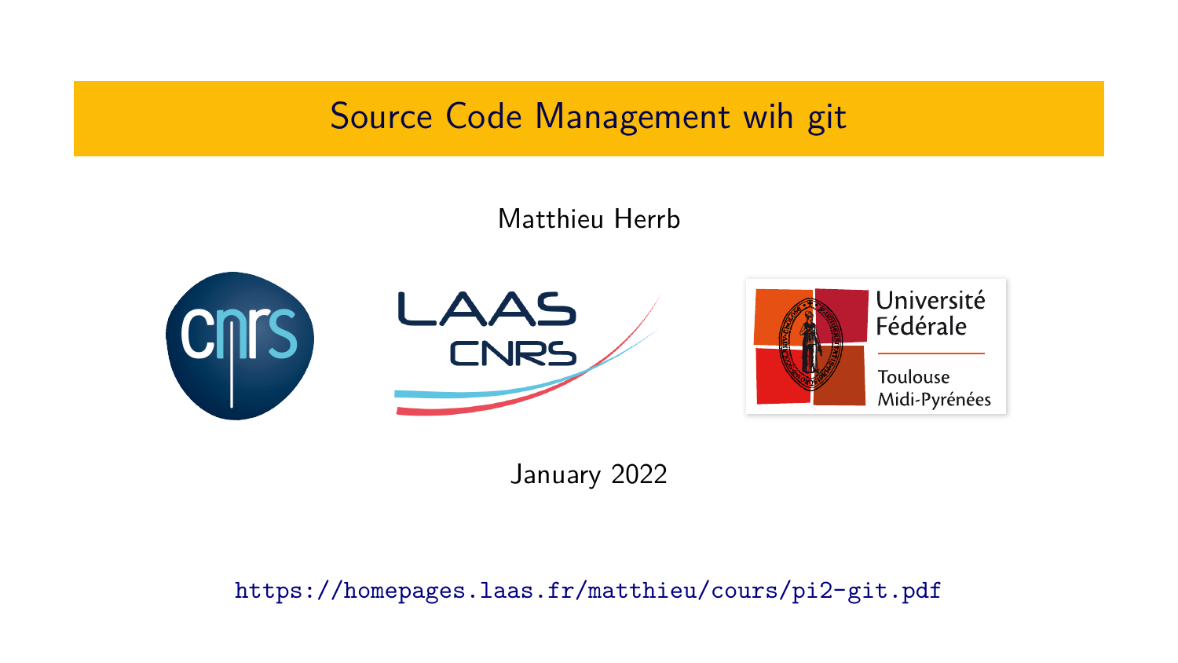# Source Code Management wih git

Matthieu Herrb

January 2022

https://homepages.laas.fr/matthieu/cours/pi2-git.pdf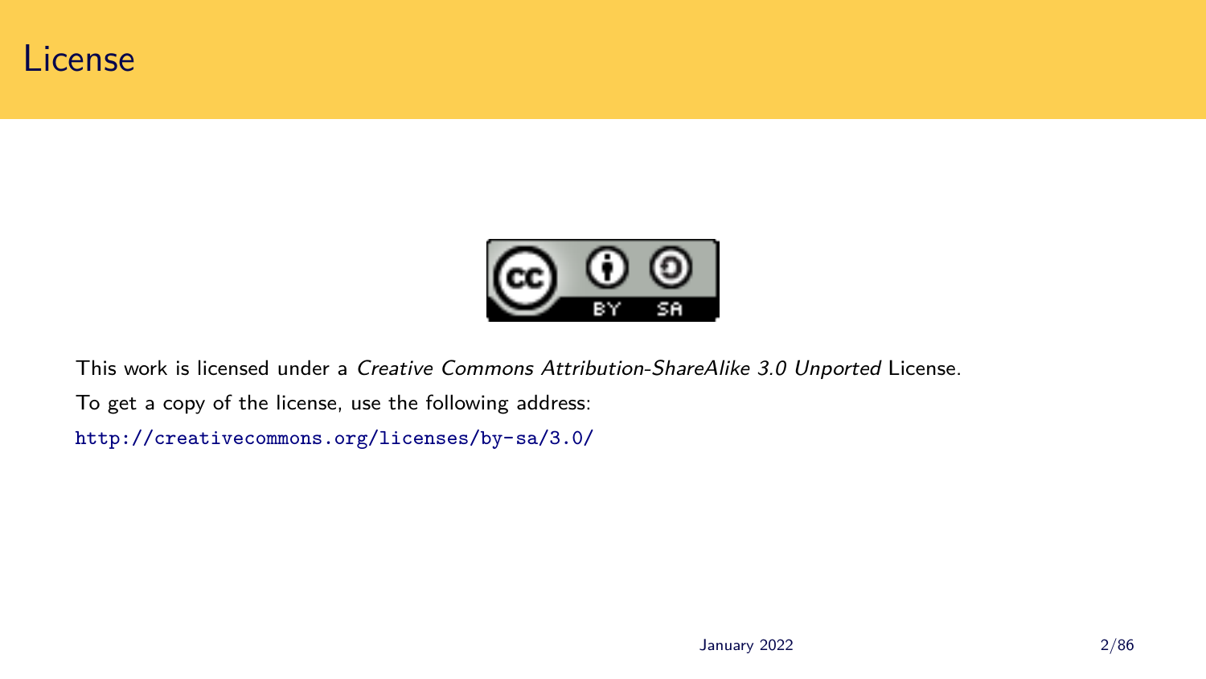# License

This work is licensed under a *Creative Commons Attribution-ShareAlike 3.0 Unported* License.

To get a copy of the license, use the following address:

http://creativecommons.org/licenses/by-sa/3.0/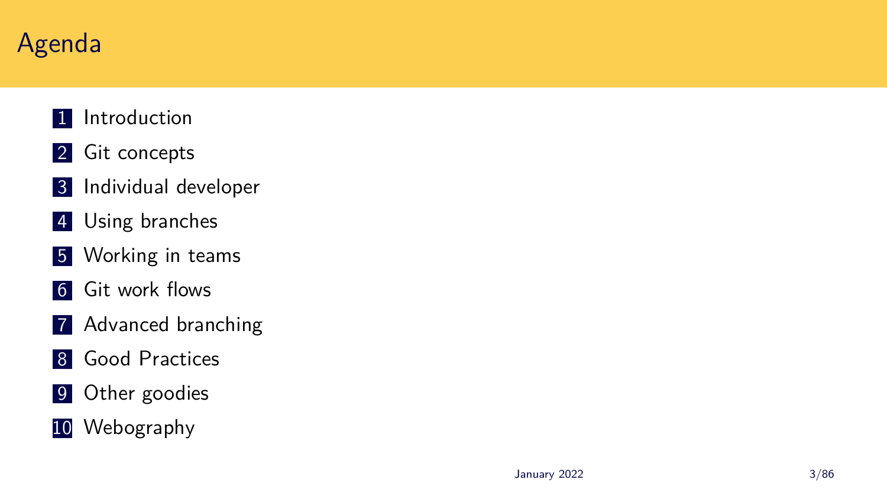# Agenda

1. Introduction
2. Git concepts
3. Individual developer
4. Using branches
5. Working in teams
6. Git work flows
7. Advanced branching
8. Good Practices
9. Other goodies
10. Webography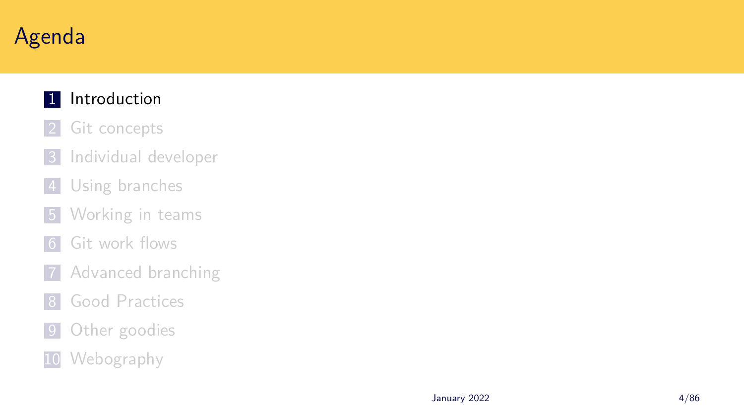# Agenda

1. Introduction
2. Git concepts
3. Individual developer
4. Using branches
5. Working in teams
6. Git work flows
7. Advanced branching
8. Good Practices
9. Other goodies
10. Webography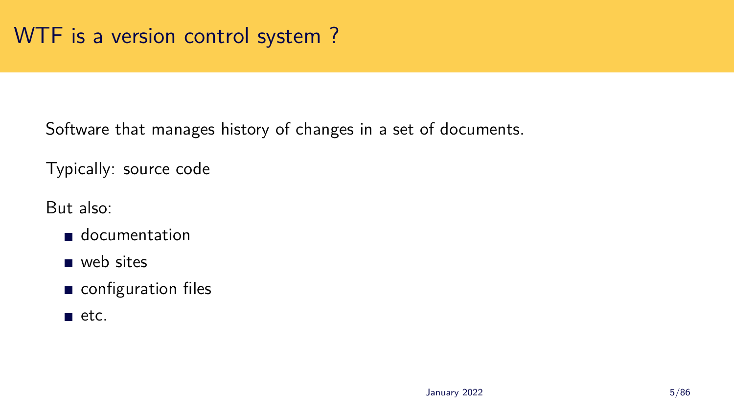# WTF is a version control system ?

Software that manages history of changes in a set of documents.

Typically: source code

But also:

- documentation
- web sites
- configuration files
- etc.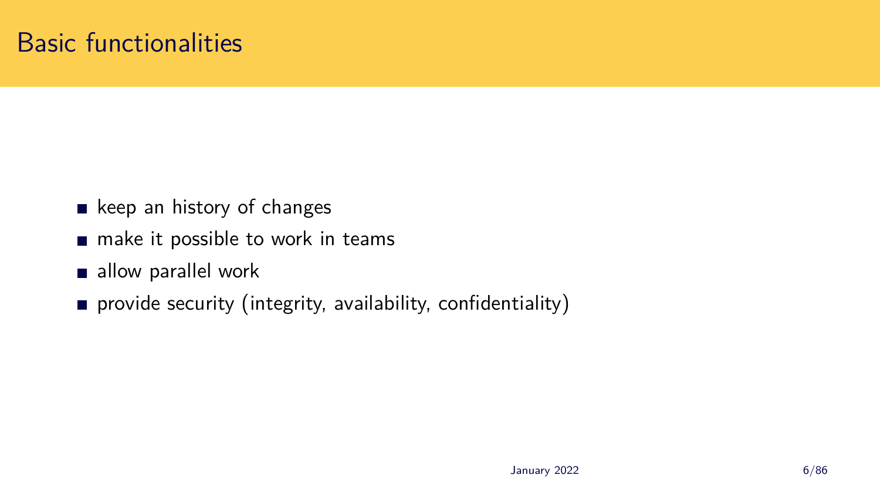# Basic functionalities

- keep an history of changes
- make it possible to work in teams
- allow parallel work
- provide security (integrity, availability, confidentiality)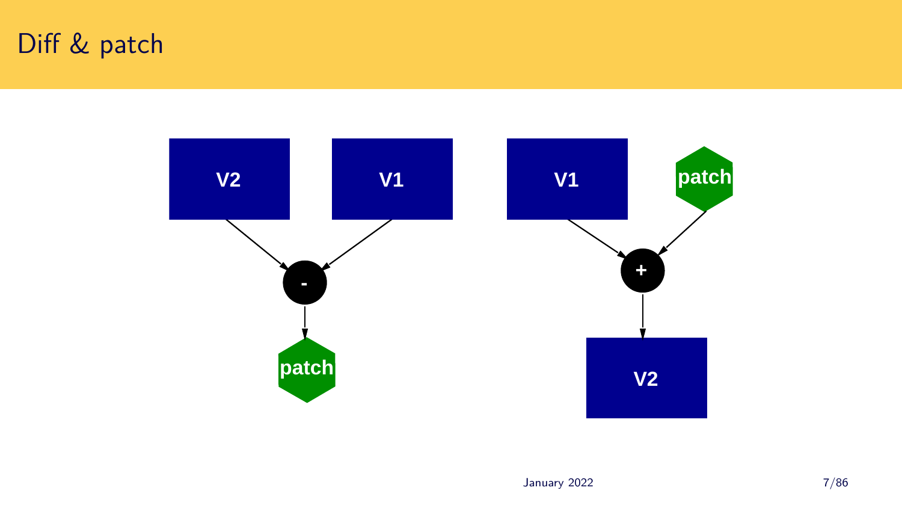# Diff & patch

V2, V1 → - → patch

V1, patch → + → V2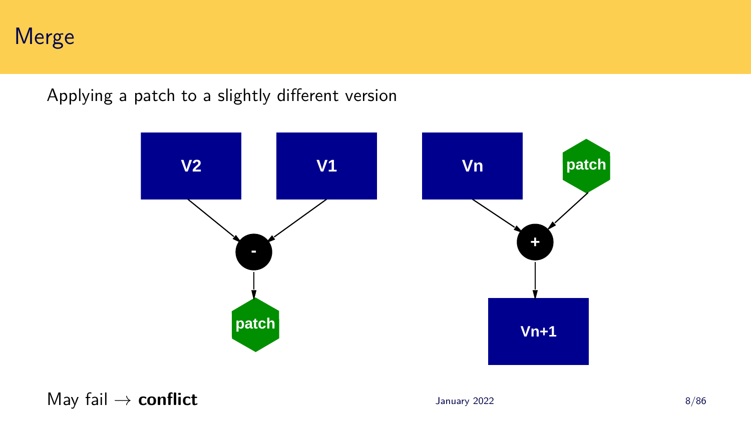# Merge

Applying a patch to a slightly different version

May fail → **conflict**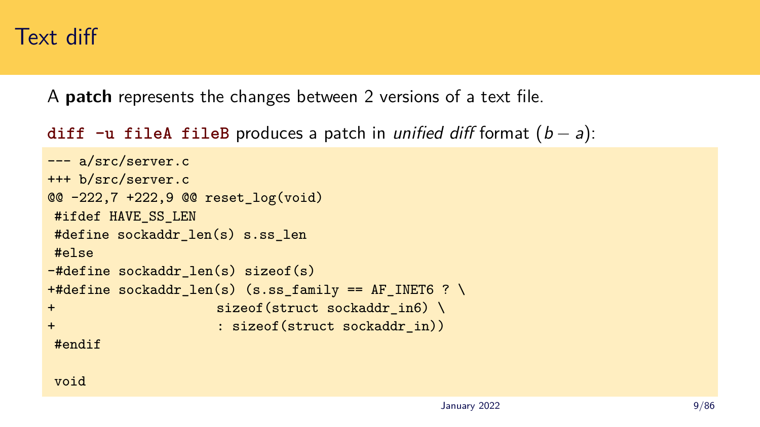# Text diff

A **patch** represents the changes between 2 versions of a text file.

**`diff -u fileA fileB`** produces a patch in *unified diff* format ($b - a$):

```
--- a/src/server.c
+++ b/src/server.c
@@ -222,7 +222,9 @@ reset_log(void)
 #ifdef HAVE_SS_LEN
 #define sockaddr_len(s) s.ss_len
 #else
-#define sockaddr_len(s) sizeof(s)
+#define sockaddr_len(s) (s.ss_family == AF_INET6 ? \
+                   sizeof(struct sockaddr_in6) \
+                   : sizeof(struct sockaddr_in))
 #endif

 void
```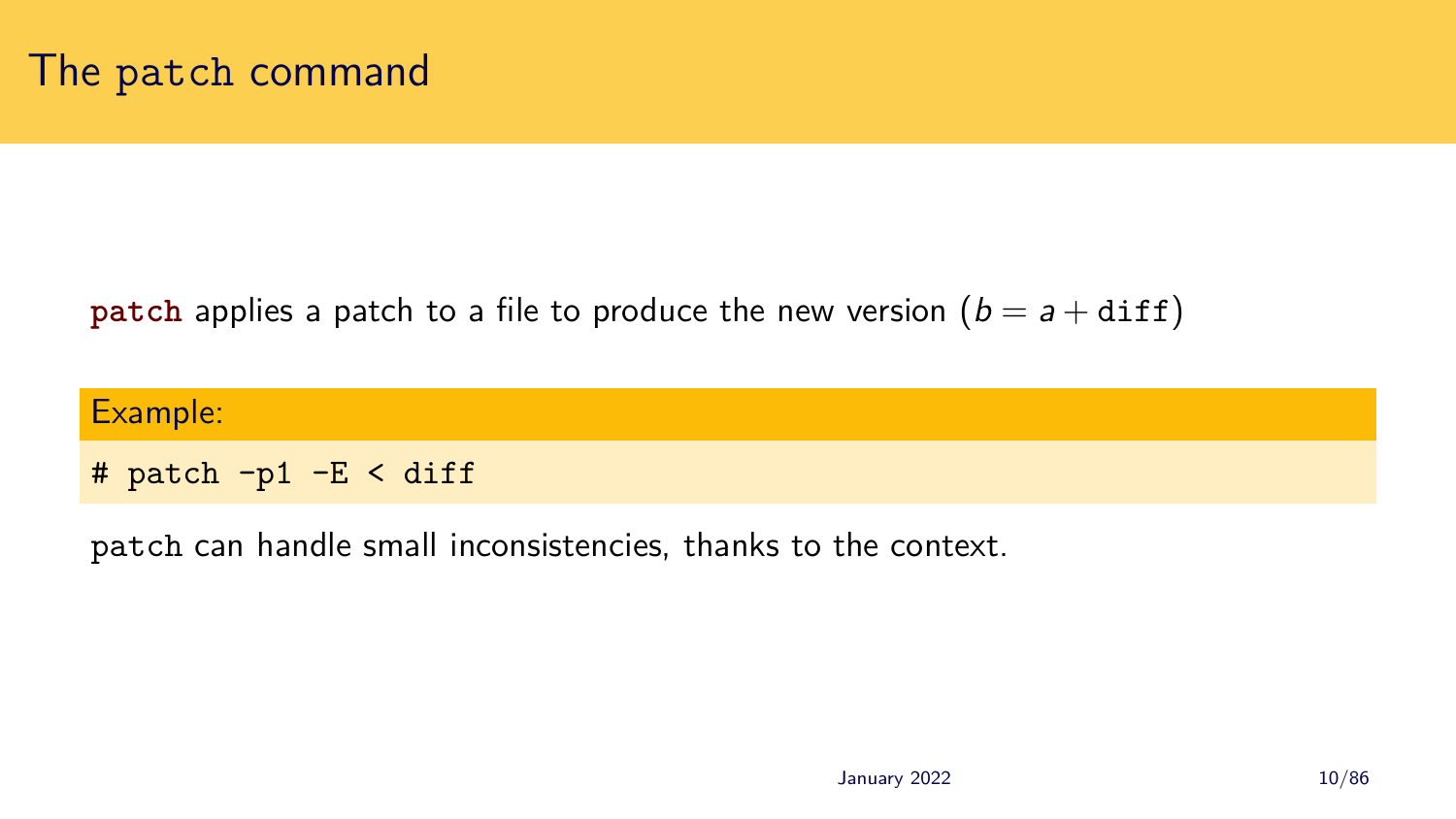# The `patch` command

**`patch`** applies a patch to a file to produce the new version ($b = a + \texttt{diff}$)

**Example:**

```
# patch -p1 -E < diff
```

`patch` can handle small inconsistencies, thanks to the context.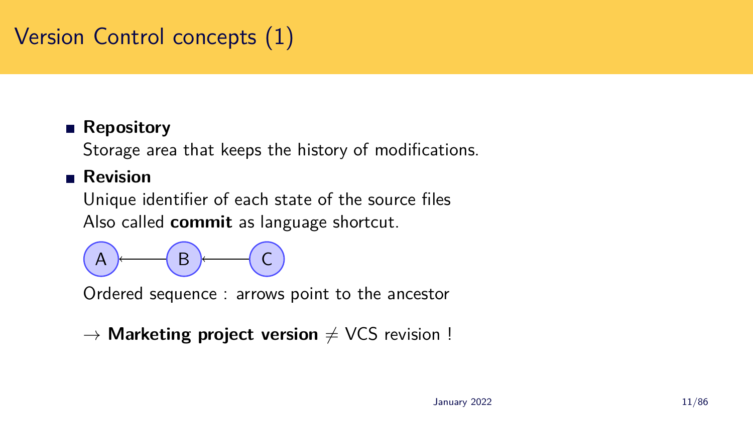# Version Control concepts (1)

- **Repository**

  Storage area that keeps the history of modifications.

- **Revision**

  Unique identifier of each state of the source files

  Also called **commit** as language shortcut.

  A ← B ← C

  Ordered sequence : arrows point to the ancestor

  $\rightarrow$ **Marketing project version** $\neq$ VCS revision !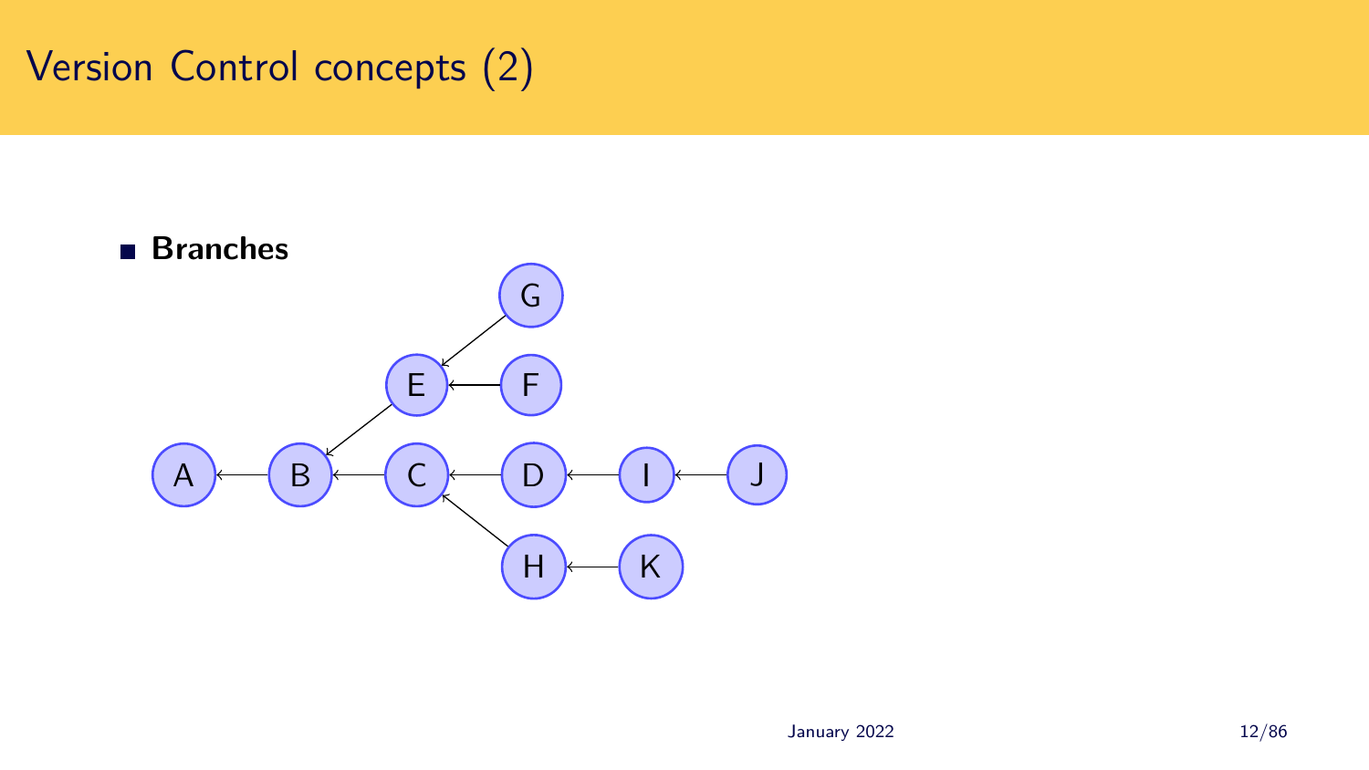# Version Control concepts (2)

- **Branches**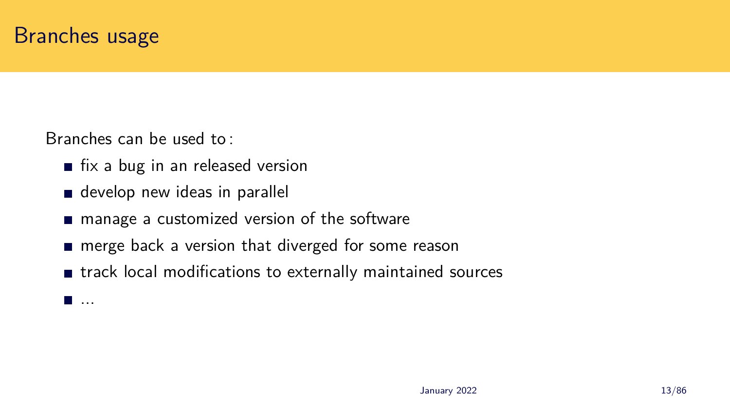# Branches usage

Branches can be used to :

- fix a bug in an released version
- develop new ideas in parallel
- manage a customized version of the software
- merge back a version that diverged for some reason
- track local modifications to externally maintained sources
- ...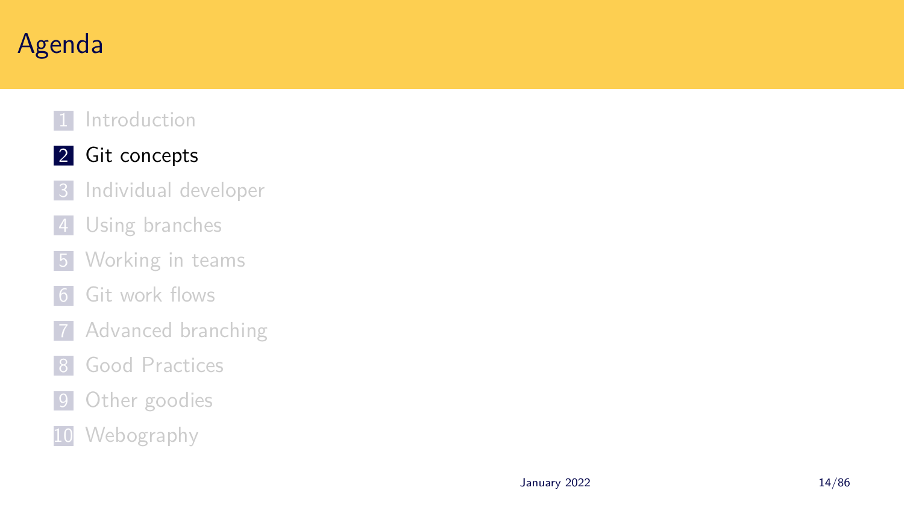# Agenda

1. Introduction
2. **Git concepts**
3. Individual developer
4. Using branches
5. Working in teams
6. Git work flows
7. Advanced branching
8. Good Practices
9. Other goodies
10. Webography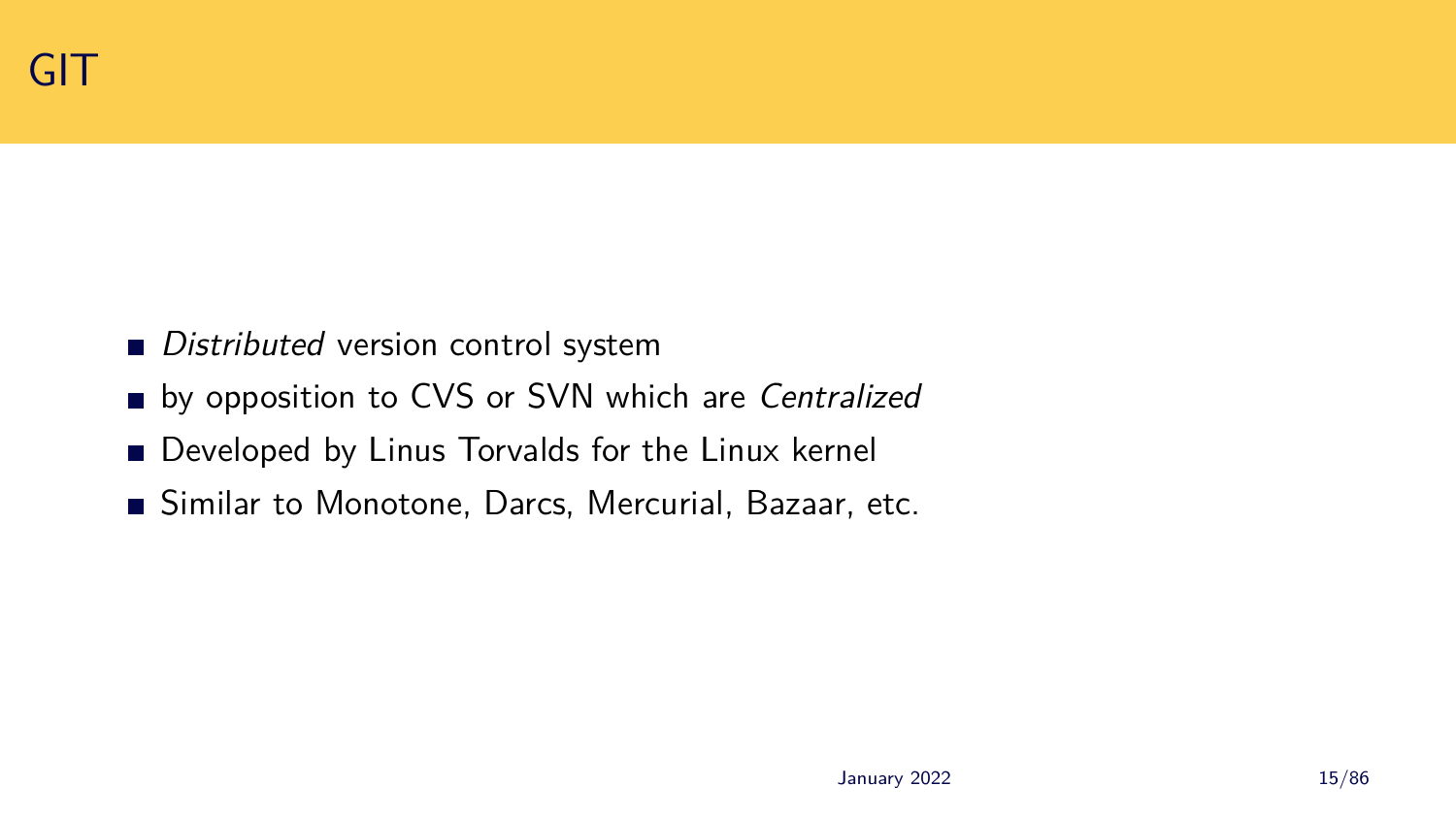# GIT

- *Distributed* version control system
- by opposition to CVS or SVN which are *Centralized*
- Developed by Linus Torvalds for the Linux kernel
- Similar to Monotone, Darcs, Mercurial, Bazaar, etc.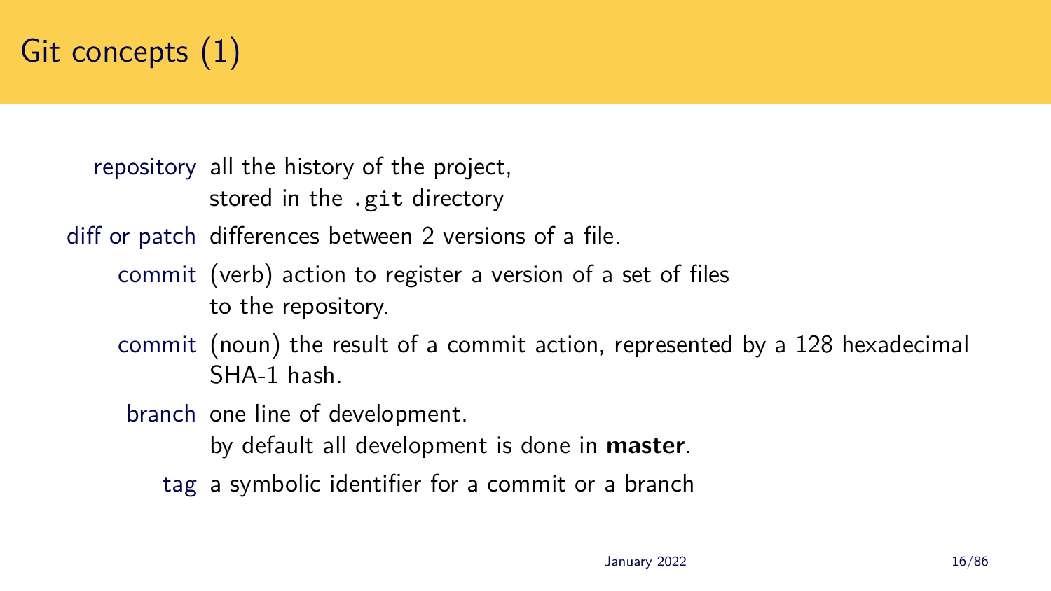# Git concepts (1)

**repository** all the history of the project,
stored in the `.git` directory

**diff or patch** differences between 2 versions of a file.

**commit** (verb) action to register a version of a set of files
to the repository.

**commit** (noun) the result of a commit action, represented by a 128 hexadecimal
SHA-1 hash.

**branch** one line of development.
by default all development is done in **master**.

**tag** a symbolic identifier for a commit or a branch

January 2022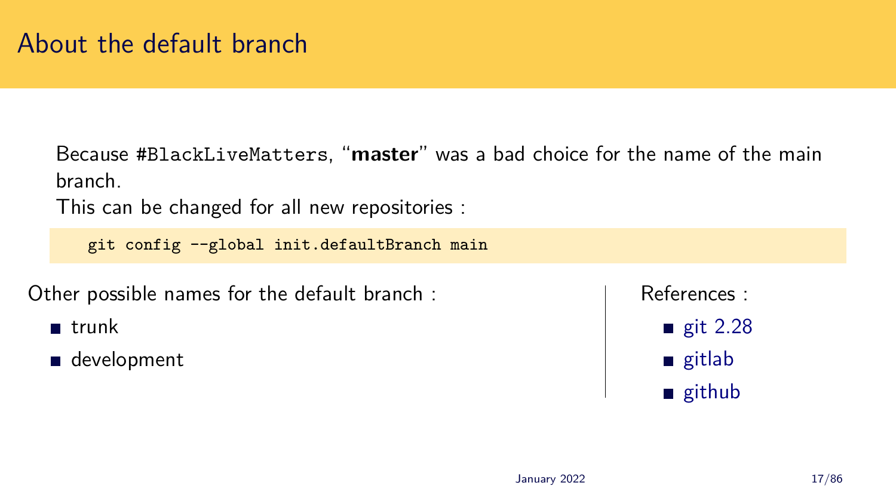# About the default branch

Because `#BlackLiveMatters`, "**master**" was a bad choice for the name of the main branch.
This can be changed for all new repositories :

```
git config --global init.defaultBranch main
```

Other possible names for the default branch :

- trunk
- development

References :

- git 2.28
- gitlab
- github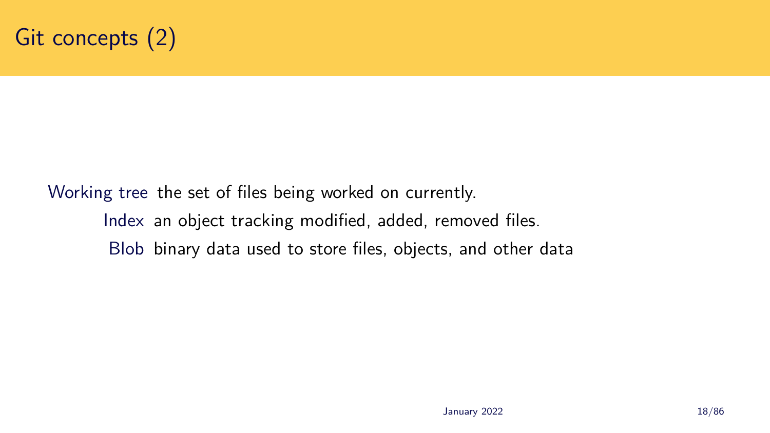# Git concepts (2)

Working tree
: the set of files being worked on currently.

Index
: an object tracking modified, added, removed files.

Blob
: binary data used to store files, objects, and other data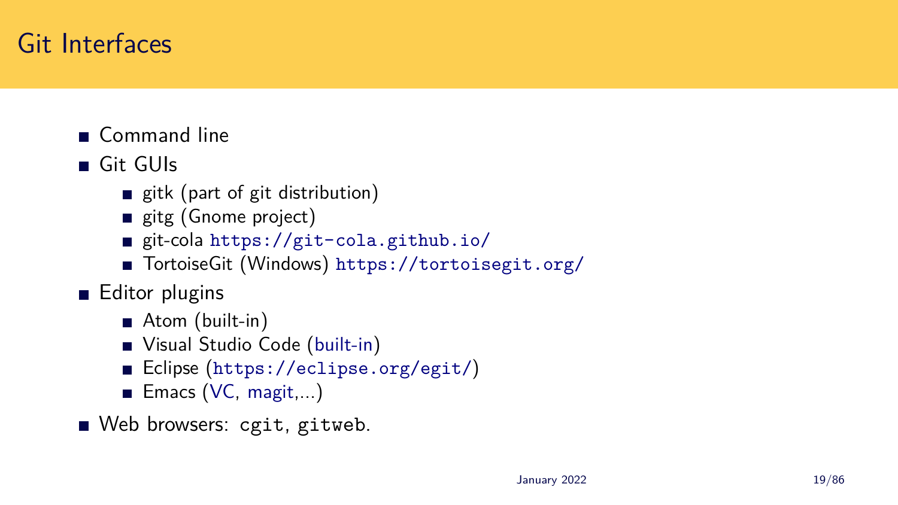# Git Interfaces

- Command line
- Git GUIs
  - gitk (part of git distribution)
  - gitg (Gnome project)
  - git-cola `https://git-cola.github.io/`
  - TortoiseGit (Windows) `https://tortoisegit.org/`
- Editor plugins
  - Atom (built-in)
  - Visual Studio Code (built-in)
  - Eclipse (`https://eclipse.org/egit/`)
  - Emacs (VC, magit,...)
- Web browsers: `cgit`, `gitweb`.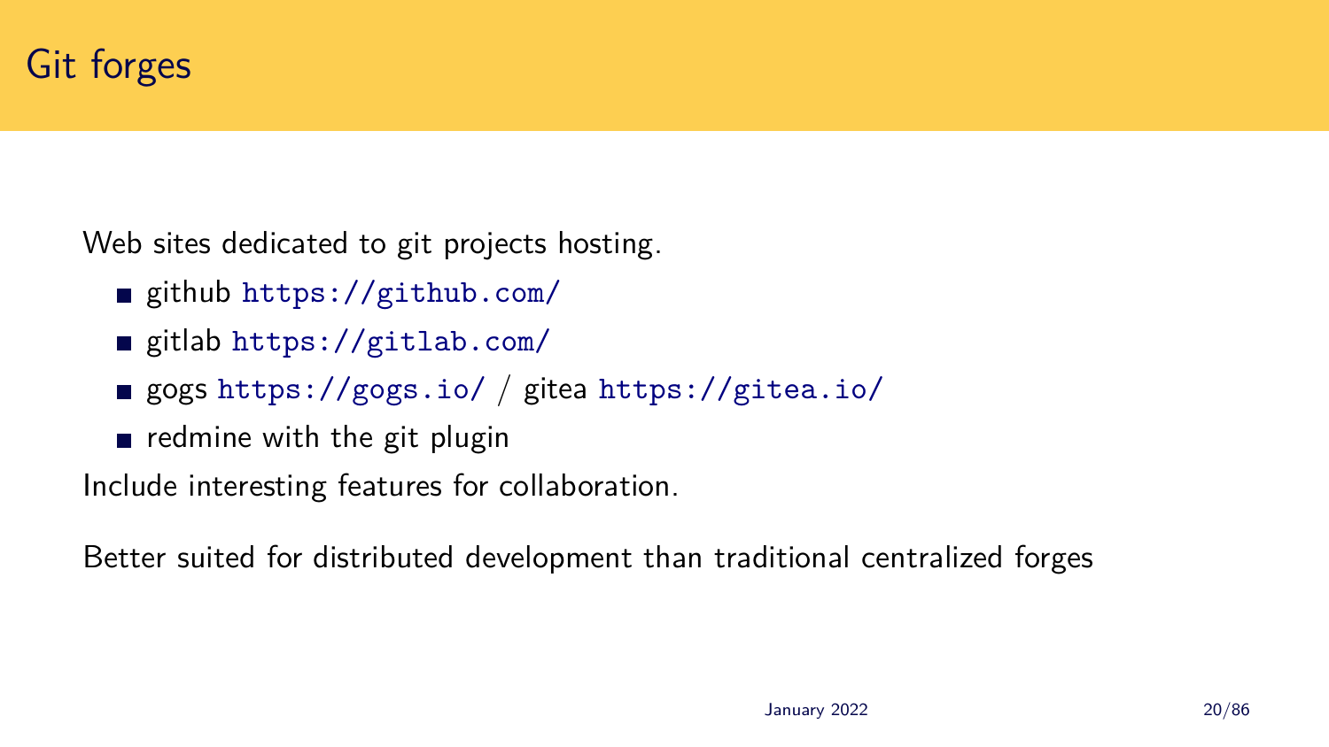# Git forges

Web sites dedicated to git projects hosting.

- github `https://github.com/`
- gitlab `https://gitlab.com/`
- gogs `https://gogs.io/` / gitea `https://gitea.io/`
- redmine with the git plugin

Include interesting features for collaboration.

Better suited for distributed development than traditional centralized forges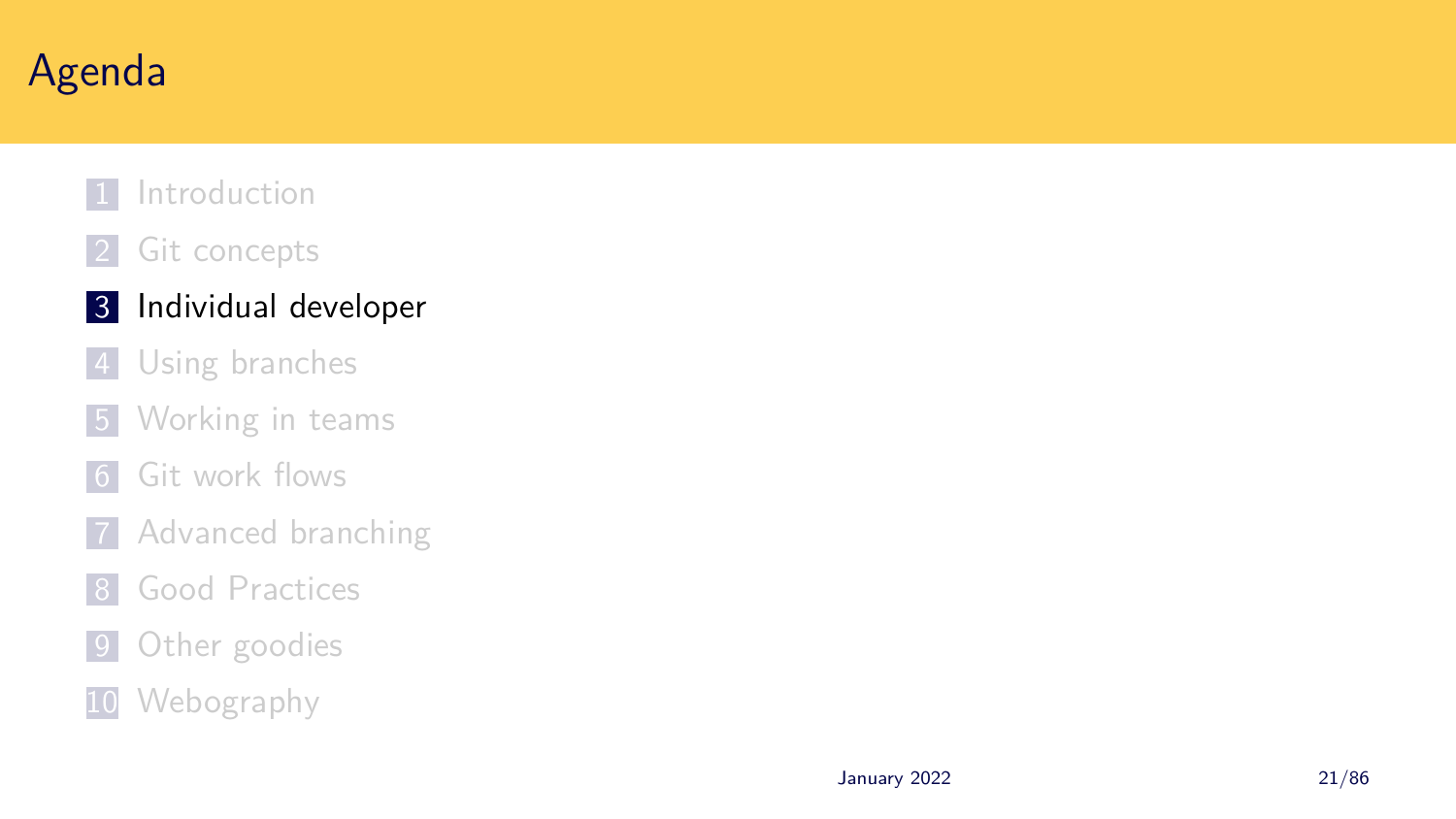# Agenda

1. Introduction
2. Git concepts
3. **Individual developer**
4. Using branches
5. Working in teams
6. Git work flows
7. Advanced branching
8. Good Practices
9. Other goodies
10. Webography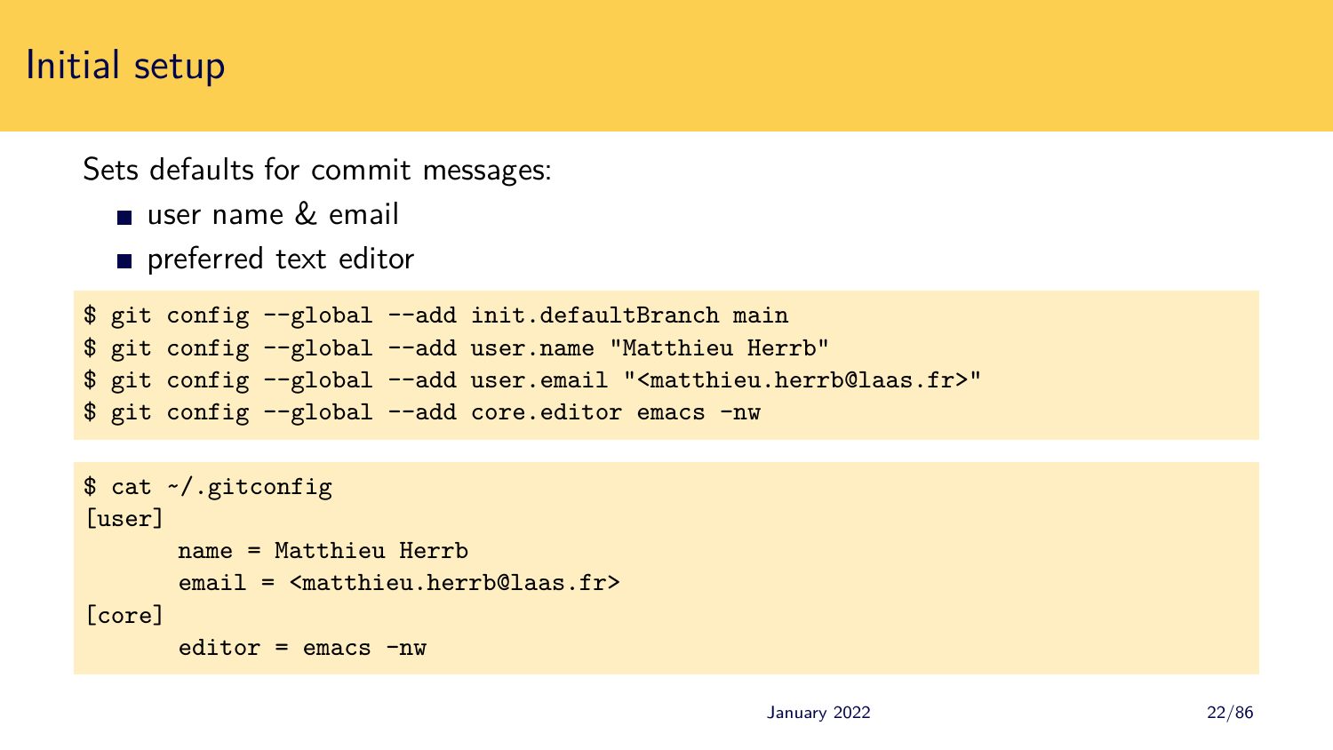# Initial setup

Sets defaults for commit messages:

- user name & email
- preferred text editor

```
$ git config --global --add init.defaultBranch main
$ git config --global --add user.name "Matthieu Herrb"
$ git config --global --add user.email "<matthieu.herrb@laas.fr>"
$ git config --global --add core.editor emacs -nw
```

```
$ cat ~/.gitconfig
[user]
	name = Matthieu Herrb
	email = <matthieu.herrb@laas.fr>
[core]
	editor = emacs -nw
```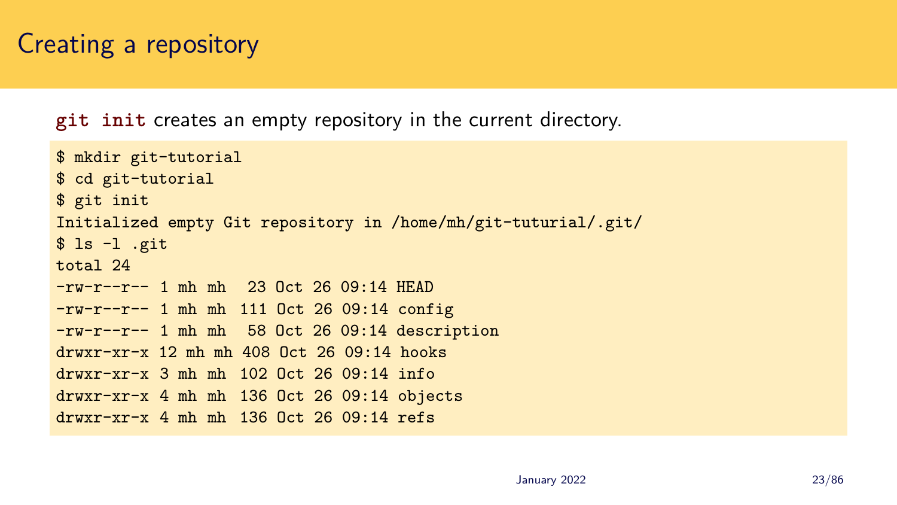# Creating a repository

**git init** creates an empty repository in the current directory.

```
$ mkdir git-tutorial
$ cd git-tutorial
$ git init
Initialized empty Git repository in /home/mh/git-tuturial/.git/
$ ls -l .git
total 24
-rw-r--r-- 1 mh mh  23 Oct 26 09:14 HEAD
-rw-r--r-- 1 mh mh 111 Oct 26 09:14 config
-rw-r--r-- 1 mh mh  58 Oct 26 09:14 description
drwxr-xr-x 12 mh mh 408 Oct 26 09:14 hooks
drwxr-xr-x 3 mh mh 102 Oct 26 09:14 info
drwxr-xr-x 4 mh mh 136 Oct 26 09:14 objects
drwxr-xr-x 4 mh mh 136 Oct 26 09:14 refs
```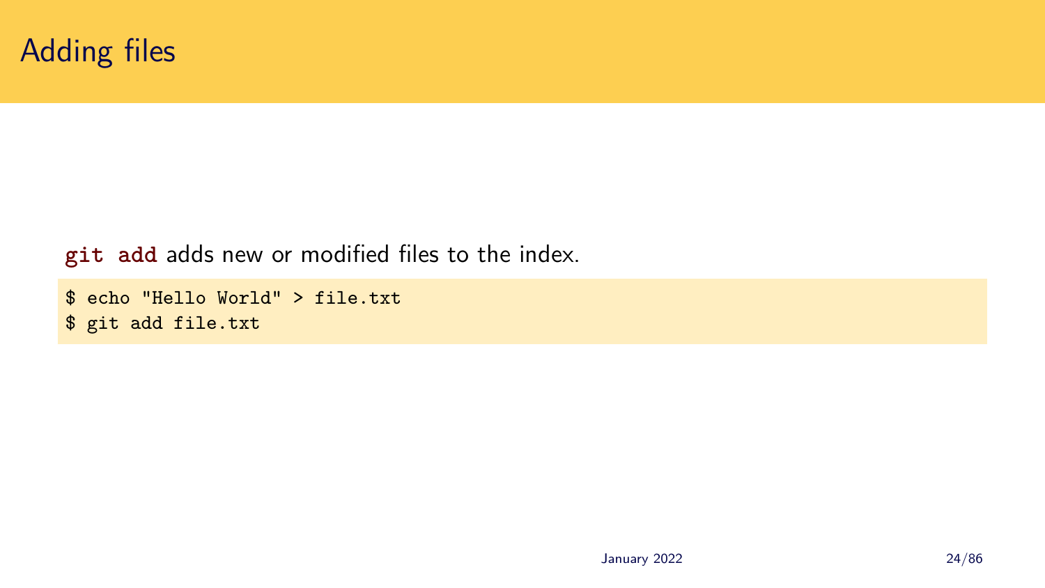# Adding files

**`git add`** adds new or modified files to the index.

```
$ echo "Hello World" > file.txt
$ git add file.txt
```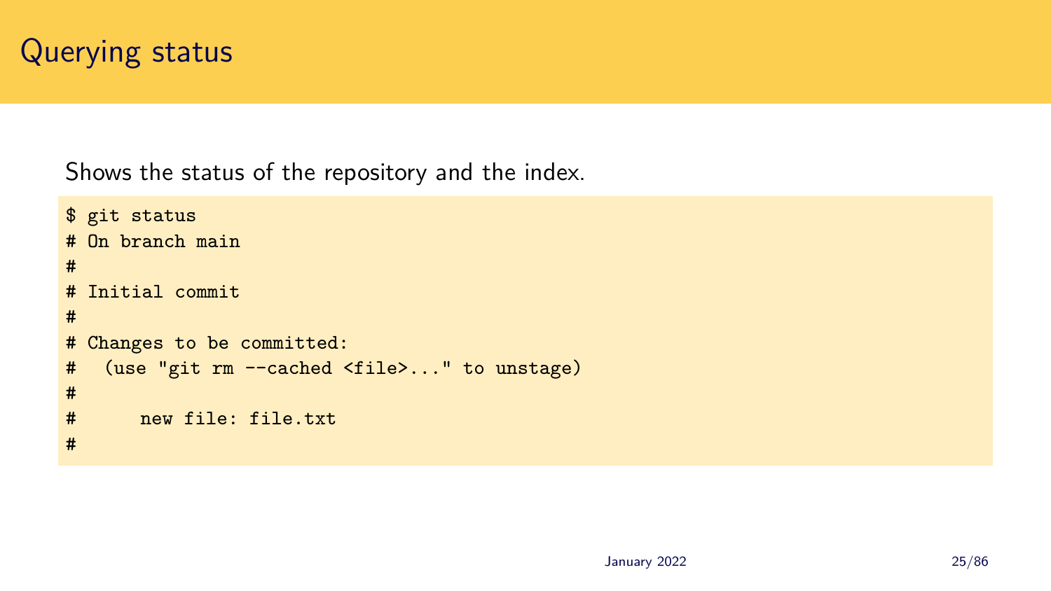# Querying status

Shows the status of the repository and the index.

```
$ git status
# On branch main
#
# Initial commit
#
# Changes to be committed:
#   (use "git rm --cached <file>..." to unstage)
#
#       new file: file.txt
#
```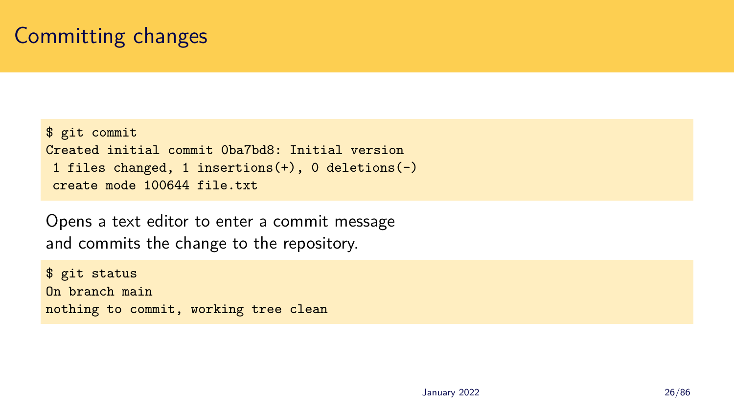# Committing changes

```
$ git commit
Created initial commit 0ba7bd8: Initial version
 1 files changed, 1 insertions(+), 0 deletions(-)
 create mode 100644 file.txt
```

Opens a text editor to enter a commit message and commits the change to the repository.

```
$ git status
On branch main
nothing to commit, working tree clean
```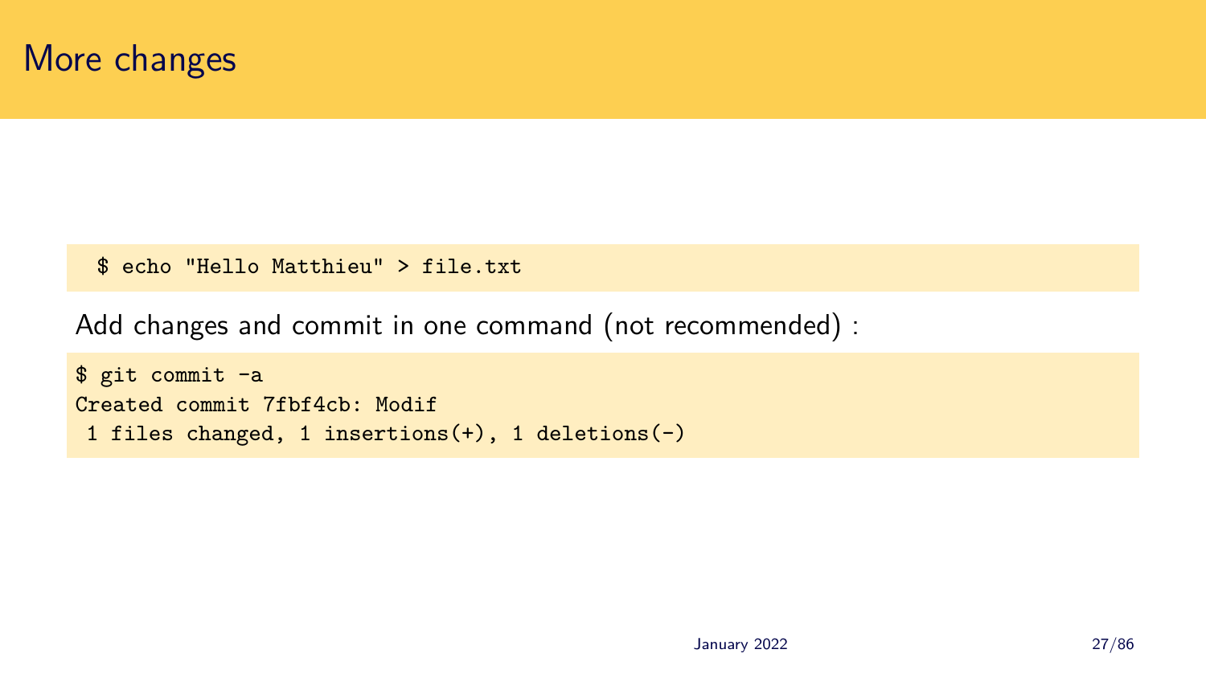# More changes

```
$ echo "Hello Matthieu" > file.txt
```

Add changes and commit in one command (not recommended) :

```
$ git commit -a
Created commit 7fbf4cb: Modif
 1 files changed, 1 insertions(+), 1 deletions(-)
```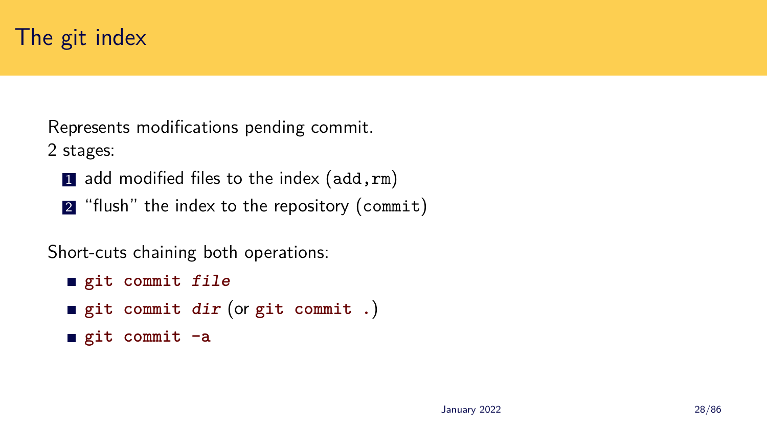# The git index

Represents modifications pending commit.
2 stages:

1. add modified files to the index (`add`,`rm`)
2. "flush" the index to the repository (`commit`)

Short-cuts chaining both operations:

- **`git commit`** ***`file`***
- **`git commit`** ***`dir`*** (or **`git commit .`**)
- **`git commit -a`**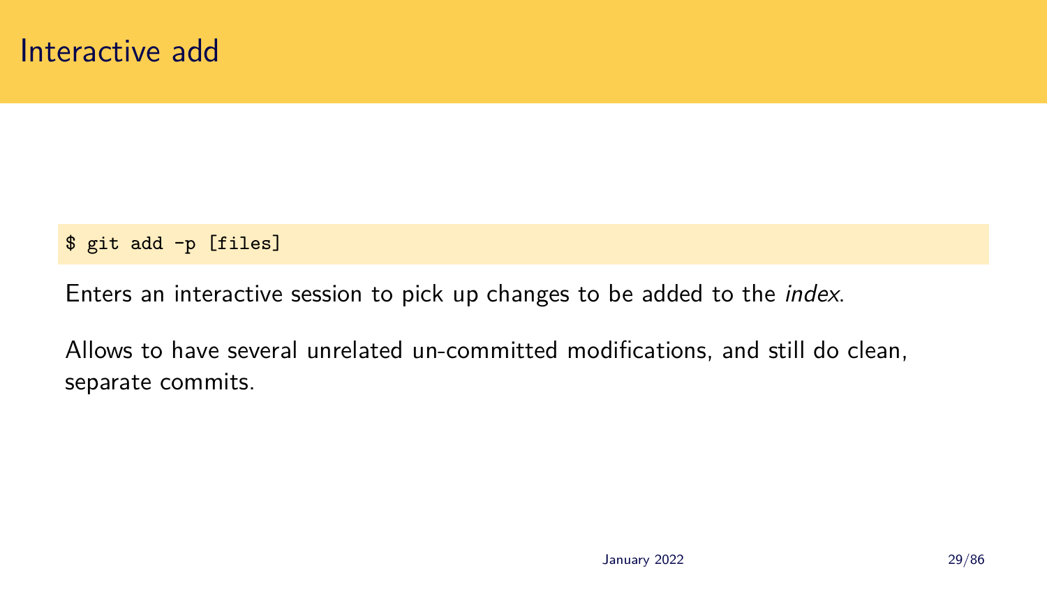# Interactive add

```
$ git add -p [files]
```

Enters an interactive session to pick up changes to be added to the *index*.

Allows to have several unrelated un-committed modifications, and still do clean, separate commits.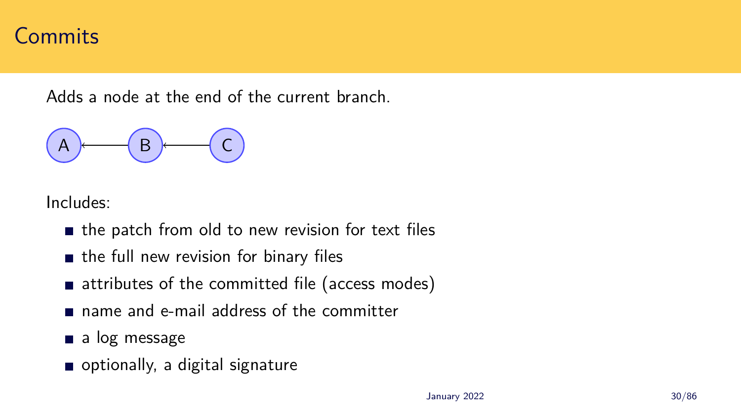# Commits

Adds a node at the end of the current branch.

A ← B ← C

Includes:

- the patch from old to new revision for text files
- the full new revision for binary files
- attributes of the committed file (access modes)
- name and e-mail address of the committer
- a log message
- optionally, a digital signature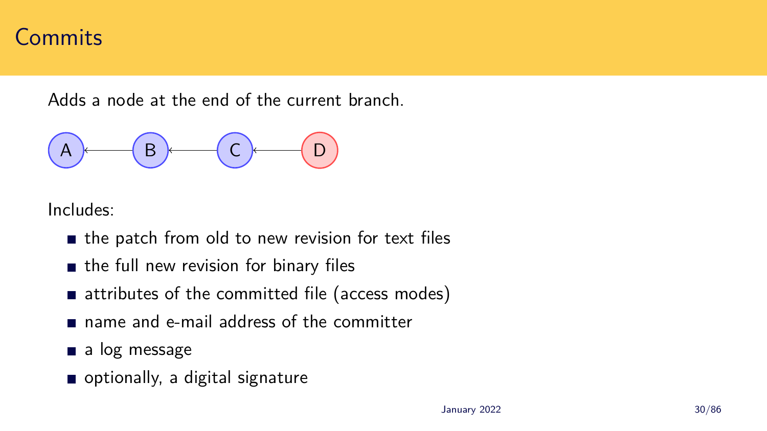# Commits

Adds a node at the end of the current branch.

A ← B ← C ← D

Includes:

- the patch from old to new revision for text files
- the full new revision for binary files
- attributes of the committed file (access modes)
- name and e-mail address of the committer
- a log message
- optionally, a digital signature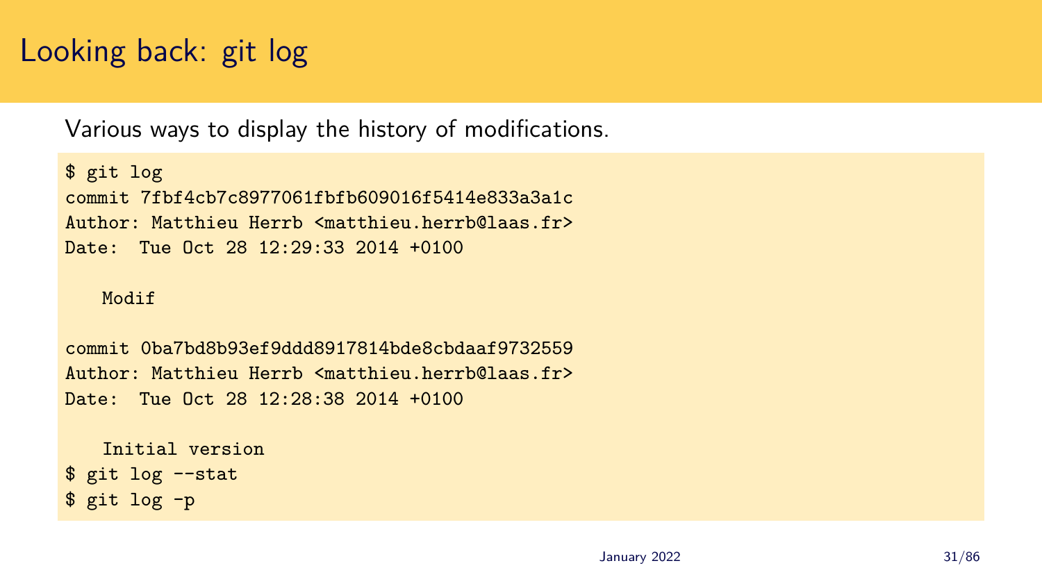# Looking back: git log

Various ways to display the history of modifications.

```
$ git log
commit 7fbf4cb7c8977061fbfb609016f5414e833a3a1c
Author: Matthieu Herrb <matthieu.herrb@laas.fr>
Date:  Tue Oct 28 12:29:33 2014 +0100

   Modif

commit 0ba7bd8b93ef9ddd8917814bde8cbdaaf9732559
Author: Matthieu Herrb <matthieu.herrb@laas.fr>
Date:  Tue Oct 28 12:28:38 2014 +0100

   Initial version
$ git log --stat
$ git log -p
```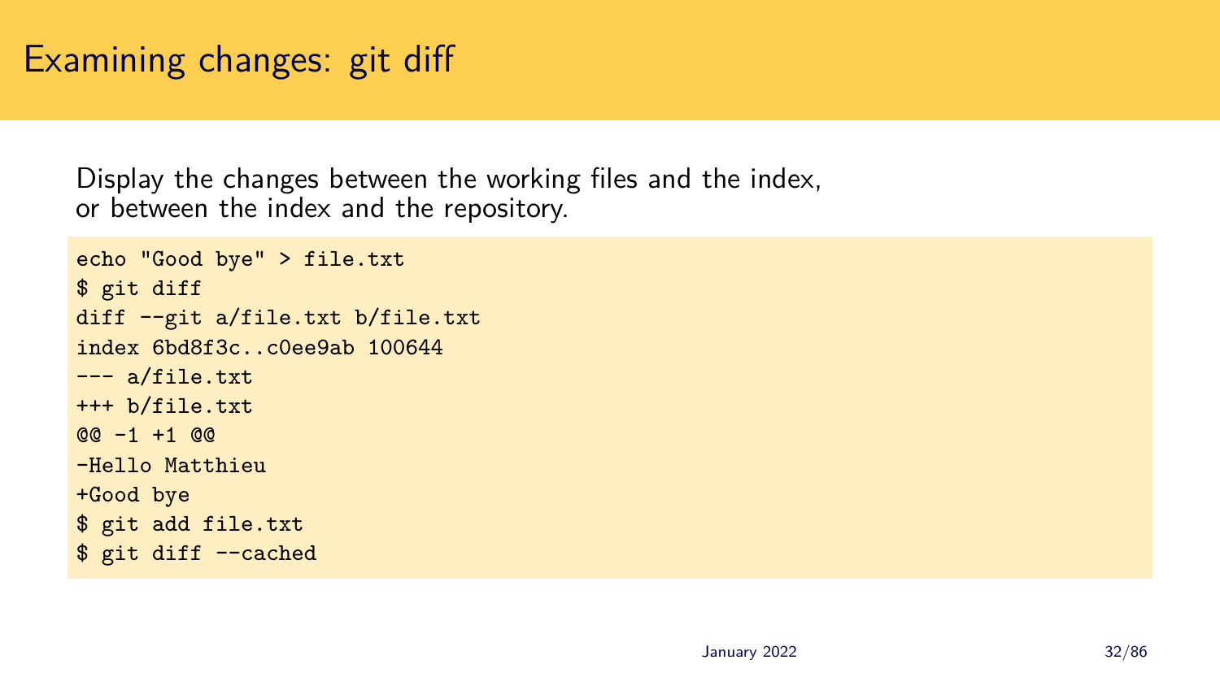# Examining changes: git diff

Display the changes between the working files and the index, or between the index and the repository.

```
echo "Good bye" > file.txt
$ git diff
diff --git a/file.txt b/file.txt
index 6bd8f3c..c0ee9ab 100644
--- a/file.txt
+++ b/file.txt
@@ -1 +1 @@
-Hello Matthieu
+Good bye
$ git add file.txt
$ git diff --cached
```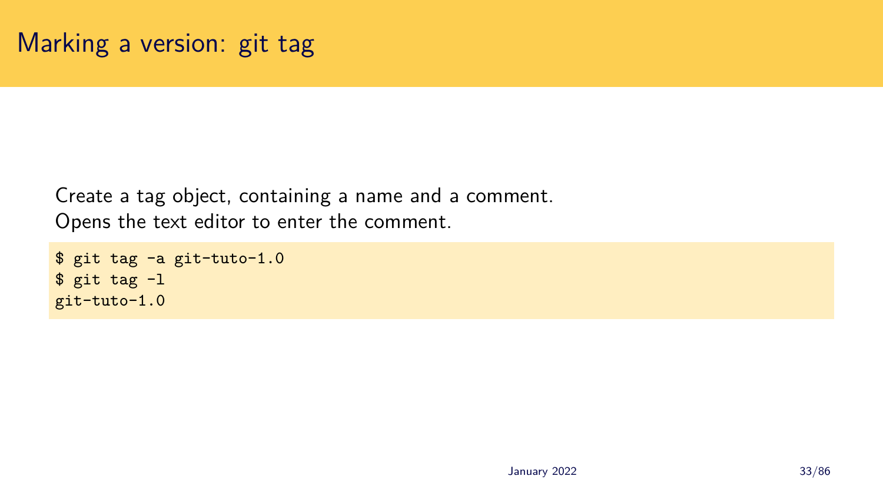# Marking a version: git tag

Create a tag object, containing a name and a comment.
Opens the text editor to enter the comment.

```
$ git tag -a git-tuto-1.0
$ git tag -l
git-tuto-1.0
```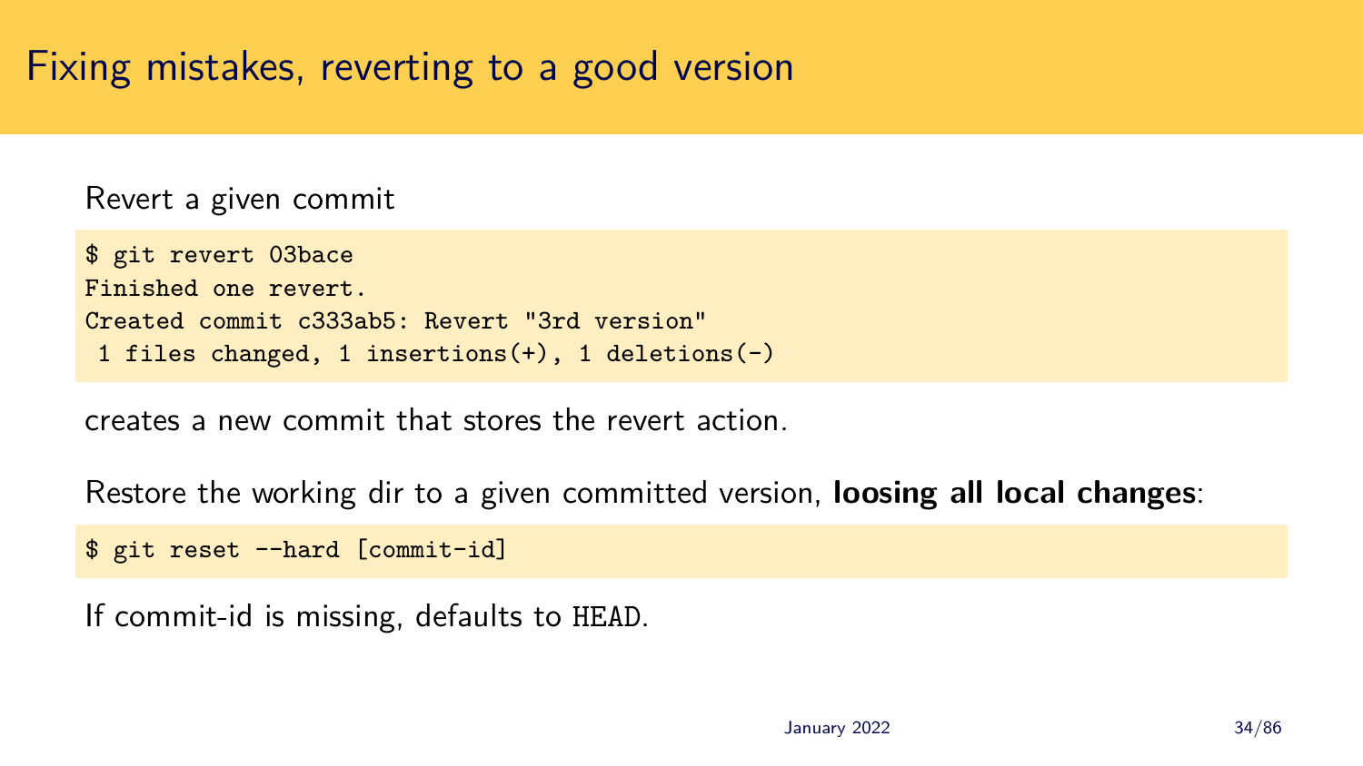# Fixing mistakes, reverting to a good version

Revert a given commit

```
$ git revert 03bace
Finished one revert.
Created commit c333ab5: Revert "3rd version"
 1 files changed, 1 insertions(+), 1 deletions(-)
```

creates a new commit that stores the revert action.

Restore the working dir to a given committed version, **loosing all local changes**:

```
$ git reset --hard [commit-id]
```

If commit-id is missing, defaults to `HEAD`.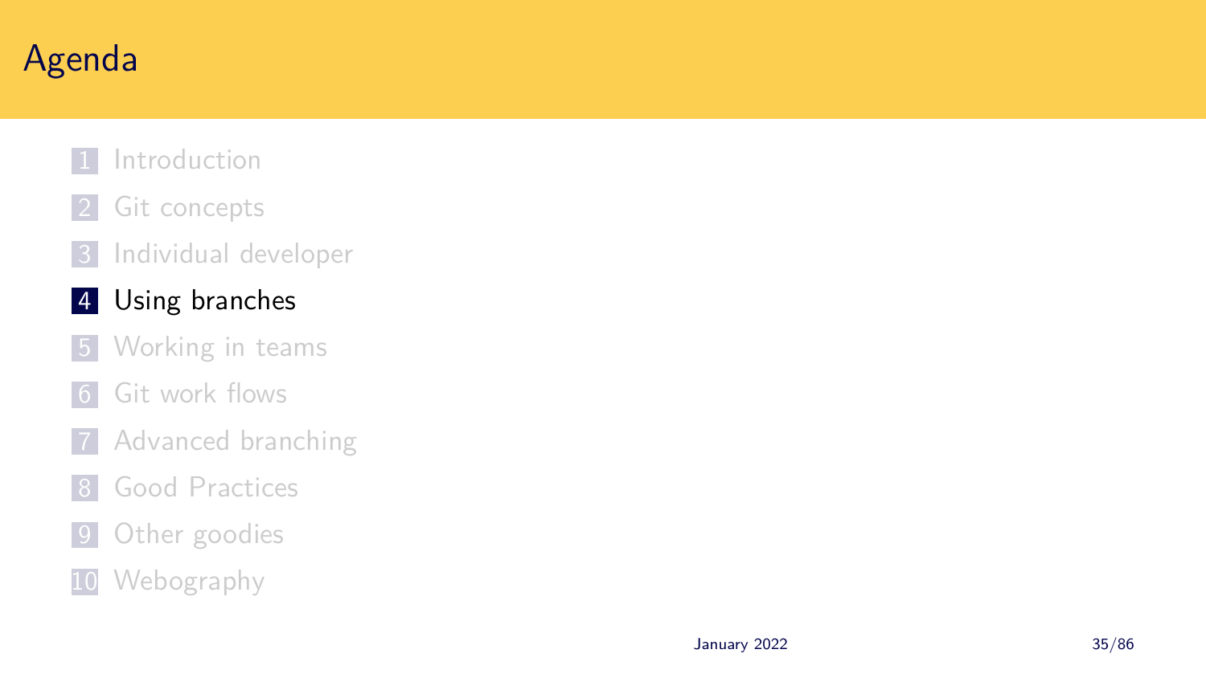# Agenda

1. Introduction
2. Git concepts
3. Individual developer
4. **Using branches**
5. Working in teams
6. Git work flows
7. Advanced branching
8. Good Practices
9. Other goodies
10. Webography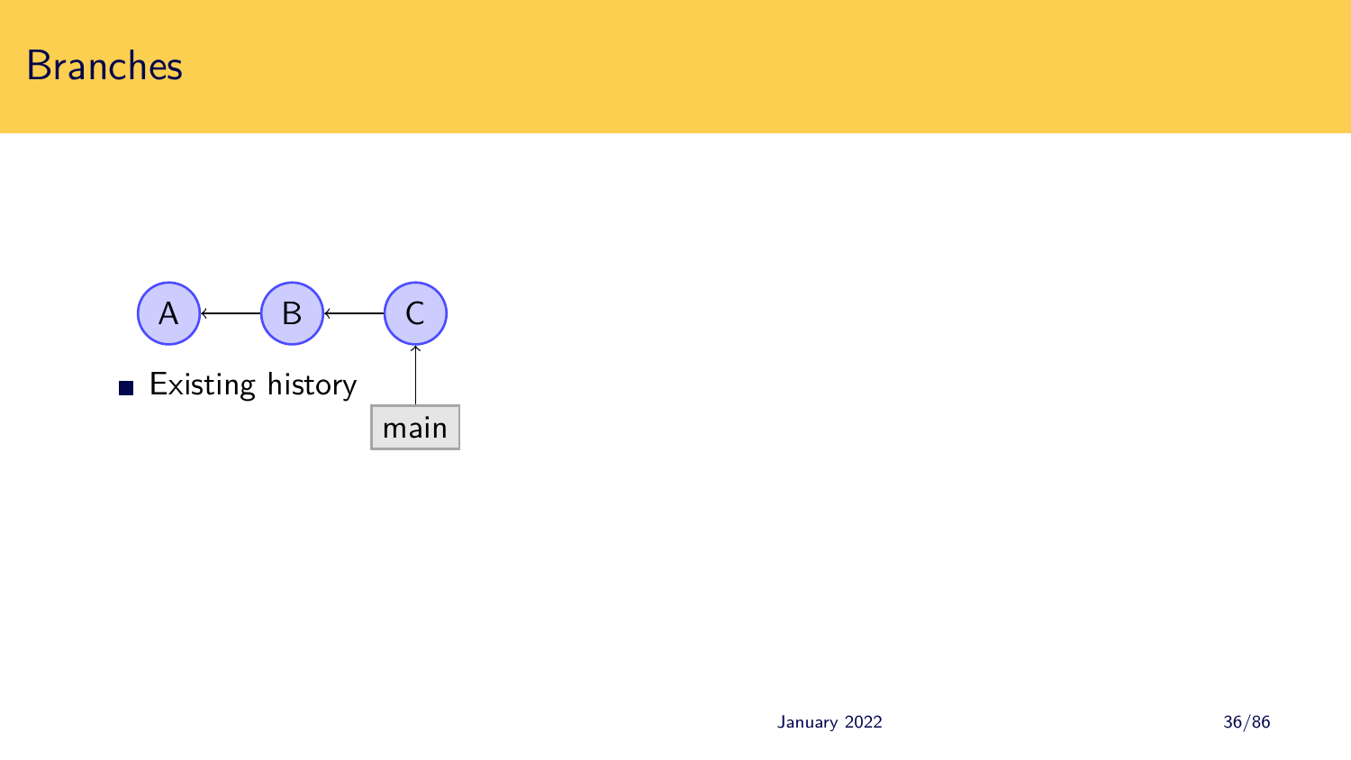# Branches

- Existing history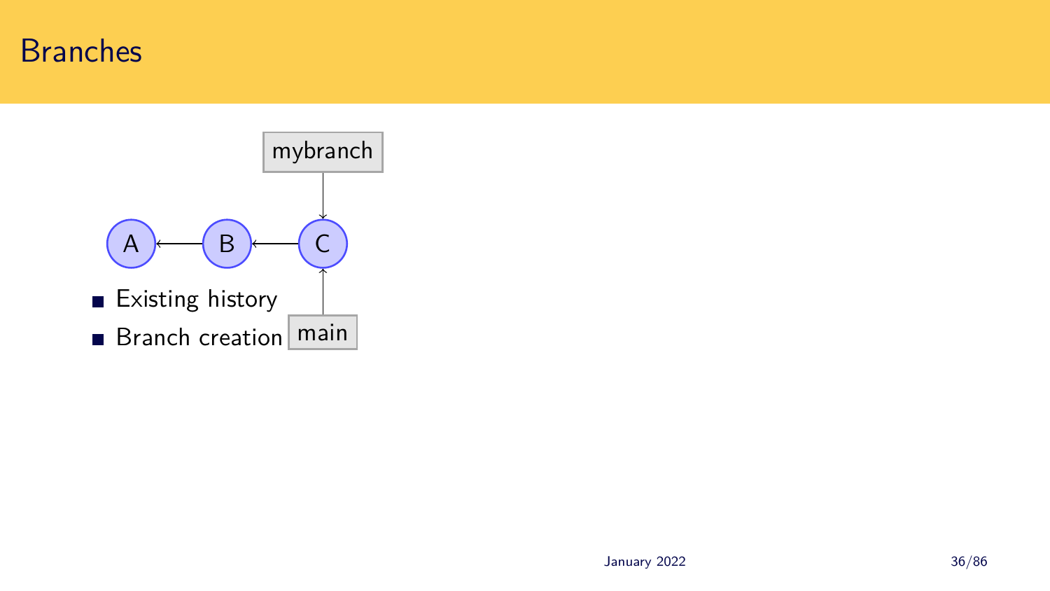# Branches

- Existing history
- Branch creation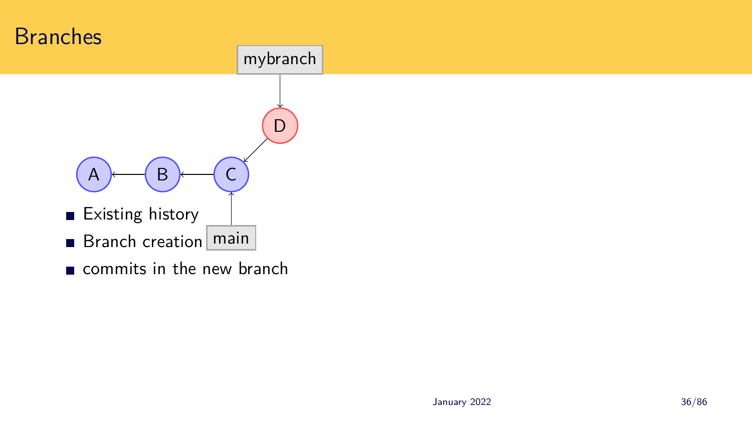# Branches

- Existing history
- Branch creation
- commits in the new branch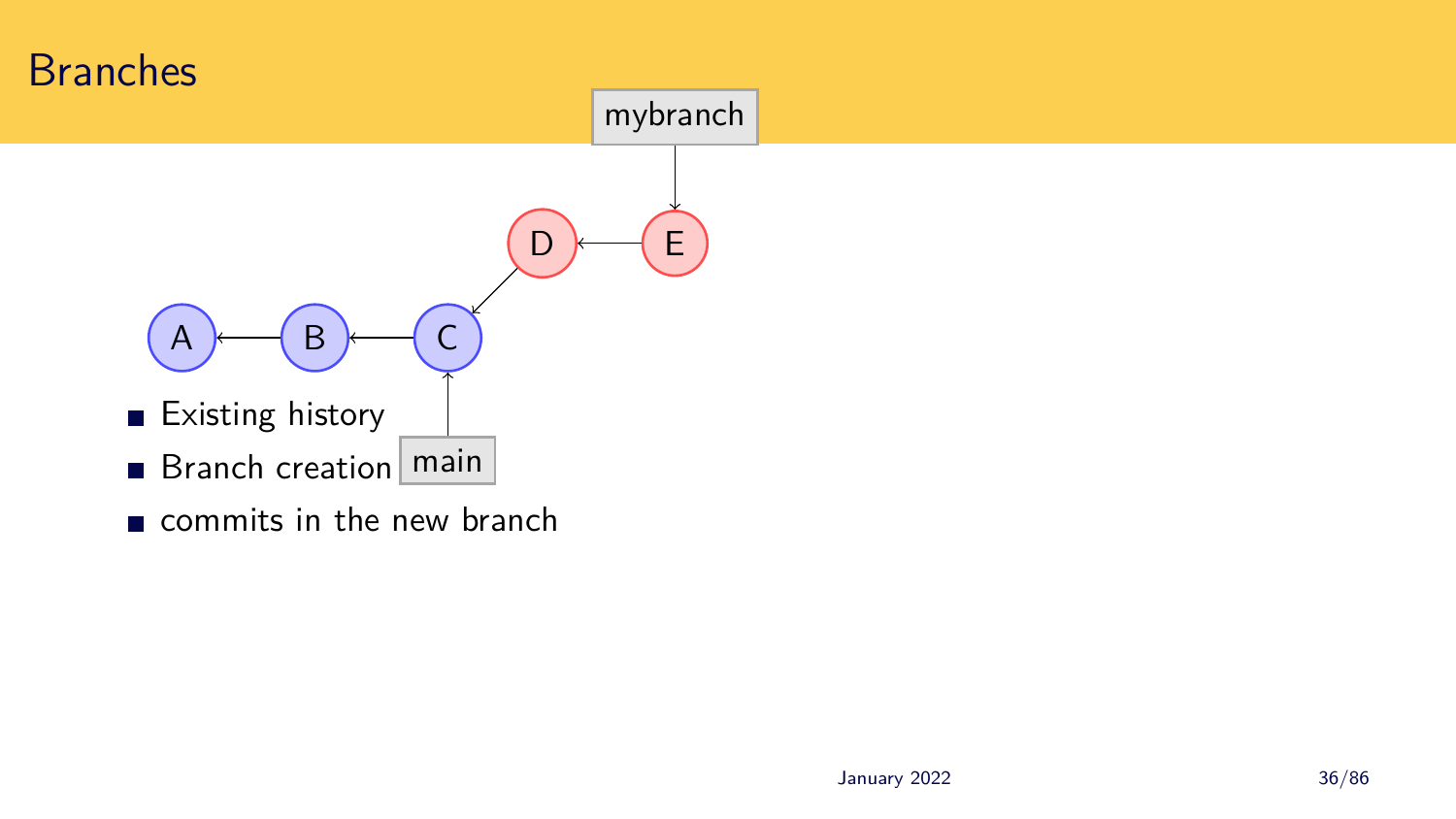# Branches

- Existing history
- Branch creation
- commits in the new branch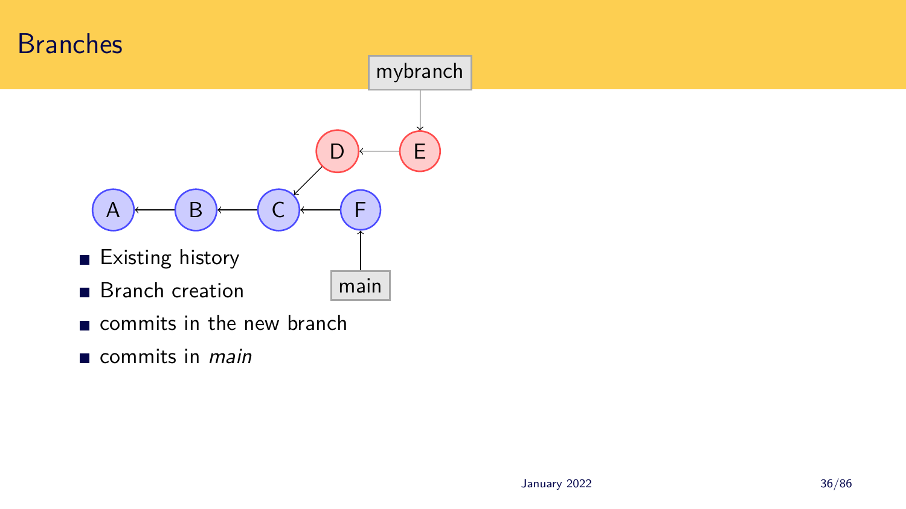# Branches

- Existing history
- Branch creation
- commits in the new branch
- commits in *main*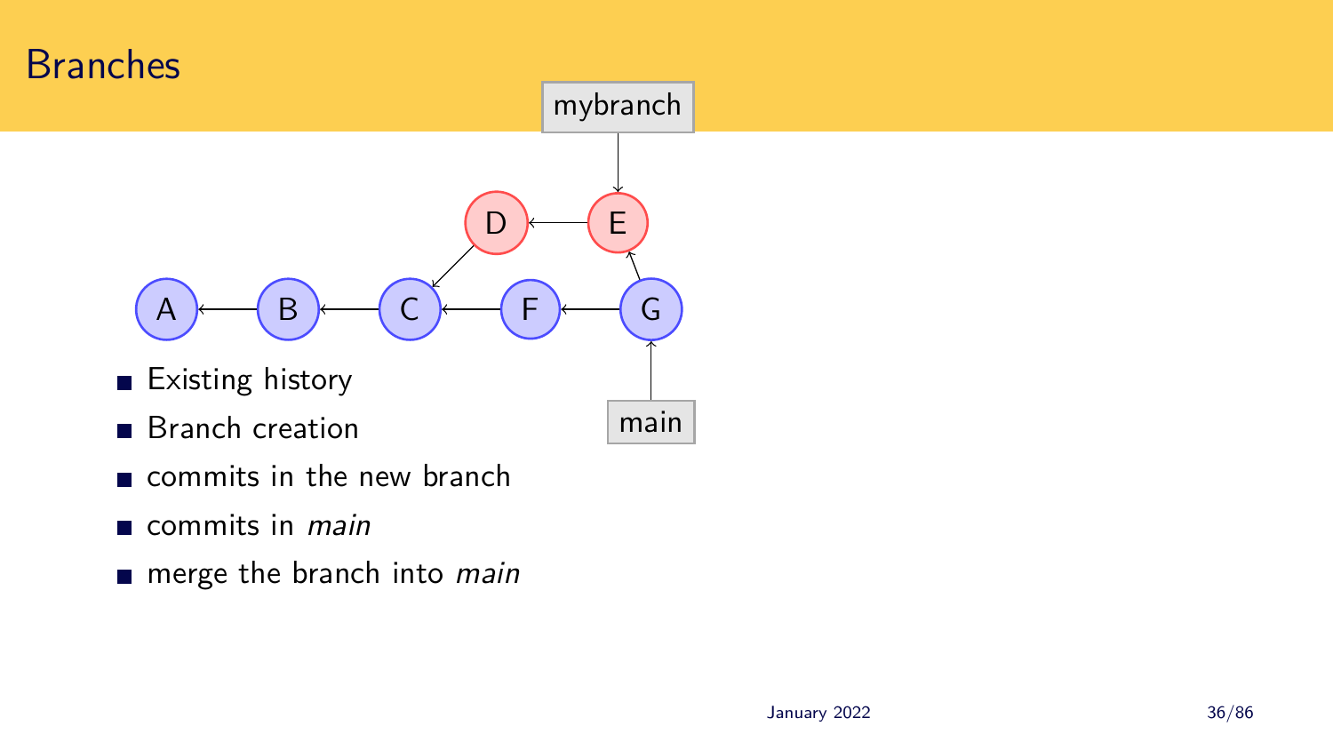# Branches

- Existing history
- Branch creation
- commits in the new branch
- commits in *main*
- merge the branch into *main*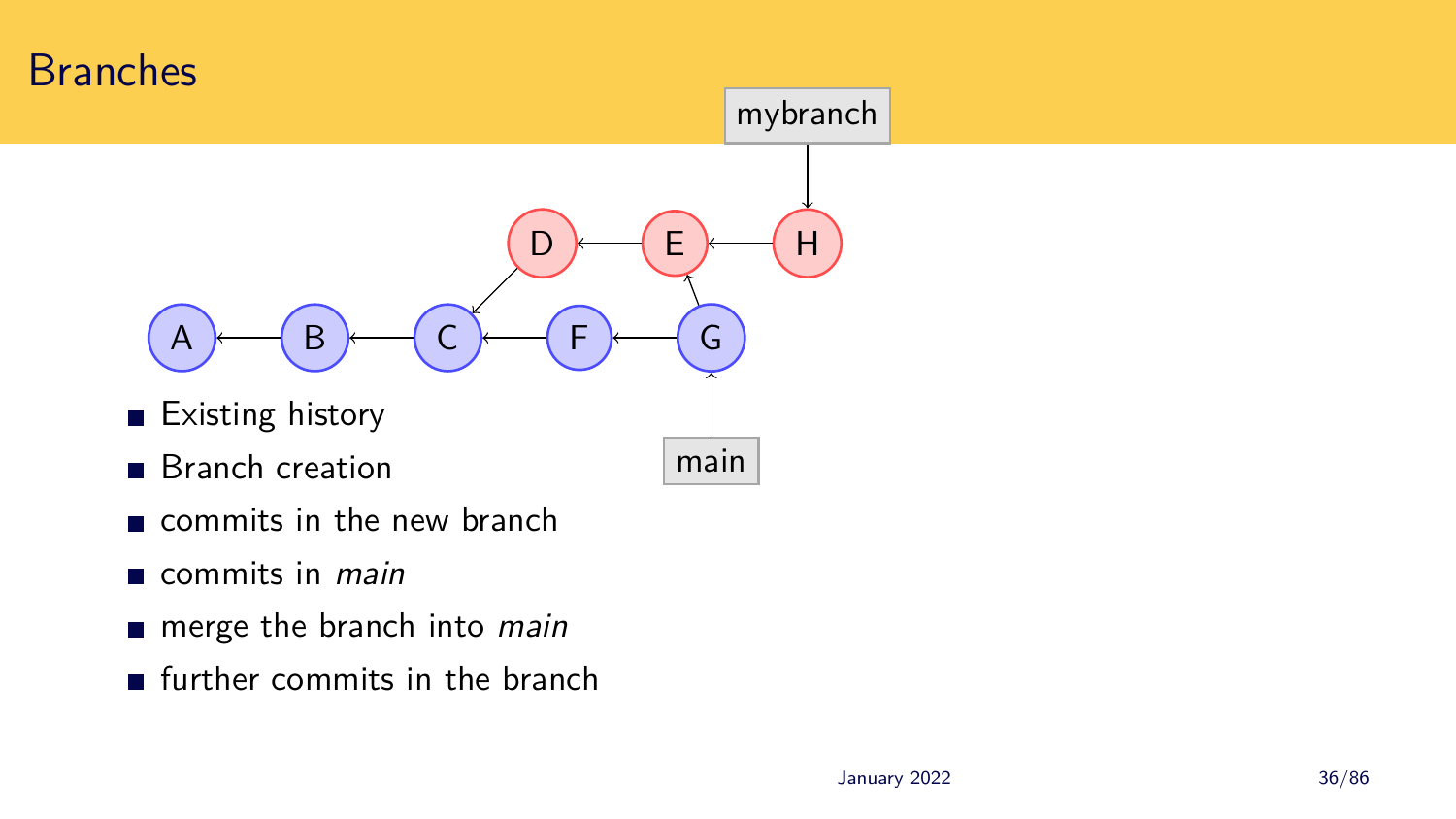# Branches

- Existing history
- Branch creation
- commits in the new branch
- commits in *main*
- merge the branch into *main*
- further commits in the branch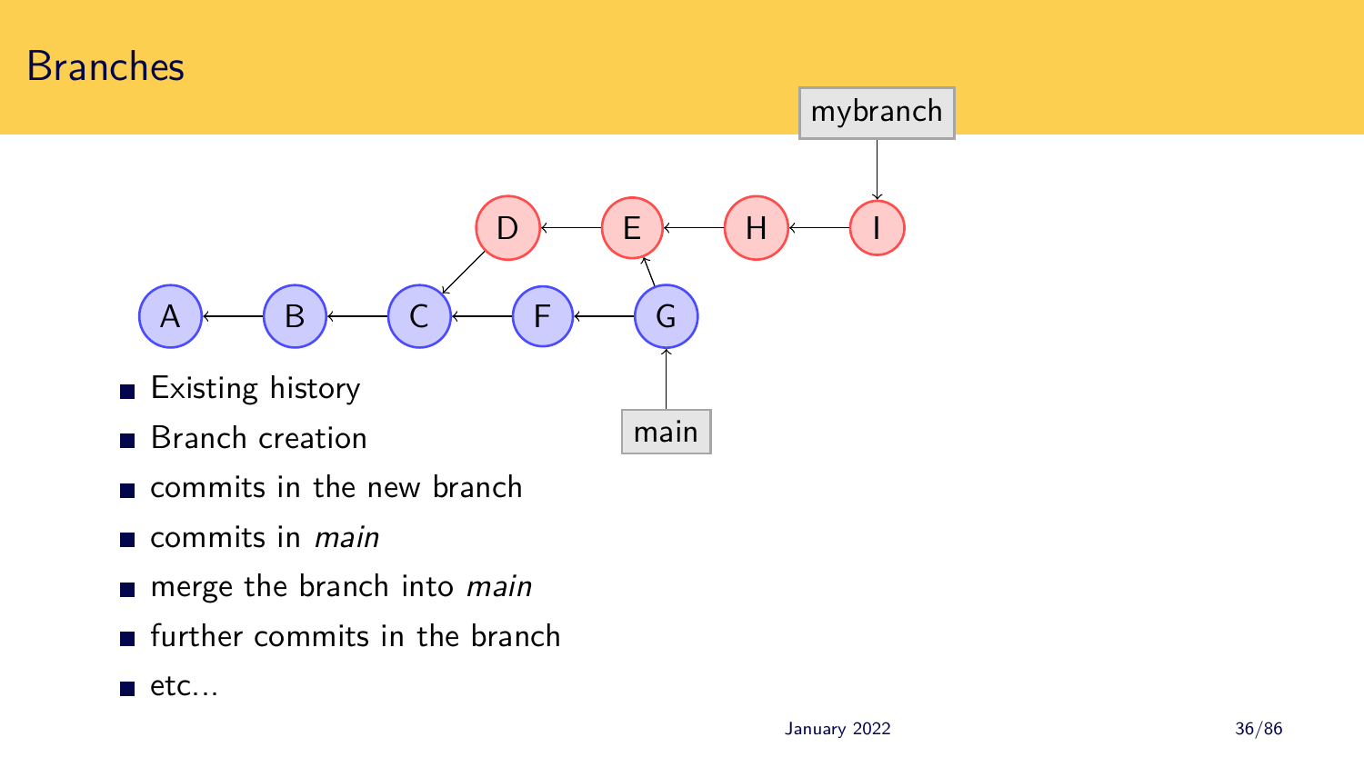# Branches

- Existing history
- Branch creation
- commits in the new branch
- commits in *main*
- merge the branch into *main*
- further commits in the branch
- etc...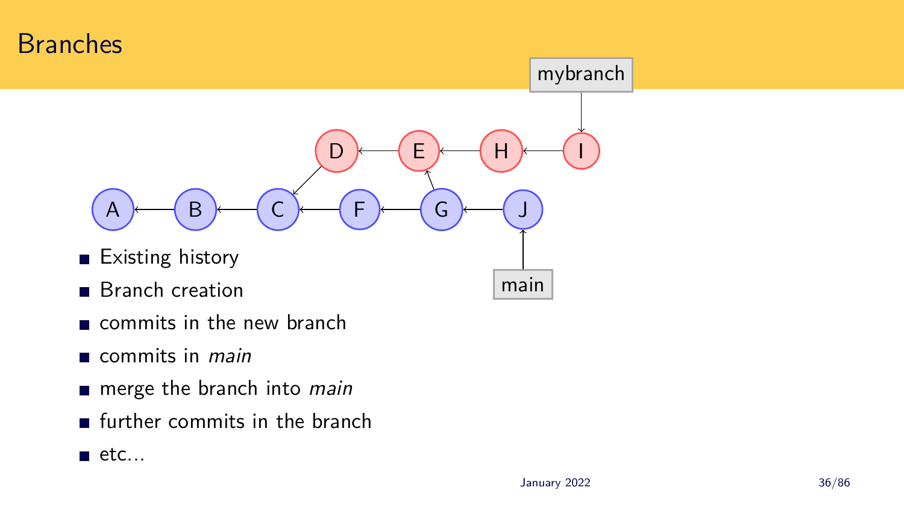# Branches

- Existing history
- Branch creation
- commits in the new branch
- commits in *main*
- merge the branch into *main*
- further commits in the branch
- etc...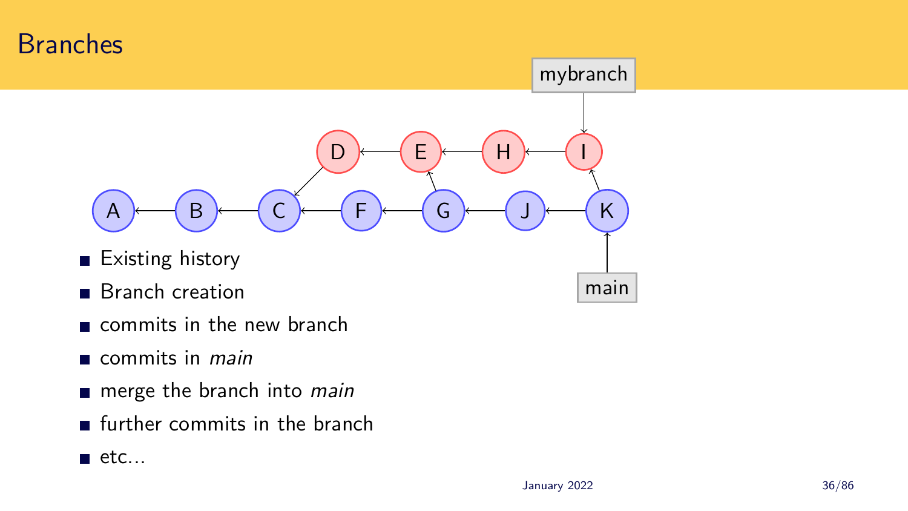# Branches

- Existing history
- Branch creation
- commits in the new branch
- commits in *main*
- merge the branch into *main*
- further commits in the branch
- etc...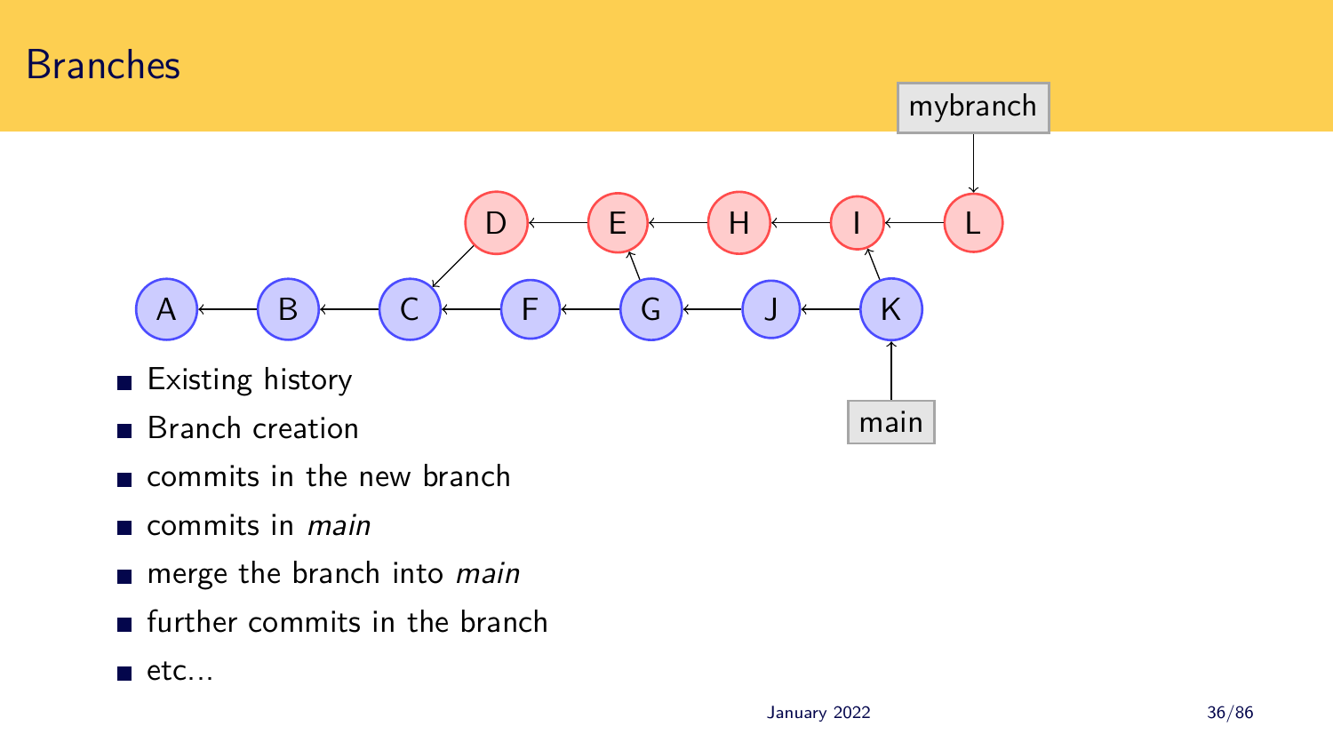# Branches

- Existing history
- Branch creation
- commits in the new branch
- commits in *main*
- merge the branch into *main*
- further commits in the branch
- etc…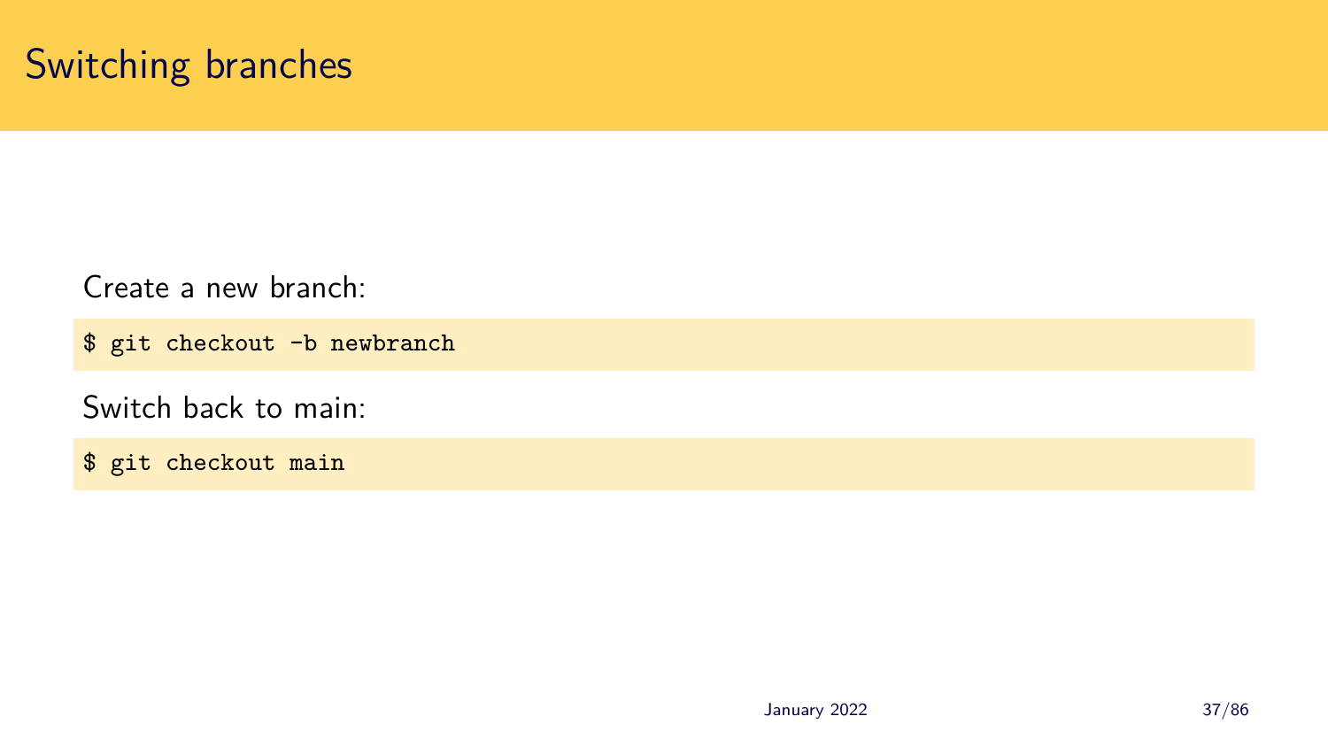# Switching branches

Create a new branch:

```
$ git checkout -b newbranch
```

Switch back to main:

```
$ git checkout main
```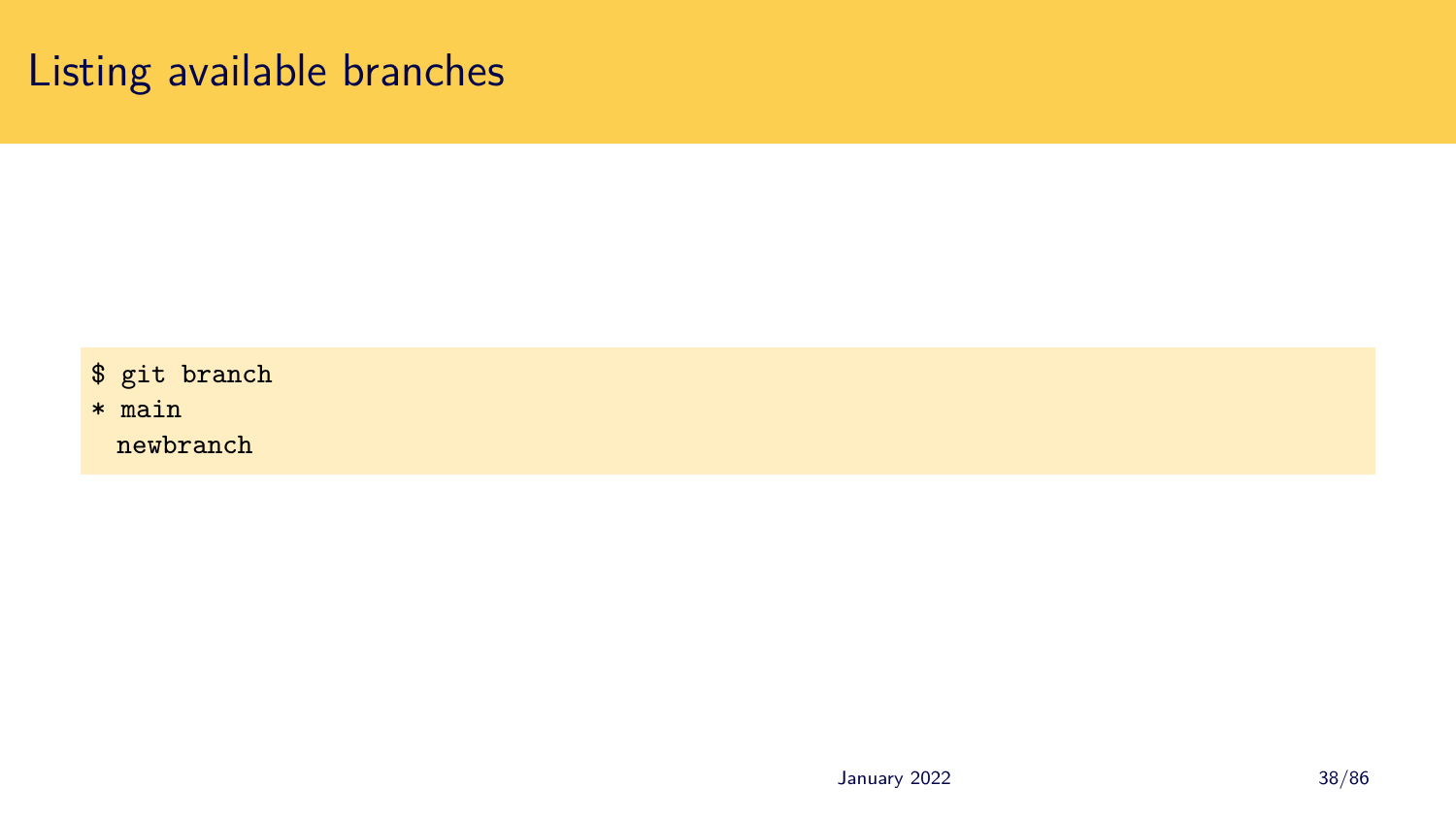# Listing available branches

```
$ git branch
* main
  newbranch
```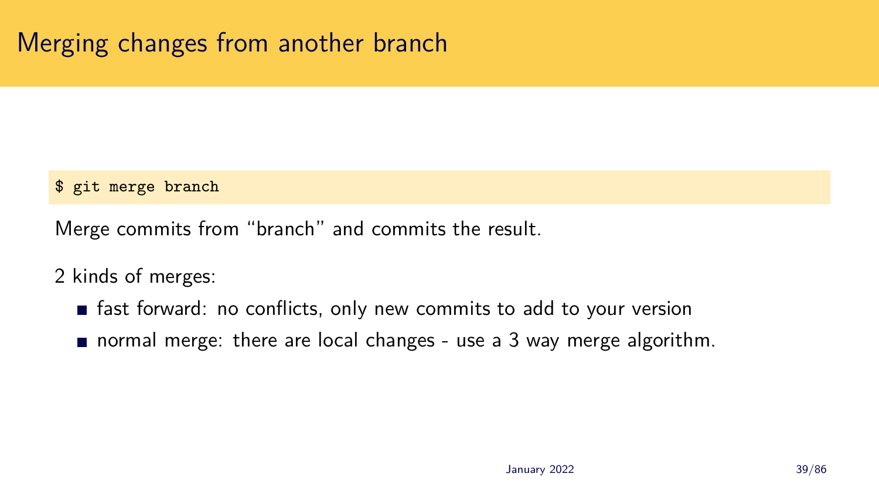# Merging changes from another branch

```
$ git merge branch
```

Merge commits from “branch” and commits the result.

2 kinds of merges:

- fast forward: no conflicts, only new commits to add to your version
- normal merge: there are local changes - use a 3 way merge algorithm.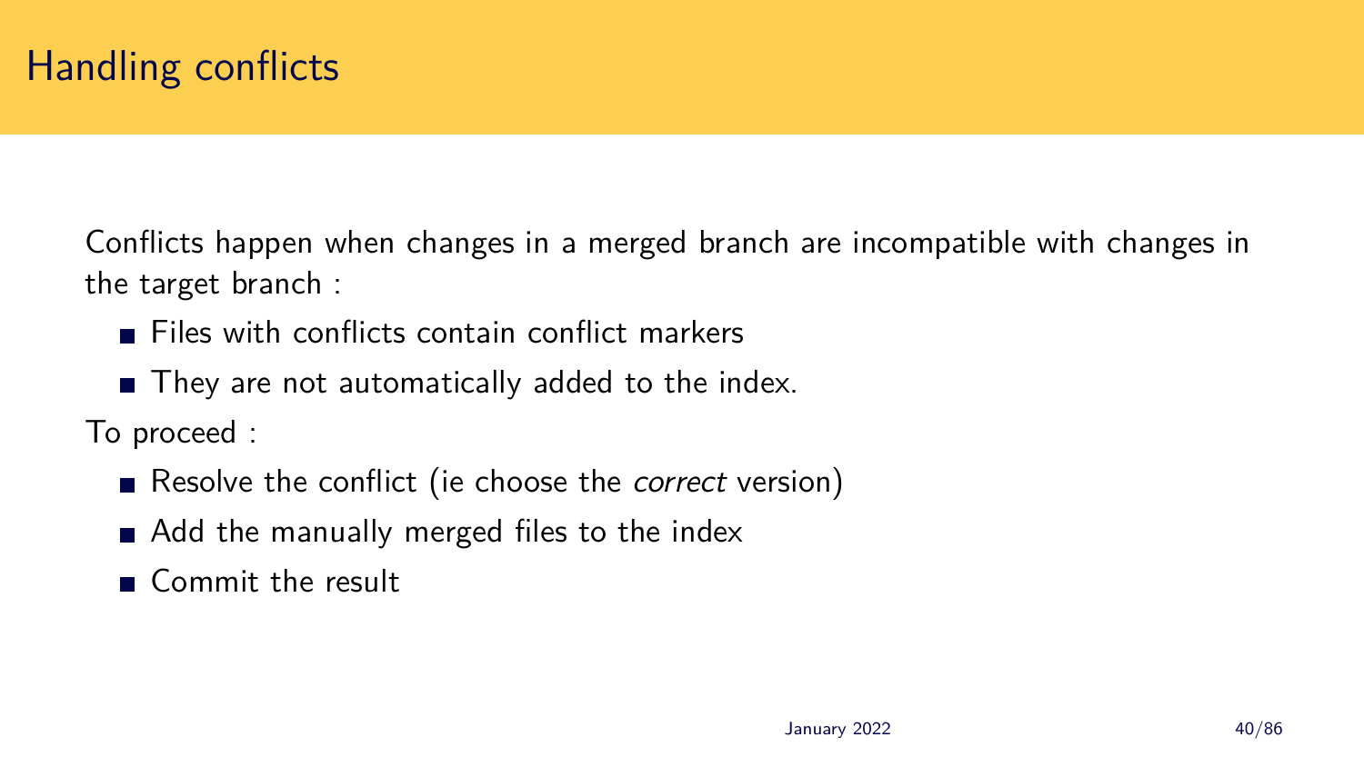# Handling conflicts

Conflicts happen when changes in a merged branch are incompatible with changes in the target branch :

- Files with conflicts contain conflict markers
- They are not automatically added to the index.

To proceed :

- Resolve the conflict (ie choose the *correct* version)
- Add the manually merged files to the index
- Commit the result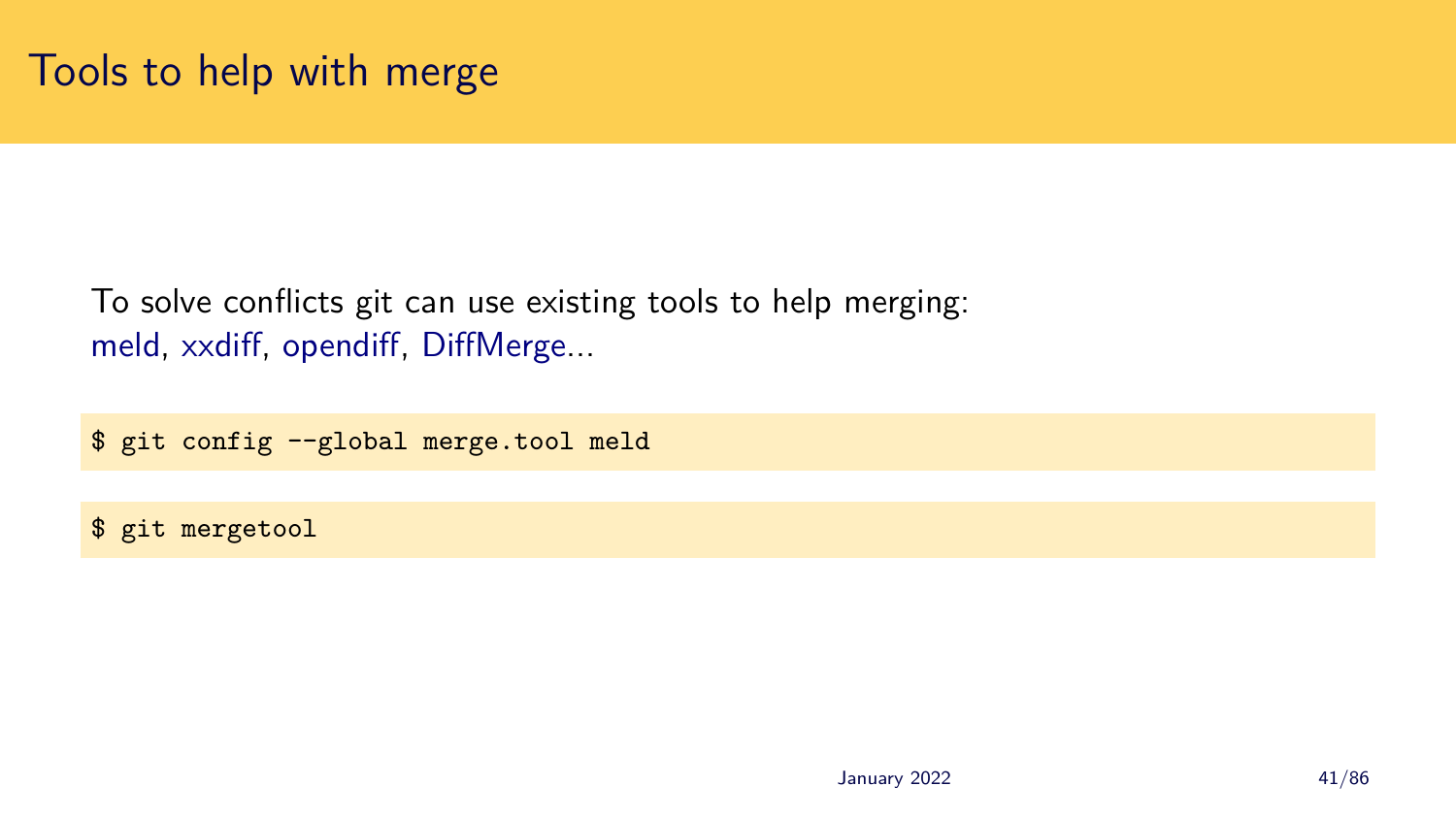# Tools to help with merge

To solve conflicts git can use existing tools to help merging:
meld, xxdiff, opendiff, DiffMerge...

```
$ git config --global merge.tool meld
```

```
$ git mergetool
```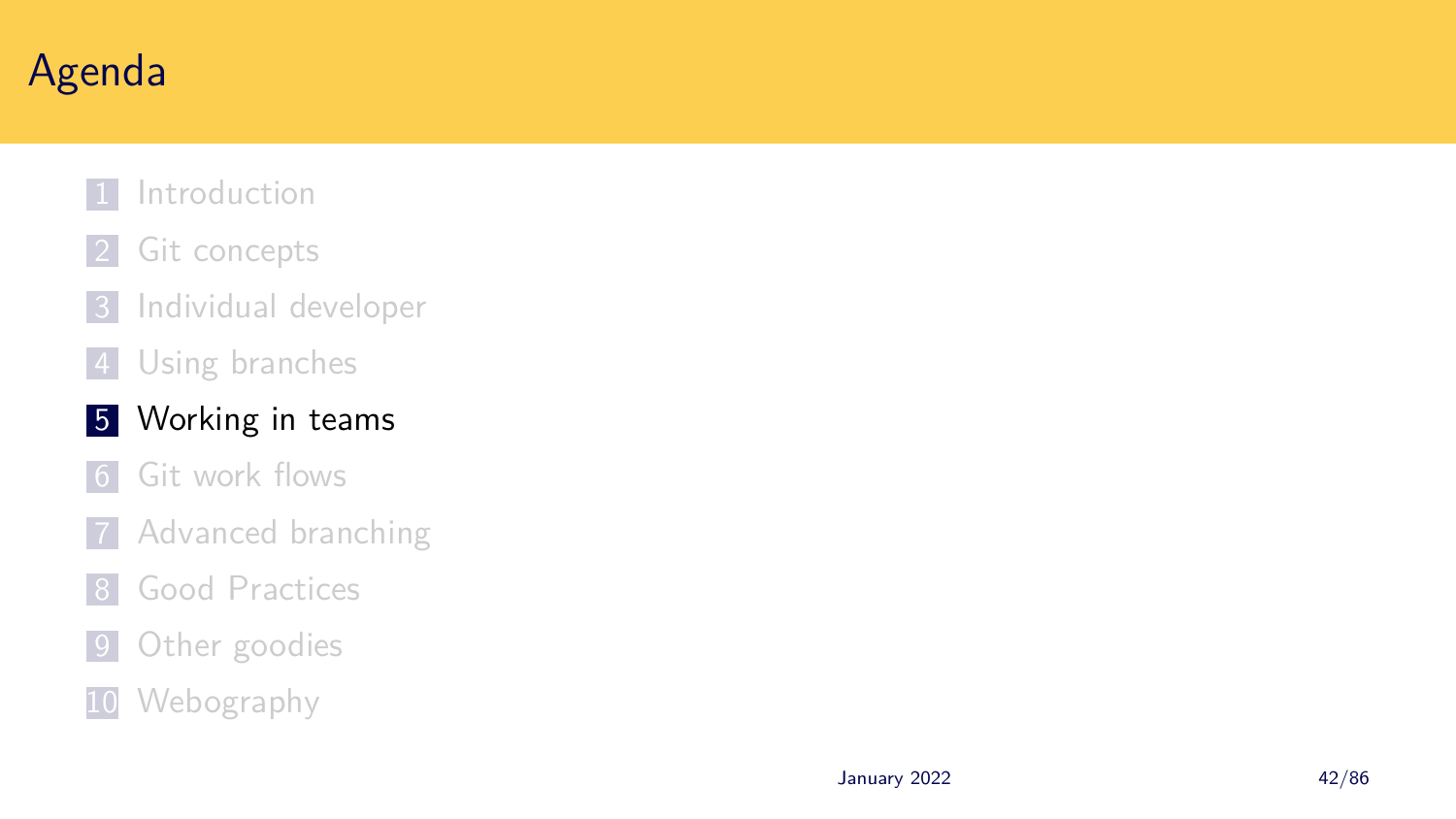# Agenda

1. Introduction
2. Git concepts
3. Individual developer
4. Using branches
5. **Working in teams**
6. Git work flows
7. Advanced branching
8. Good Practices
9. Other goodies
10. Webography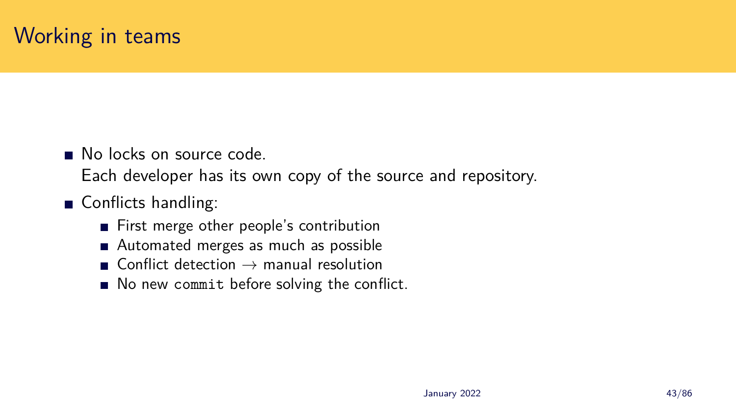# Working in teams

- No locks on source code.
  Each developer has its own copy of the source and repository.
- Conflicts handling:
  - First merge other people's contribution
  - Automated merges as much as possible
  - Conflict detection → manual resolution
  - No new `commit` before solving the conflict.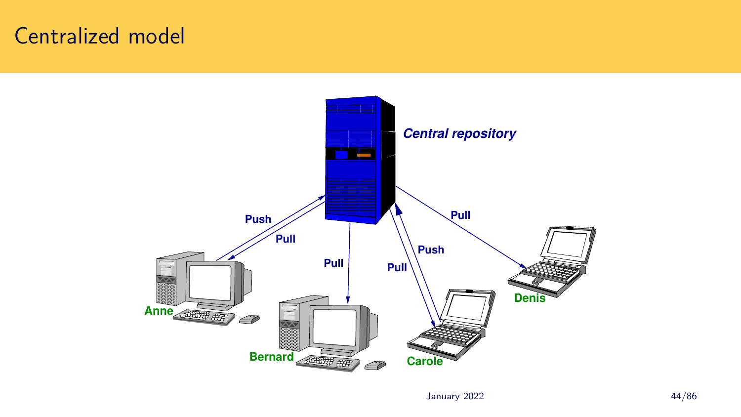# Centralized model

Central repository

Push

Pull

Pull

Pull

Push

Pull

Anne

Bernard

Carole

Denis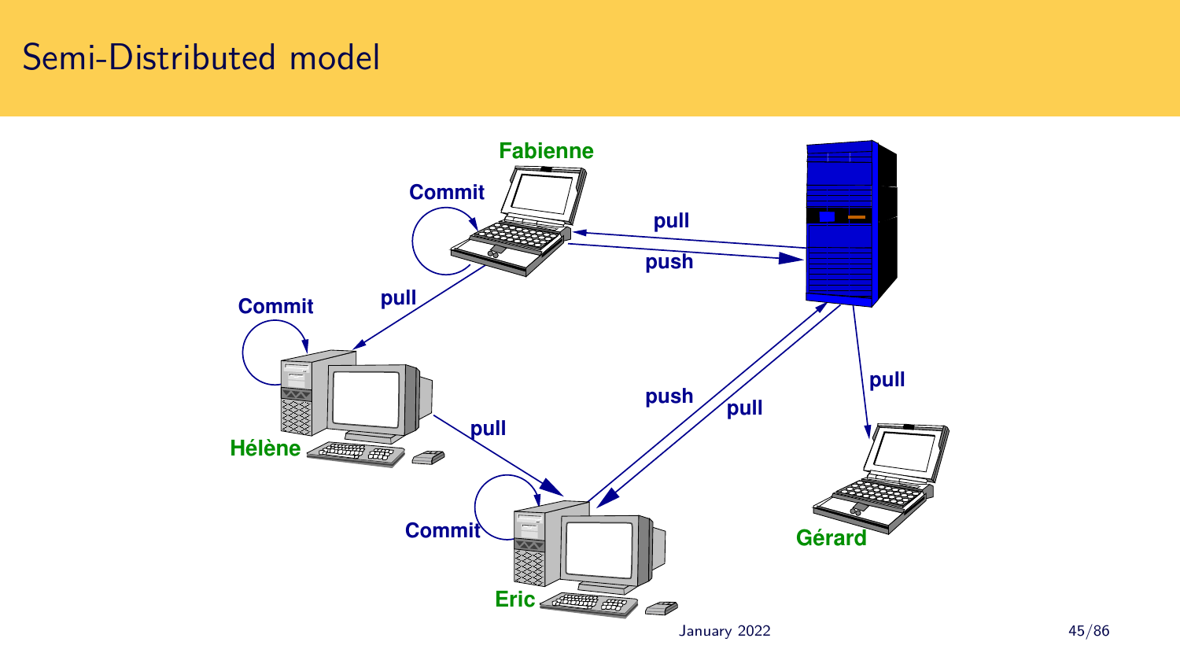# Semi-Distributed model

Fabienne

Commit

pull

push

Commit

pull

Hélène

pull

push

pull

pull

Commit

Eric

Gérard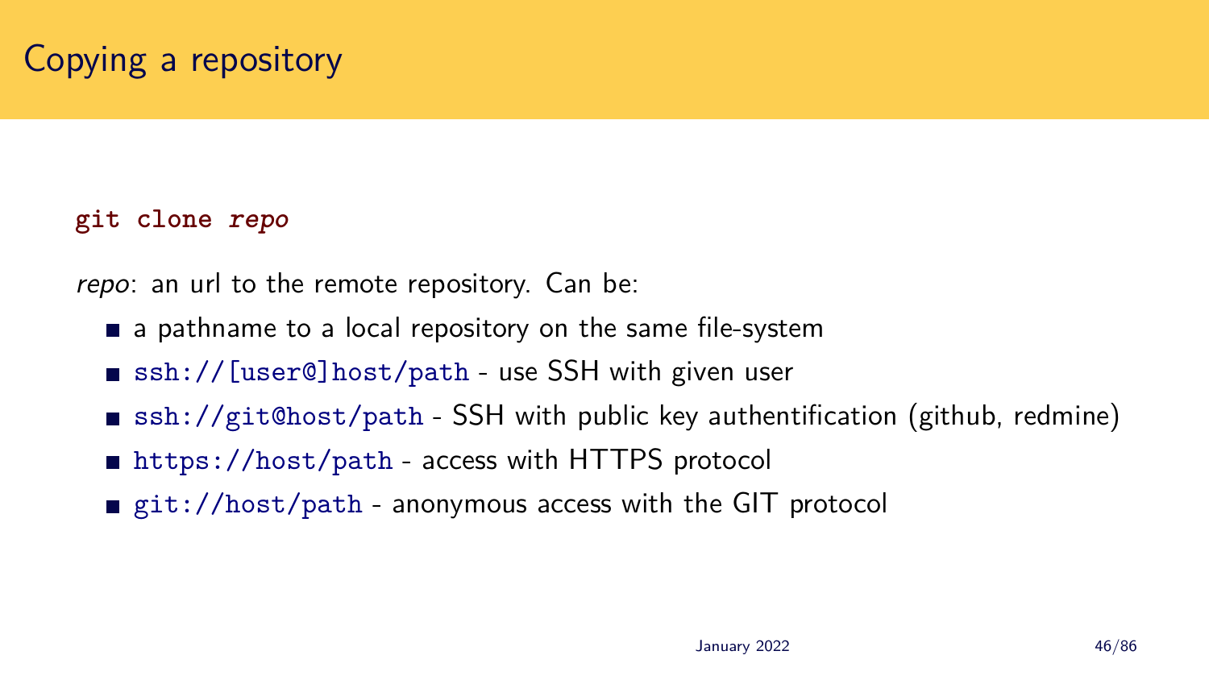## Copying a repository

**git clone *repo***

*repo*: an url to the remote repository. Can be:

- a pathname to a local repository on the same file-system
- `ssh://[user@]host/path` - use SSH with given user
- `ssh://git@host/path` - SSH with public key authentification (github, redmine)
- `https://host/path` - access with HTTPS protocol
- `git://host/path` - anonymous access with the GIT protocol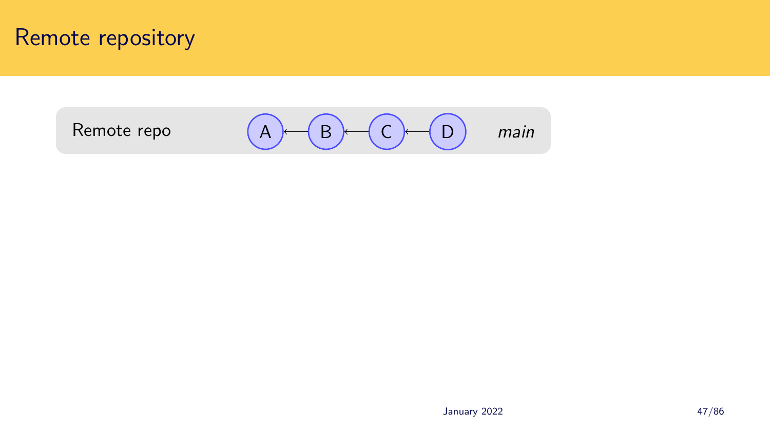# Remote repository

Remote repo A ← B ← C ← D *main*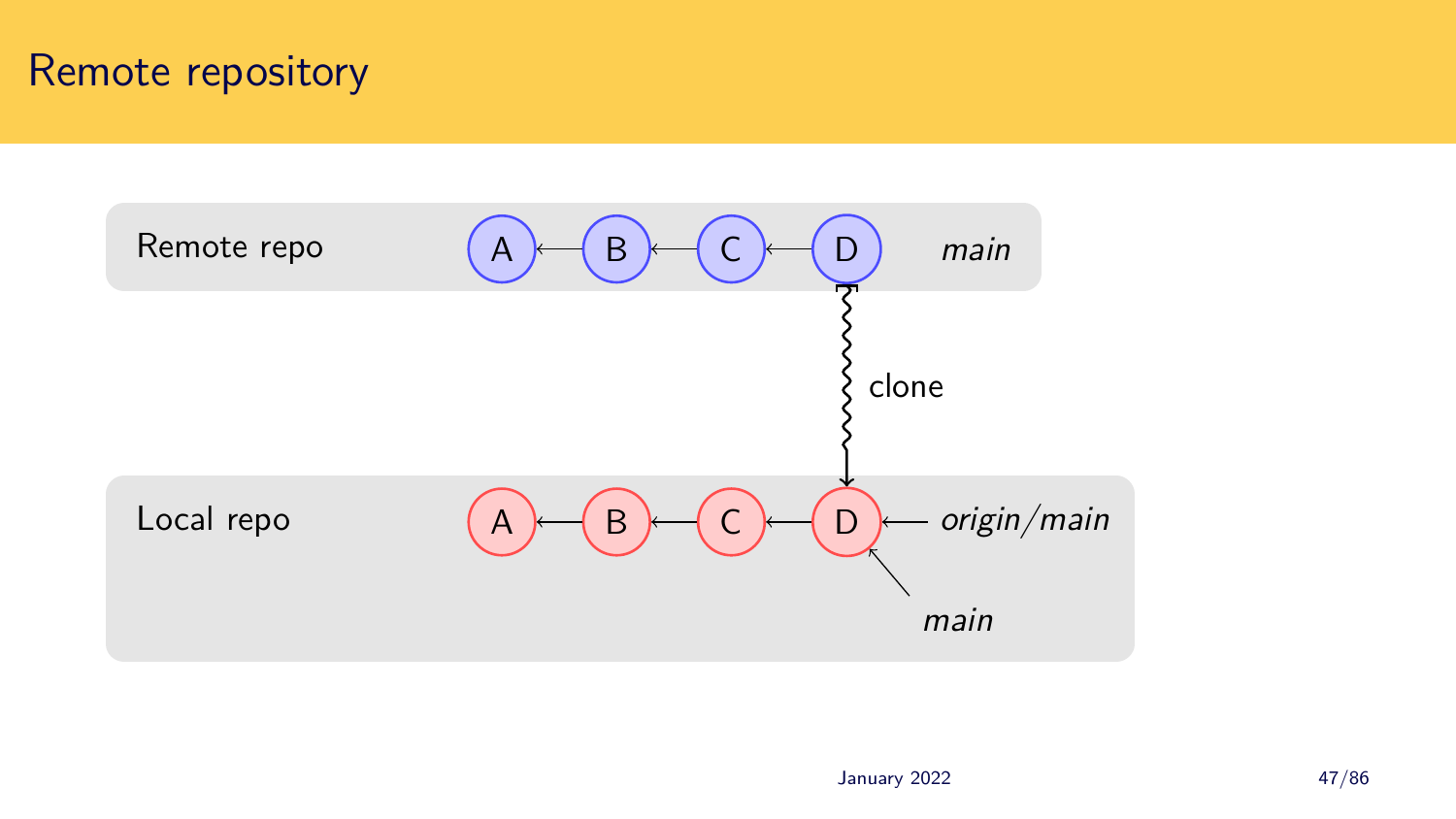# Remote repository

Remote repo A ← B ← C ← D *main*

clone

Local repo A ← B ← C ← D ← *origin/main*

*main*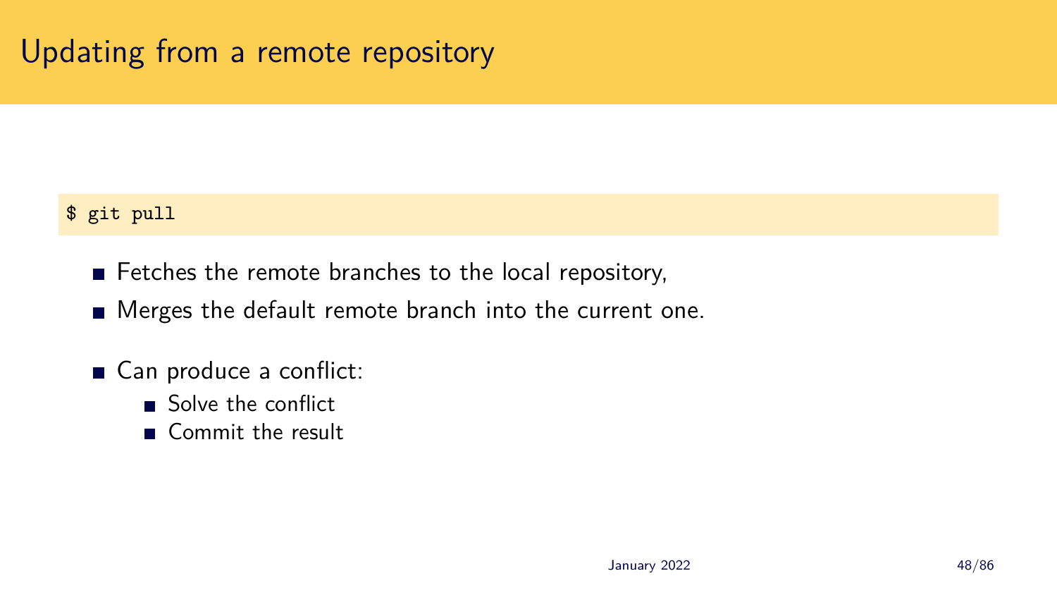# Updating from a remote repository

```
$ git pull
```

- Fetches the remote branches to the local repository,
- Merges the default remote branch into the current one.

- Can produce a conflict:
  - Solve the conflict
  - Commit the result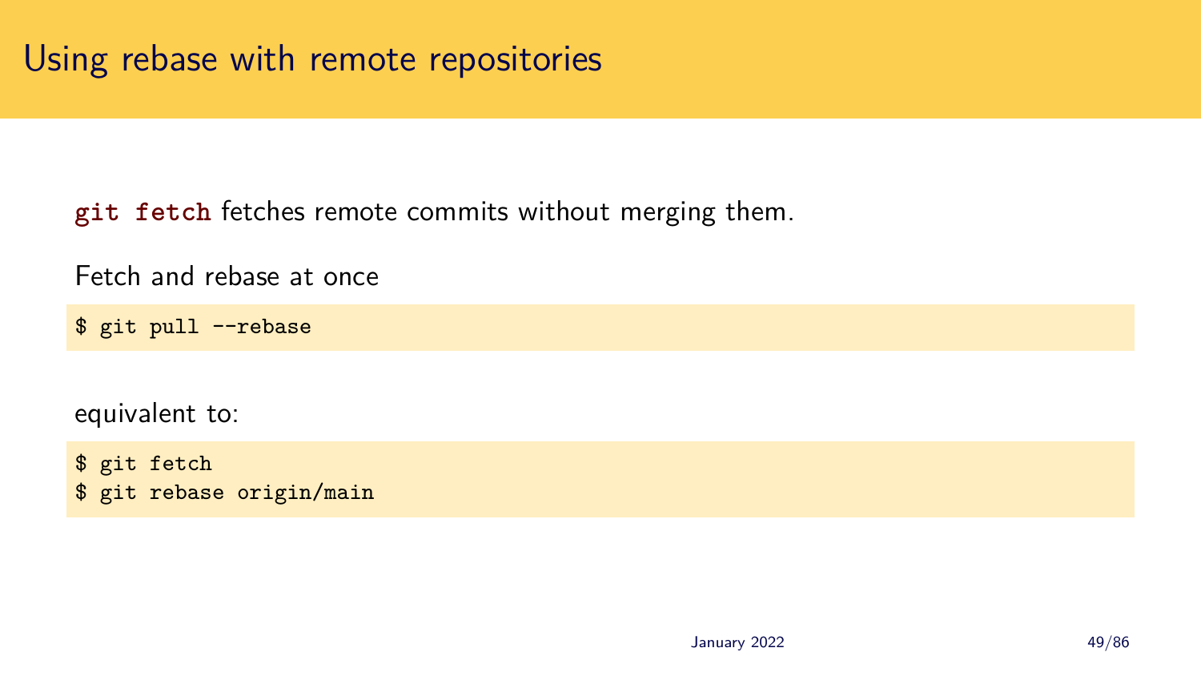# Using rebase with remote repositories

**`git fetch`** fetches remote commits without merging them.

Fetch and rebase at once

```
$ git pull --rebase
```

equivalent to:

```
$ git fetch
$ git rebase origin/main
```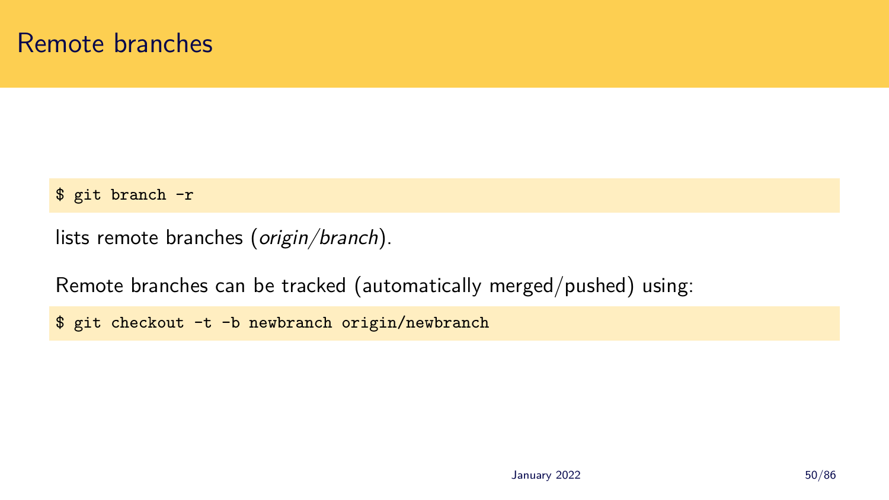# Remote branches

```
$ git branch -r
```

lists remote branches (*origin/branch*).

Remote branches can be tracked (automatically merged/pushed) using:

```
$ git checkout -t -b newbranch origin/newbranch
```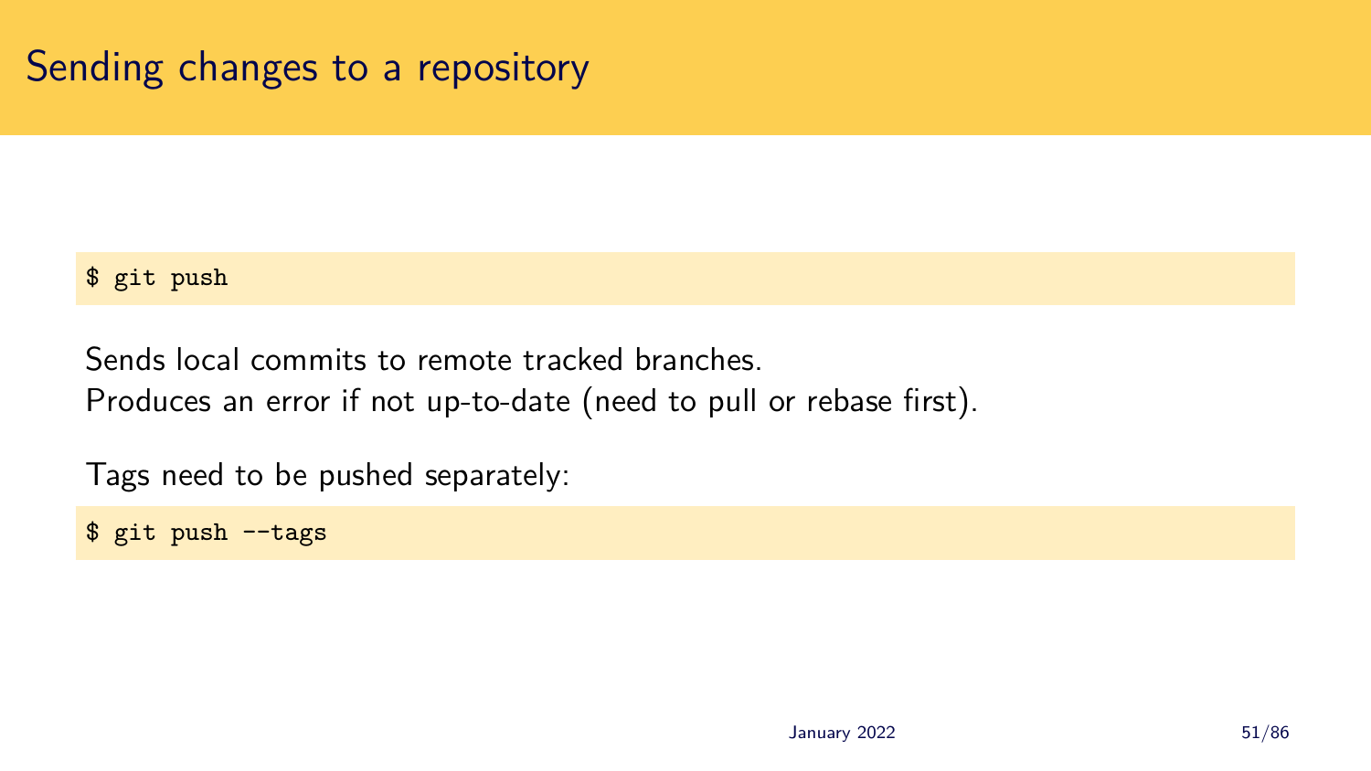# Sending changes to a repository

```
$ git push
```

Sends local commits to remote tracked branches.
Produces an error if not up-to-date (need to pull or rebase first).

Tags need to be pushed separately:

```
$ git push --tags
```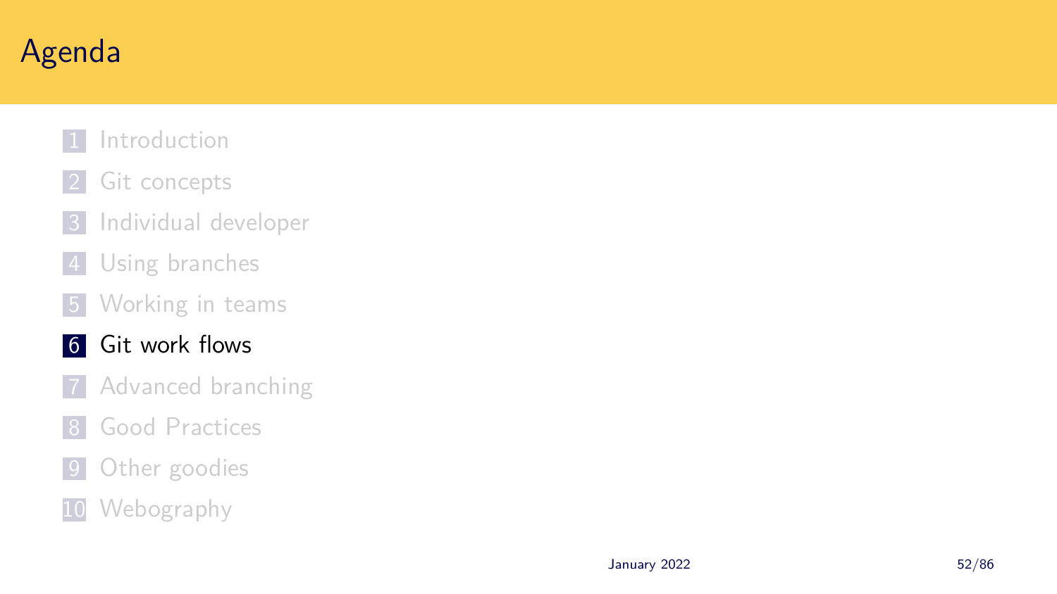# Agenda

1. Introduction
2. Git concepts
3. Individual developer
4. Using branches
5. Working in teams
6. **Git work flows**
7. Advanced branching
8. Good Practices
9. Other goodies
10. Webography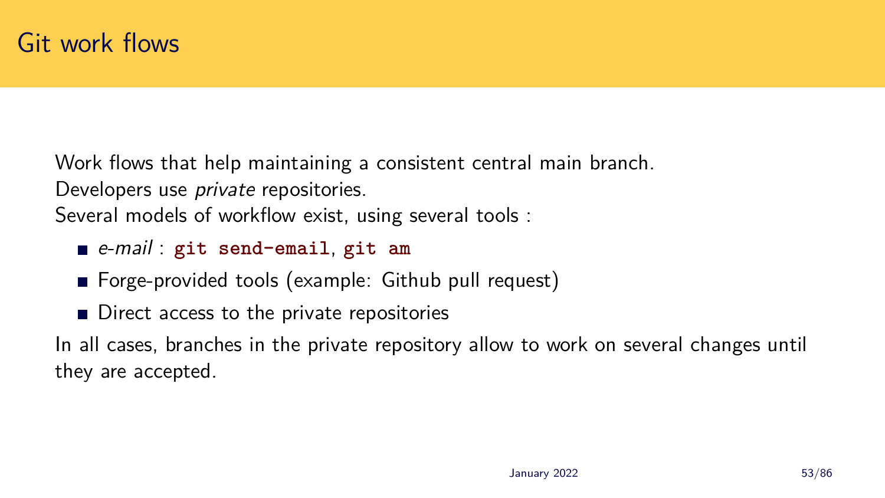# Git work flows

Work flows that help maintaining a consistent central main branch.
Developers use *private* repositories.
Several models of workflow exist, using several tools :

- *e-mail* : **`git send-email`**, **`git am`**
- Forge-provided tools (example: Github pull request)
- Direct access to the private repositories

In all cases, branches in the private repository allow to work on several changes until they are accepted.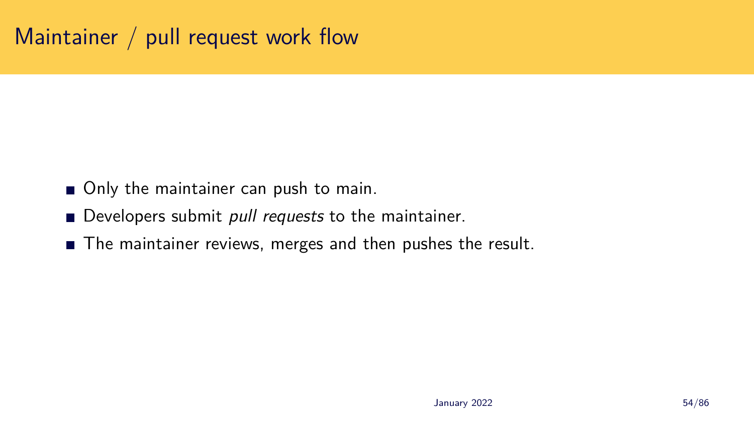# Maintainer / pull request work flow

- Only the maintainer can push to main.
- Developers submit *pull requests* to the maintainer.
- The maintainer reviews, merges and then pushes the result.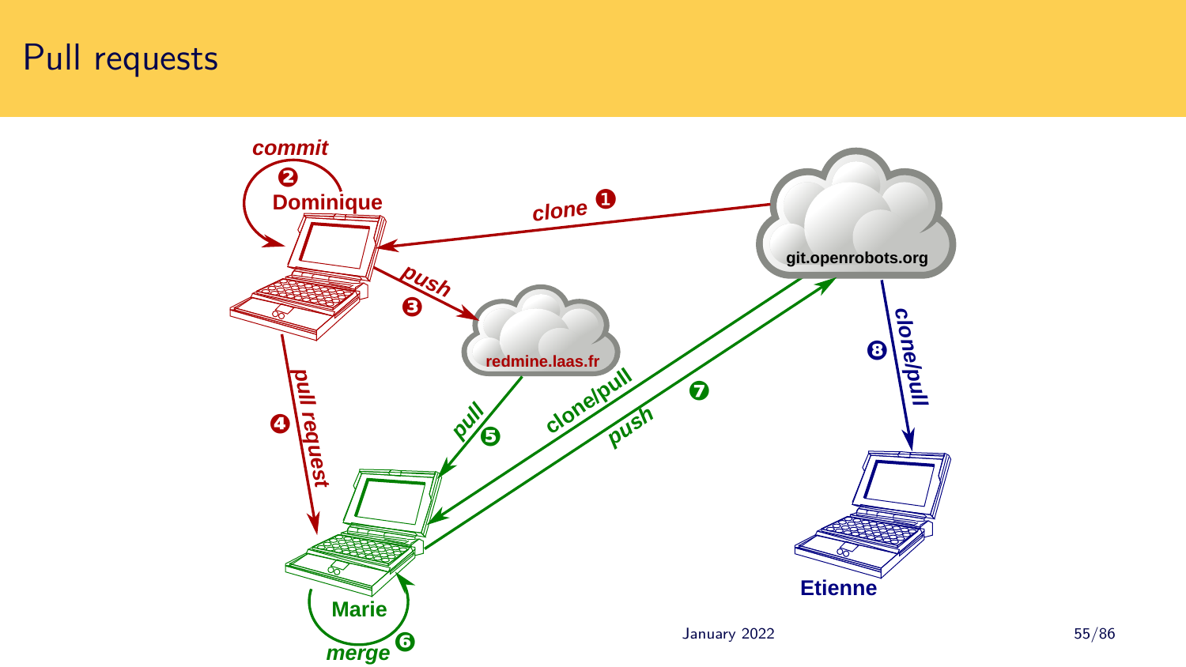# Pull requests

commit ❷

Dominique

clone ❶

git.openrobots.org

push ❸

redmine.laas.fr

pull request ❹

pull ❺

clone/pull

push ❼

clone/pull ❽

Marie

merge ❻

Etienne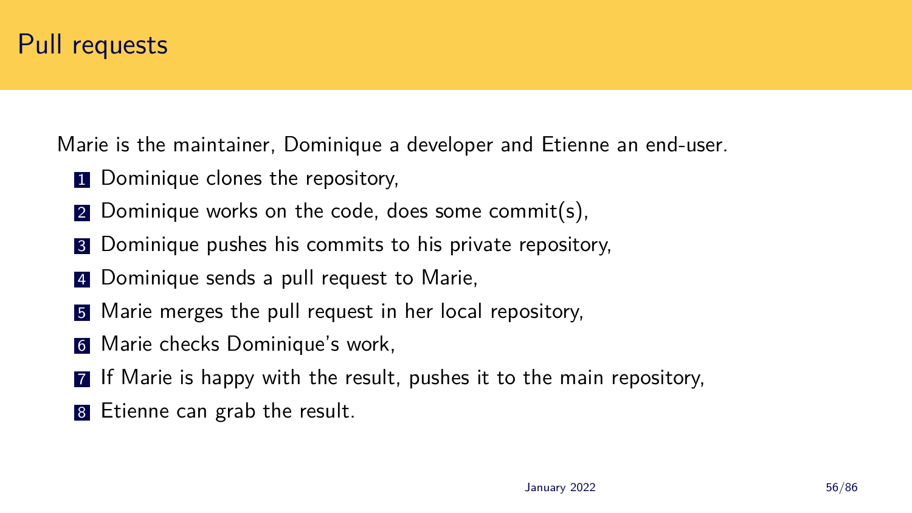# Pull requests

Marie is the maintainer, Dominique a developer and Etienne an end-user.

1. Dominique clones the repository,
2. Dominique works on the code, does some commit(s),
3. Dominique pushes his commits to his private repository,
4. Dominique sends a pull request to Marie,
5. Marie merges the pull request in her local repository,
6. Marie checks Dominique's work,
7. If Marie is happy with the result, pushes it to the main repository,
8. Etienne can grab the result.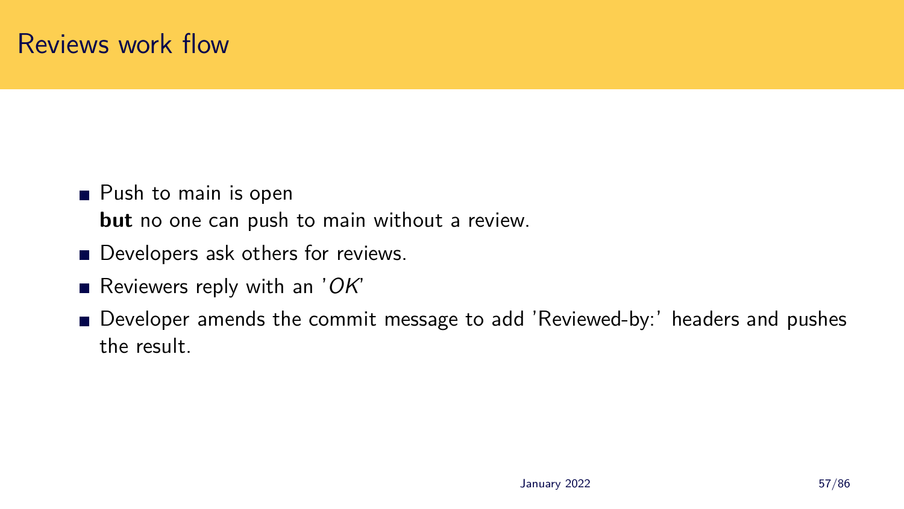# Reviews work flow

- Push to main is open
  **but** no one can push to main without a review.
- Developers ask others for reviews.
- Reviewers reply with an '*OK*'
- Developer amends the commit message to add 'Reviewed-by:' headers and pushes the result.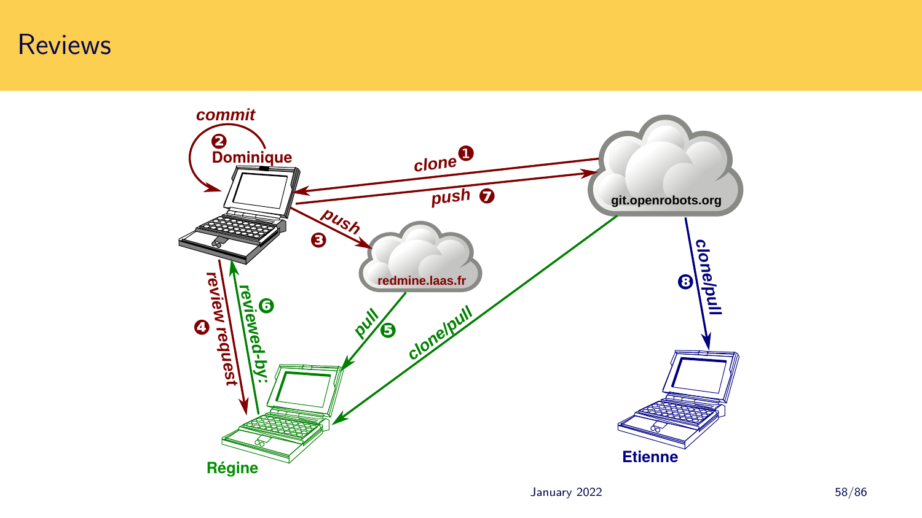# Reviews

commit

❷ Dominique

clone ❶

push ❼

git.openrobots.org

push ❸

redmine.laas.fr

❹ review request

reviewed-by: ❻

pull ❺

clone/pull

❽ clone/pull

Régine

Etienne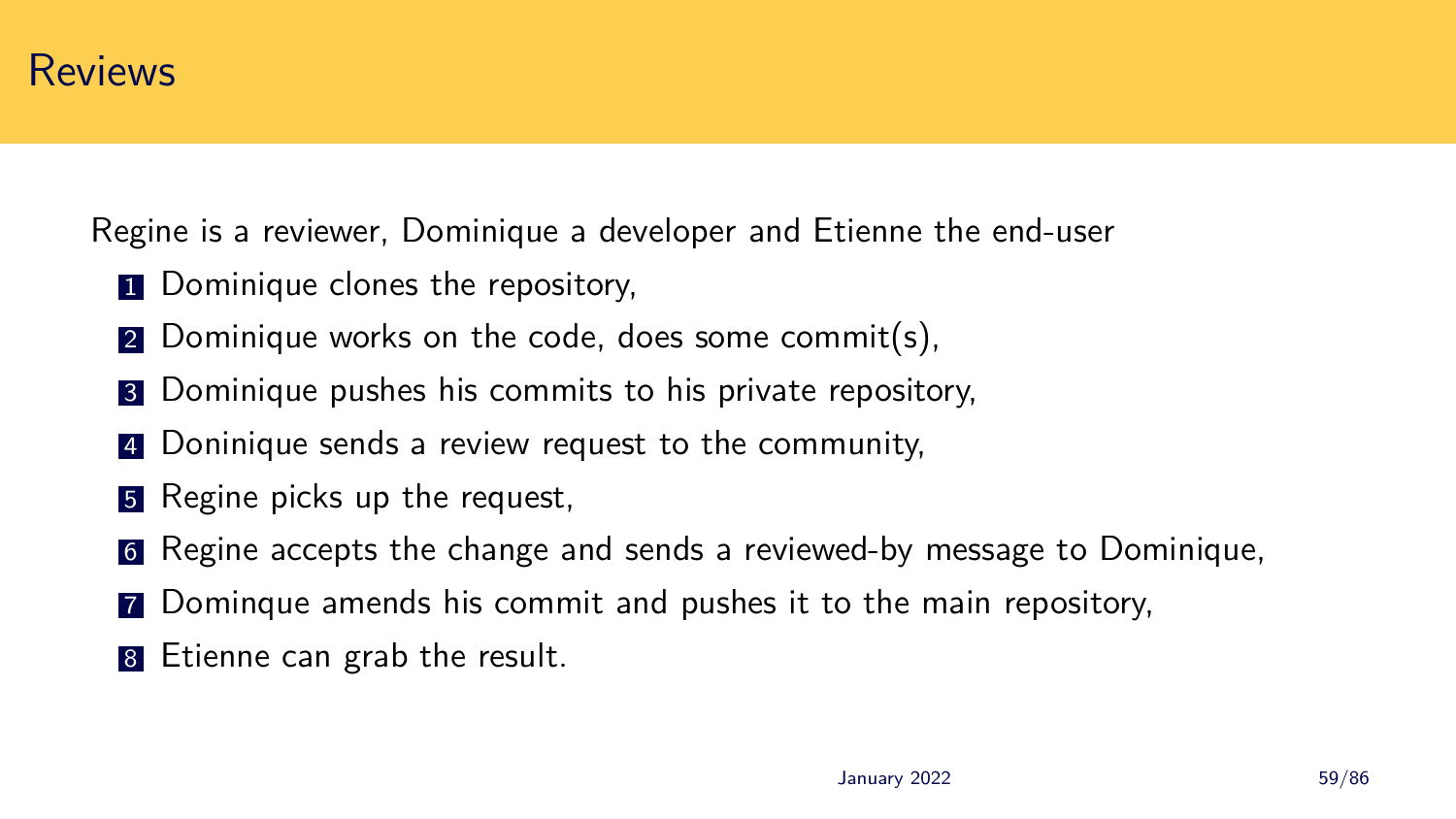# Reviews

Regine is a reviewer, Dominique a developer and Etienne the end-user

1. Dominique clones the repository,
2. Dominique works on the code, does some commit(s),
3. Dominique pushes his commits to his private repository,
4. Doninique sends a review request to the community,
5. Regine picks up the request,
6. Regine accepts the change and sends a reviewed-by message to Dominique,
7. Dominque amends his commit and pushes it to the main repository,
8. Etienne can grab the result.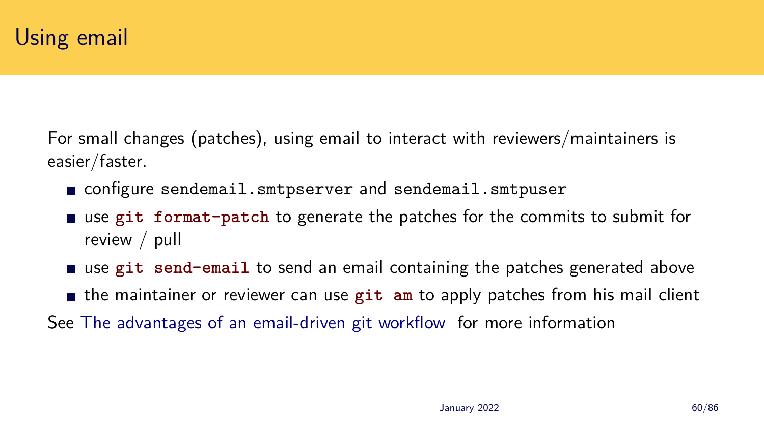# Using email

For small changes (patches), using email to interact with reviewers/maintainers is easier/faster.

- configure `sendemail.smtpserver` and `sendemail.smtpuser`
- use **`git format-patch`** to generate the patches for the commits to submit for review / pull
- use **`git send-email`** to send an email containing the patches generated above
- the maintainer or reviewer can use **`git am`** to apply patches from his mail client

See The advantages of an email-driven git workflow for more information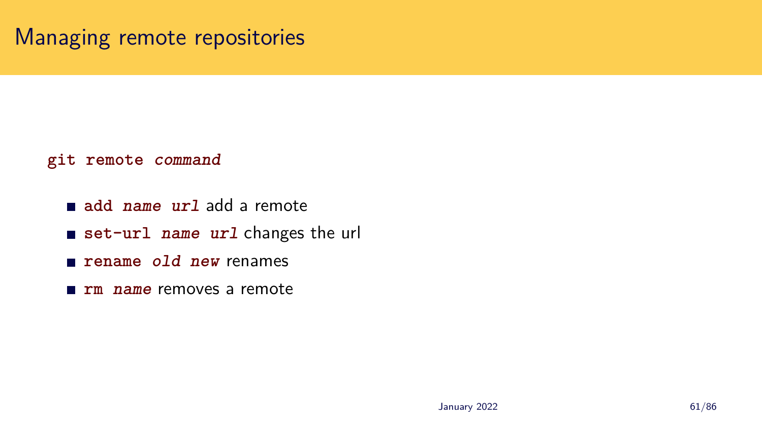# Managing remote repositories

**`git remote`** ***`command`***

- **`add`** ***`name url`*** add a remote
- **`set-url`** ***`name url`*** changes the url
- **`rename`** ***`old new`*** renames
- **`rm`** ***`name`*** removes a remote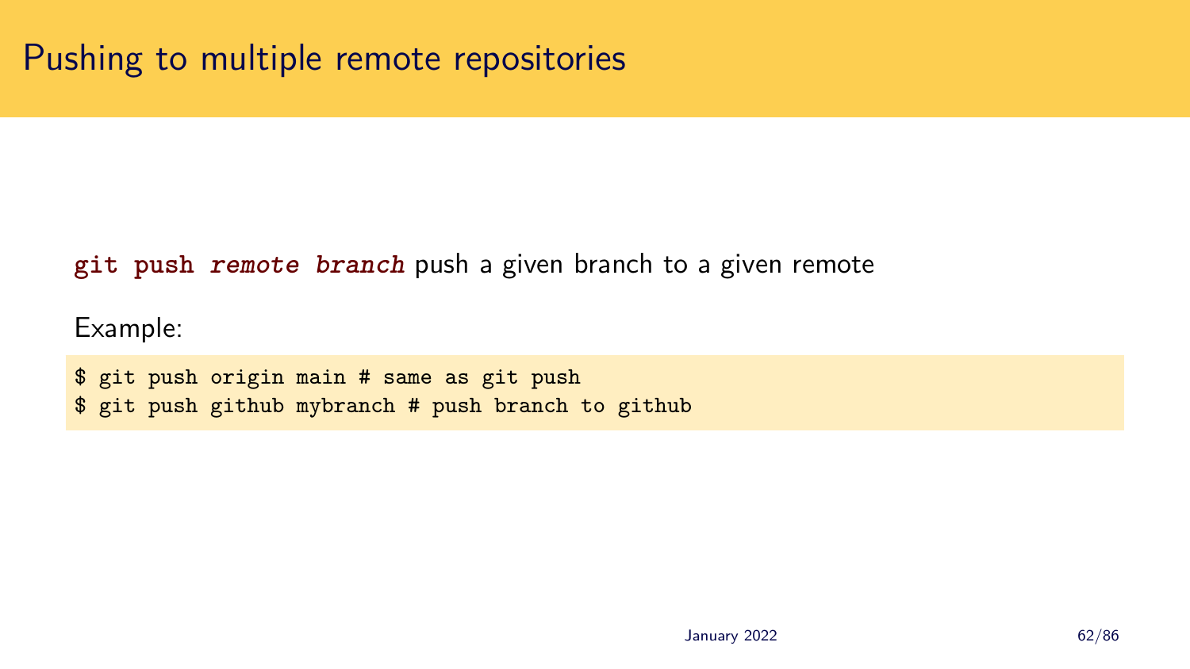# Pushing to multiple remote repositories

**`git push`** ***`remote branch`*** push a given branch to a given remote

Example:

```
$ git push origin main # same as git push
$ git push github mybranch # push branch to github
```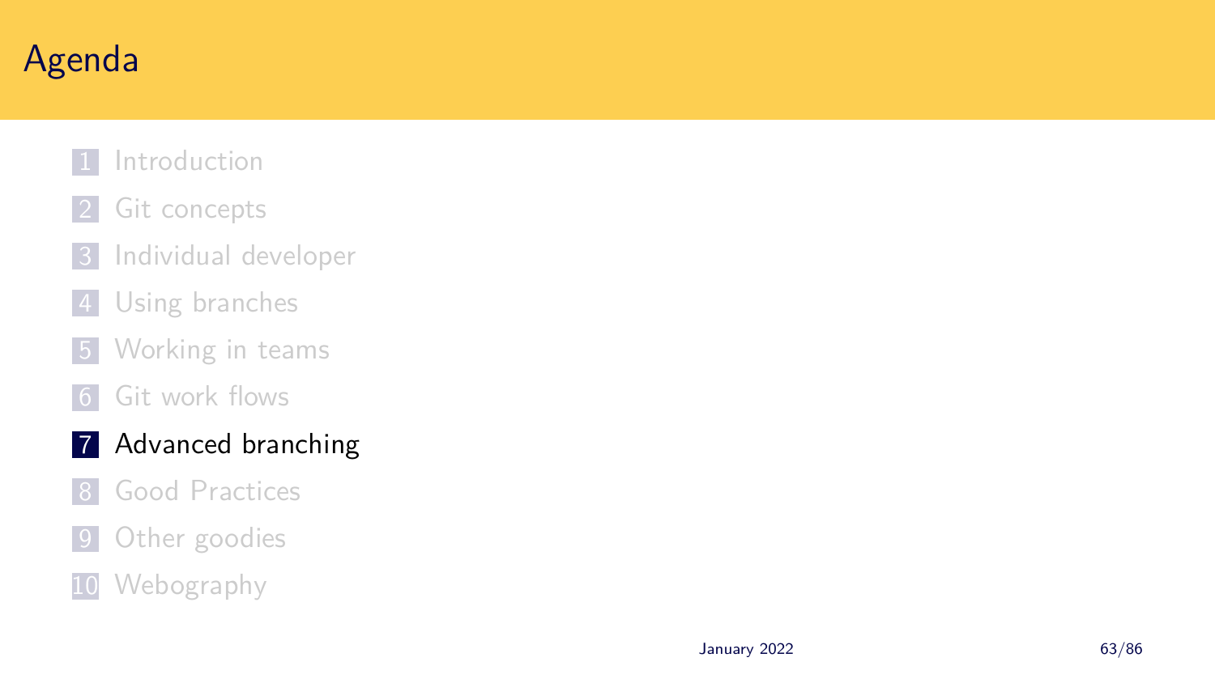# Agenda

1. Introduction
2. Git concepts
3. Individual developer
4. Using branches
5. Working in teams
6. Git work flows
7. **Advanced branching**
8. Good Practices
9. Other goodies
10. Webography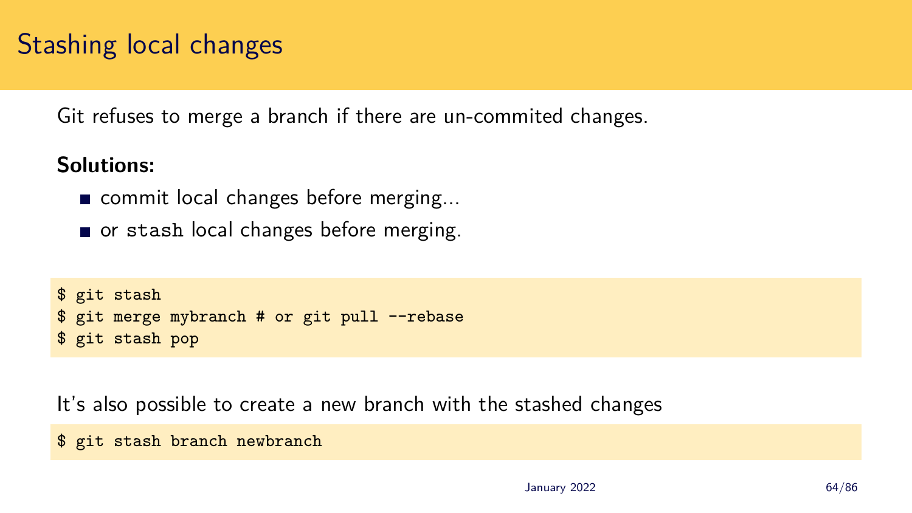# Stashing local changes

Git refuses to merge a branch if there are un-commited changes.

**Solutions:**

- commit local changes before merging...
- or `stash` local changes before merging.

```
$ git stash
$ git merge mybranch # or git pull --rebase
$ git stash pop
```

It's also possible to create a new branch with the stashed changes

```
$ git stash branch newbranch
```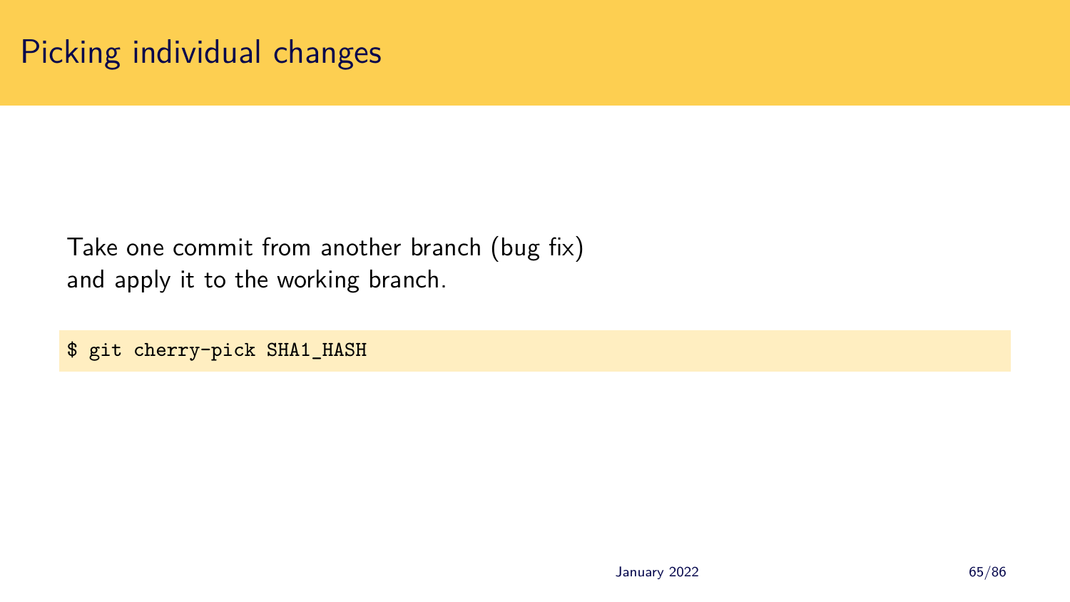# Picking individual changes

Take one commit from another branch (bug fix)
and apply it to the working branch.

```
$ git cherry-pick SHA1_HASH
```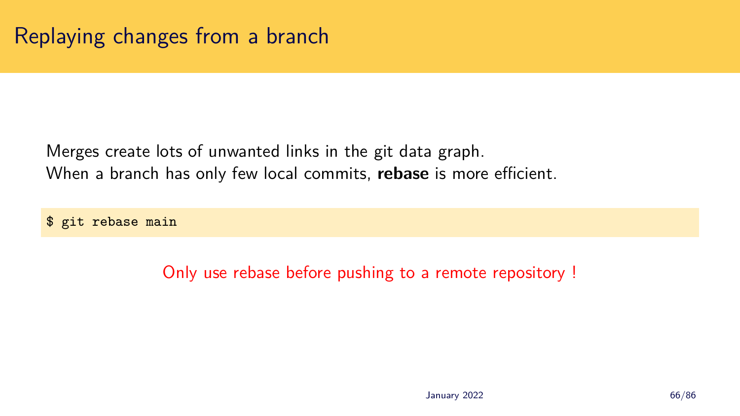# Replaying changes from a branch

Merges create lots of unwanted links in the git data graph.
When a branch has only few local commits, **rebase** is more efficient.

```
$ git rebase main
```

Only use rebase before pushing to a remote repository !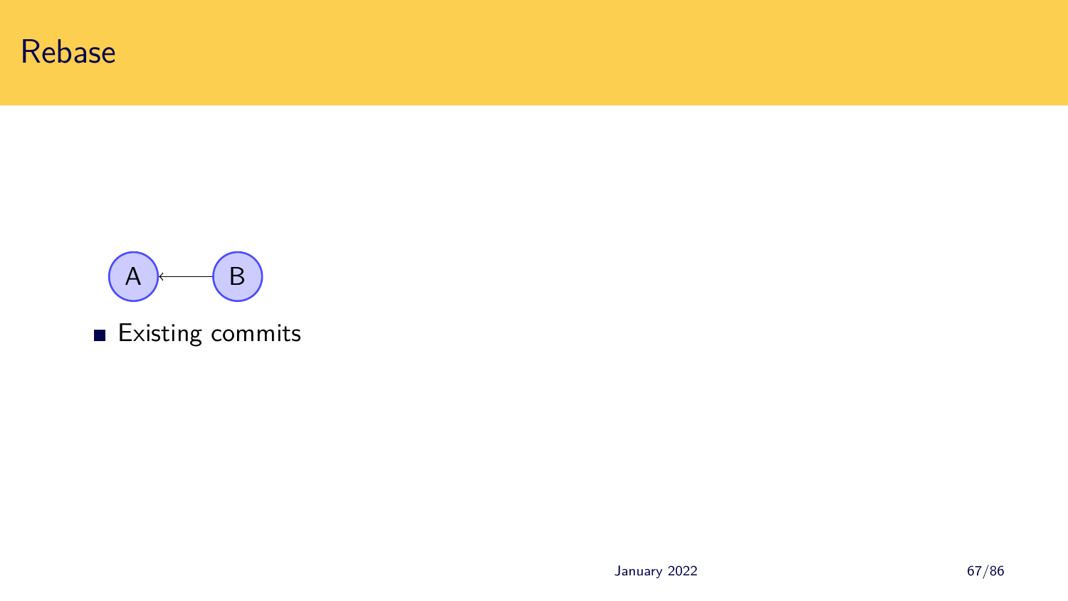# Rebase

A ← B

- Existing commits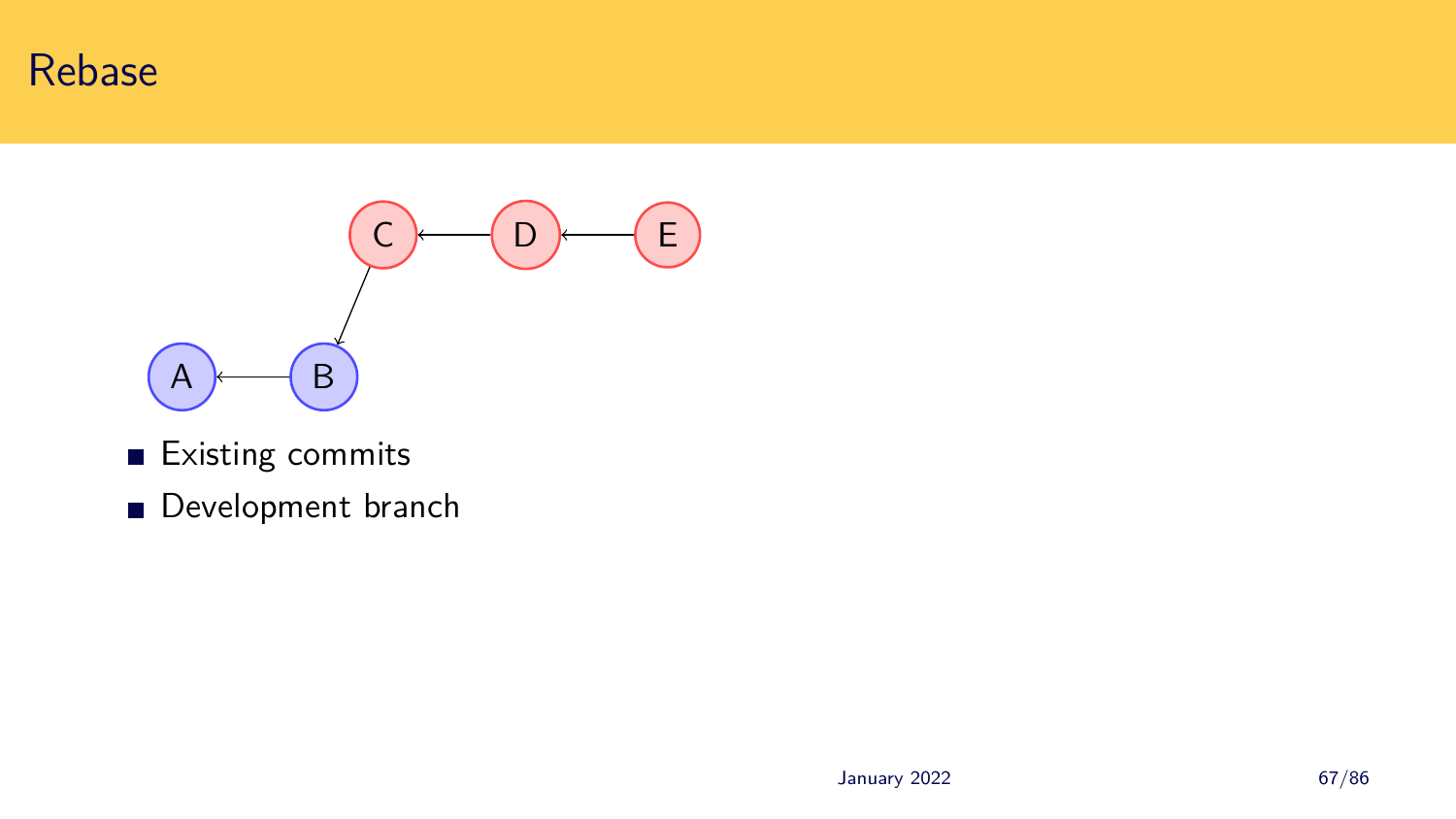# Rebase

- Existing commits
- Development branch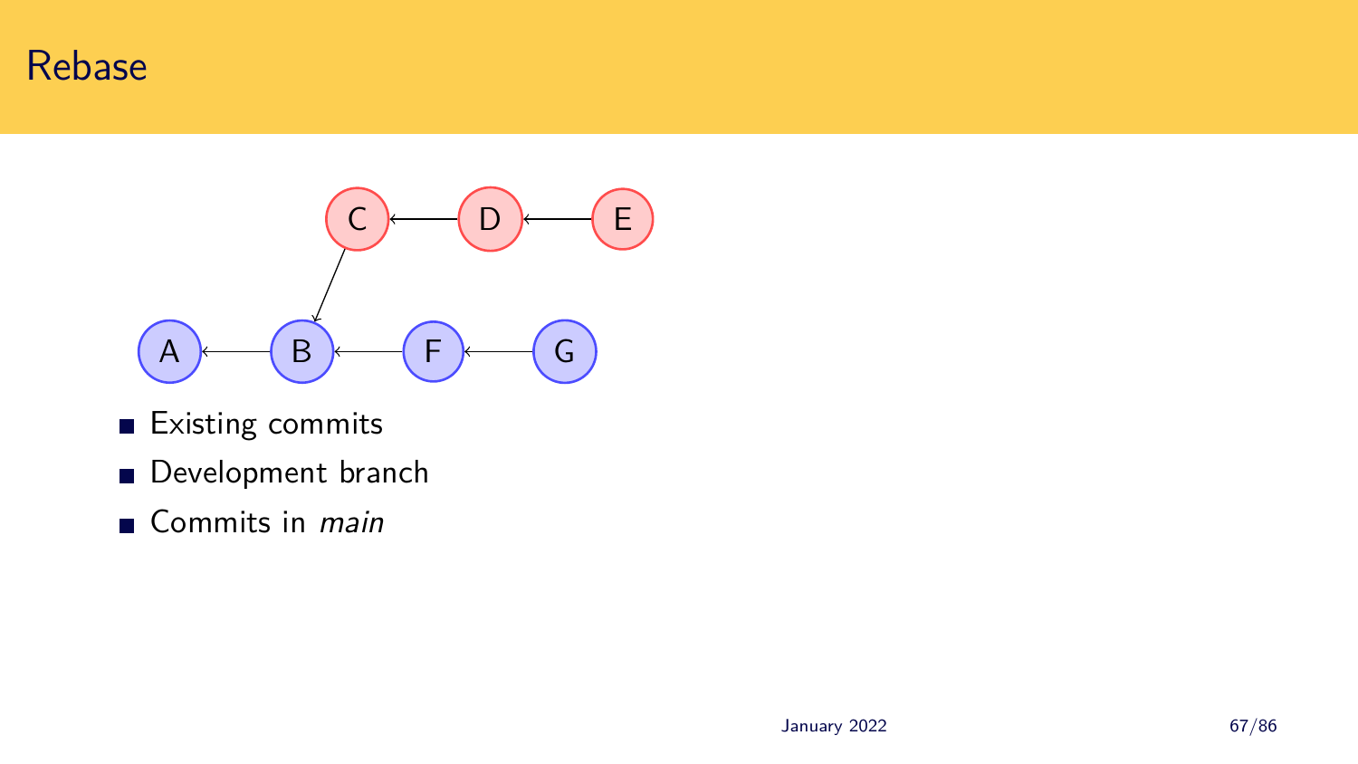# Rebase

- Existing commits
- Development branch
- Commits in *main*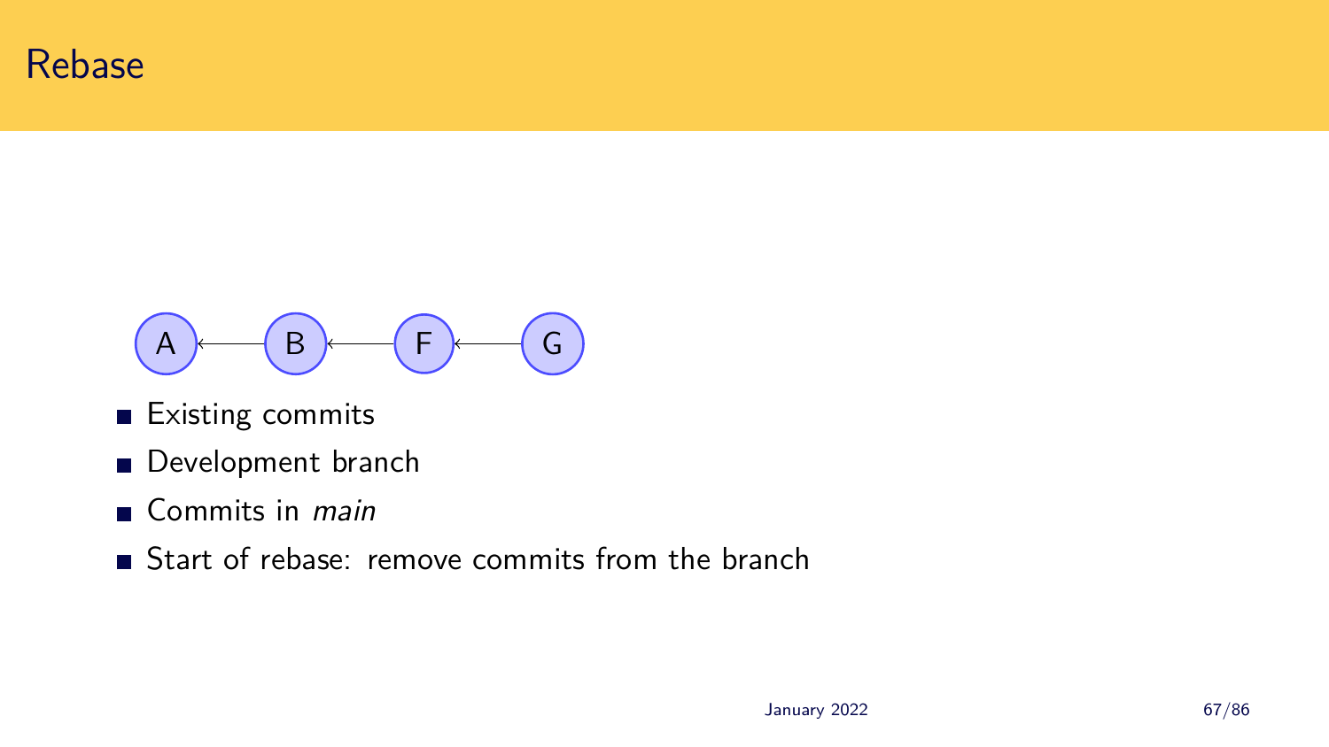# Rebase

A ← B ← F ← G

- Existing commits
- Development branch
- Commits in *main*
- Start of rebase: remove commits from the branch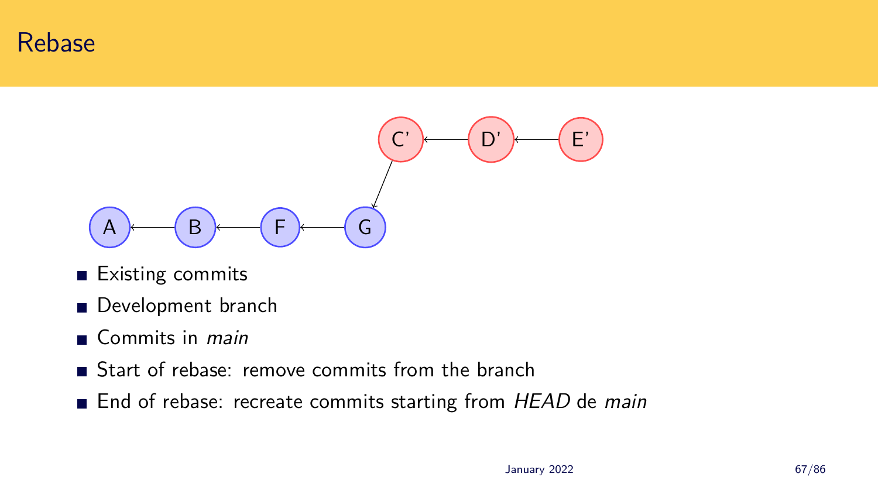# Rebase

- Existing commits
- Development branch
- Commits in *main*
- Start of rebase: remove commits from the branch
- End of rebase: recreate commits starting from *HEAD* de *main*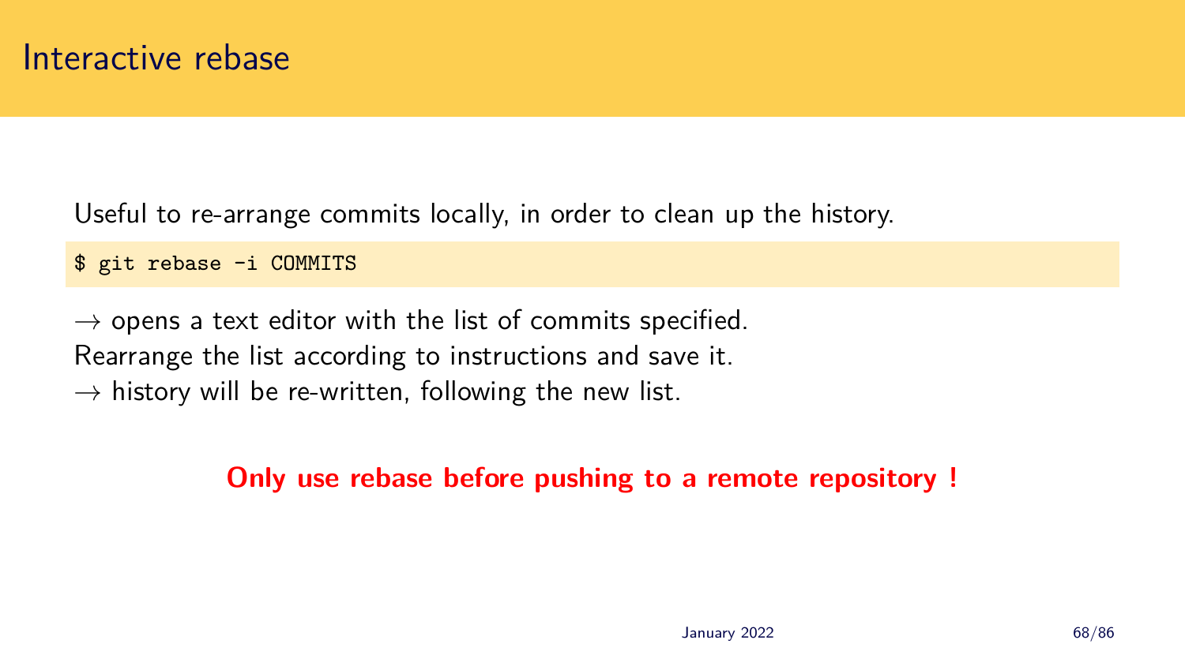# Interactive rebase

Useful to re-arrange commits locally, in order to clean up the history.

```
$ git rebase -i COMMITS
```

→ opens a text editor with the list of commits specified.
Rearrange the list according to instructions and save it.
→ history will be re-written, following the new list.

**Only use rebase before pushing to a remote repository !**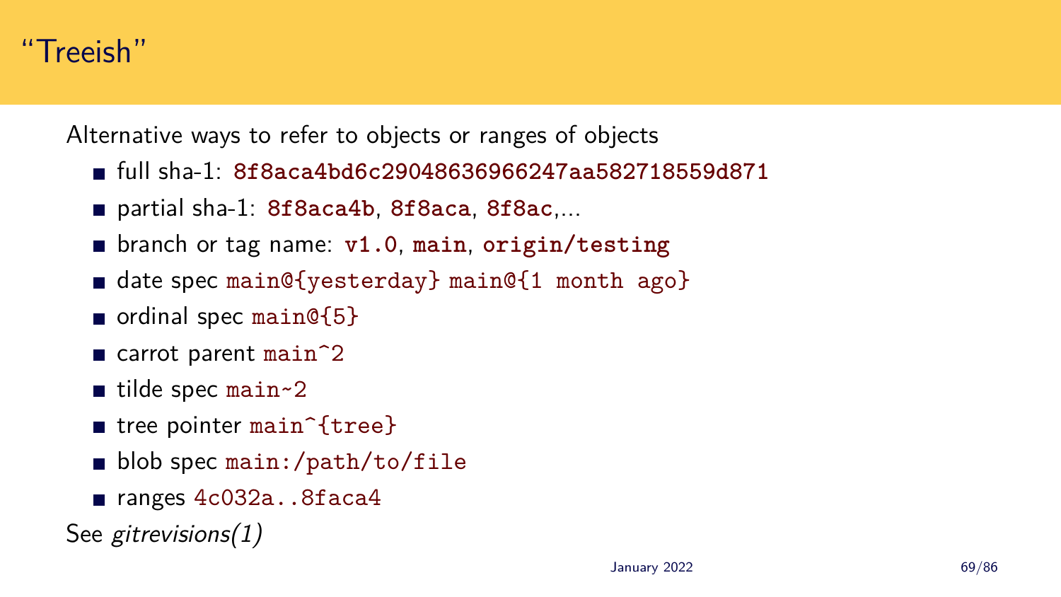# “Treeish”

Alternative ways to refer to objects or ranges of objects

- full sha-1: **`8f8aca4bd6c29048636966247aa582718559d871`**
- partial sha-1: **`8f8aca4b`**, **`8f8aca`**, **`8f8ac`**,...
- branch or tag name: **`v1.0`**, **`main`**, **`origin/testing`**
- date spec `main@{yesterday}` `main@{1 month ago}`
- ordinal spec `main@{5}`
- carrot parent `main^2`
- tilde spec `main~2`
- tree pointer `main^{tree}`
- blob spec `main:/path/to/file`
- ranges `4c032a..8faca4`

See *gitrevisions(1)*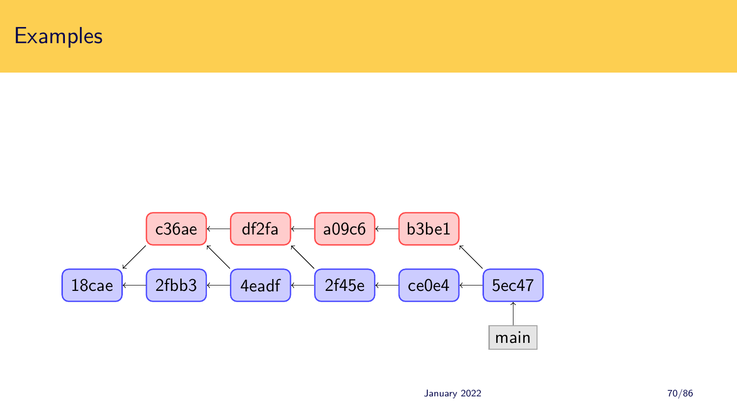# Examples

c36ae ← df2fa ← a09c6 ← b3be1

18cae ← 2fbb3 ← 4eadf ← 2f45e ← ce0e4 ← 5ec47

main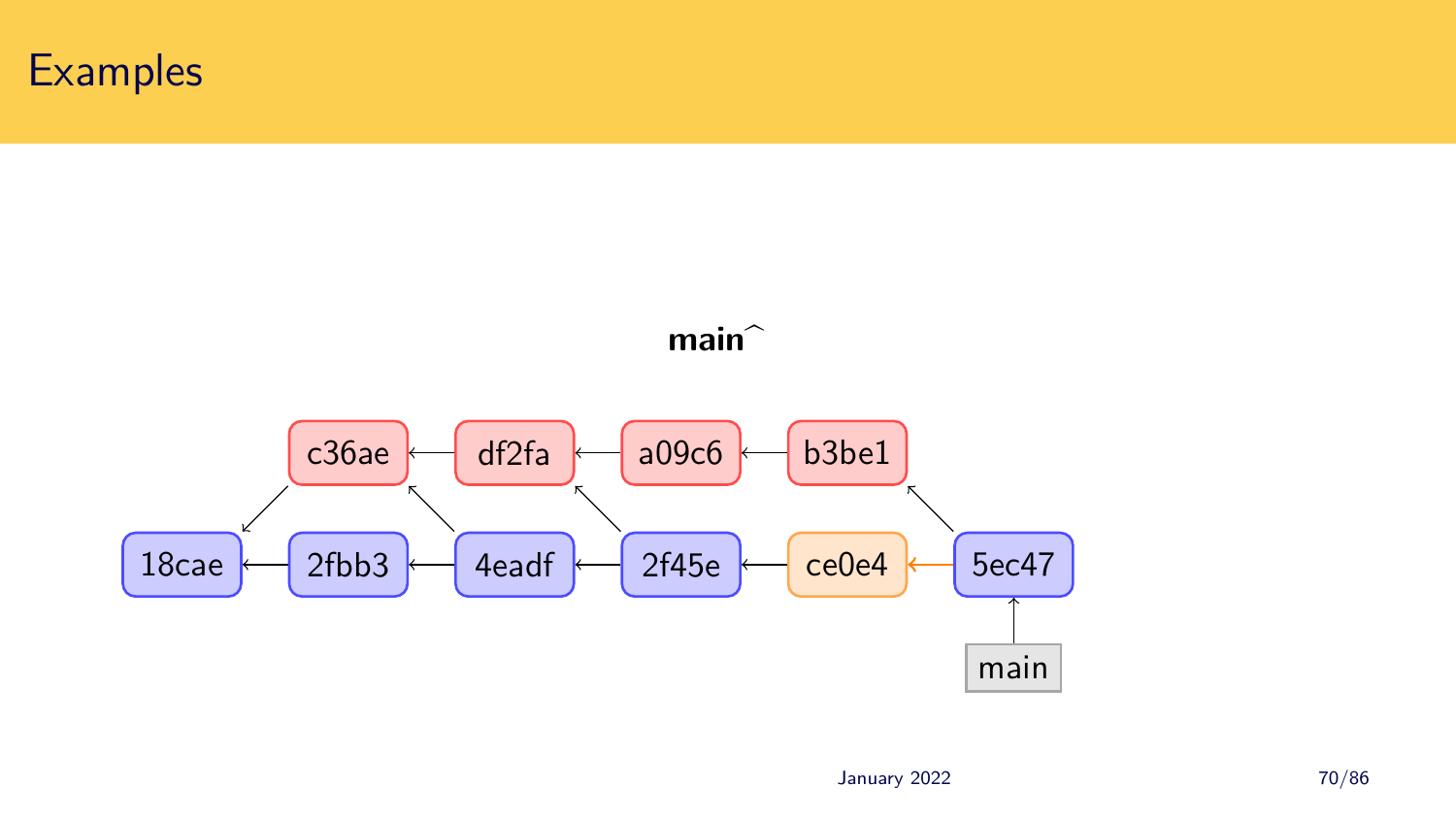# Examples

**main^**

c36ae ← df2fa ← a09c6 ← b3be1

18cae ← 2fbb3 ← 4eadf ← 2f45e ← ce0e4 ← 5ec47

main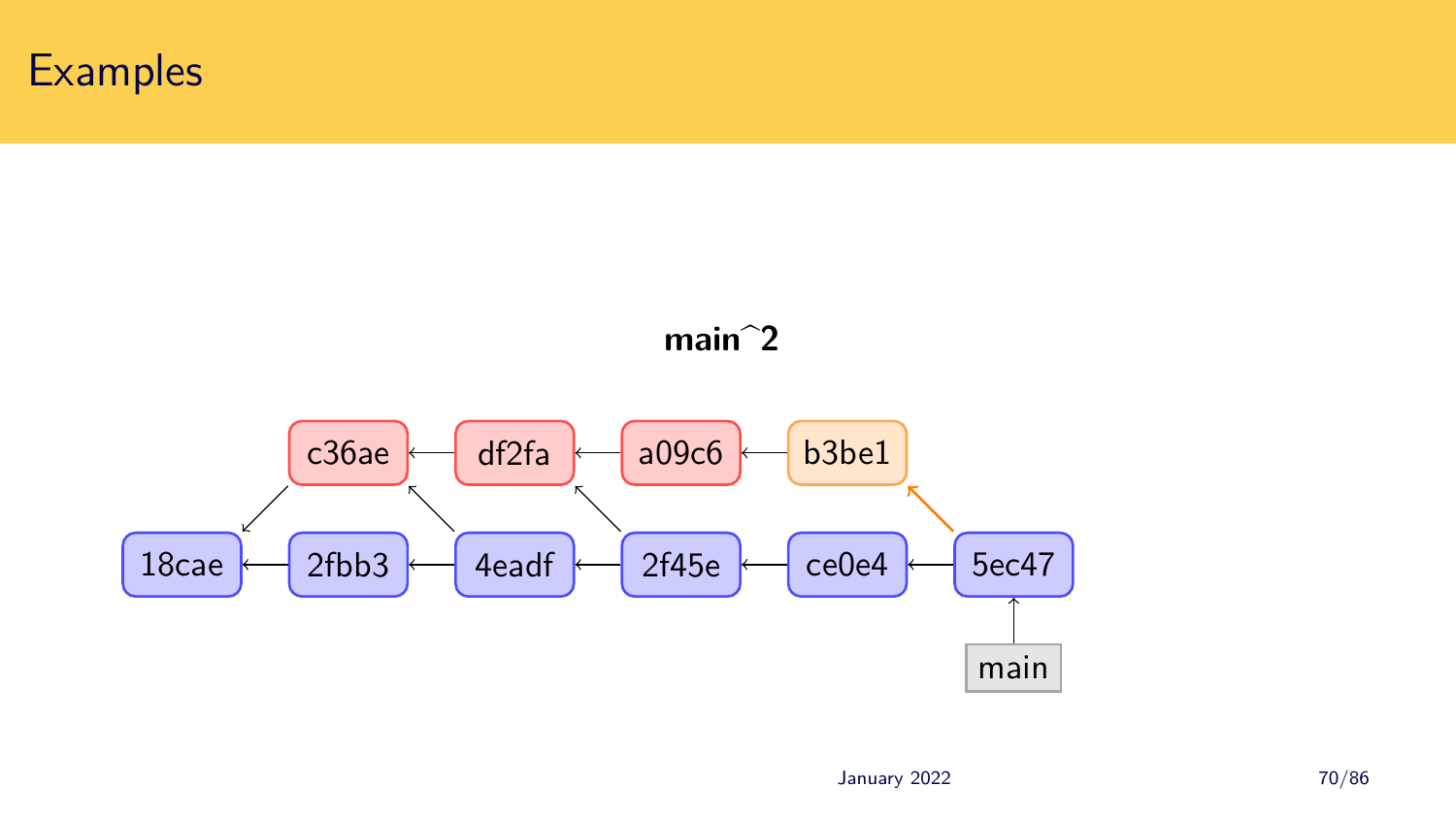# Examples

**main^2**

c36ae ← df2fa ← a09c6 ← b3be1

18cae ← 2fbb3 ← 4eadf ← 2f45e ← ce0e4 ← 5ec47

main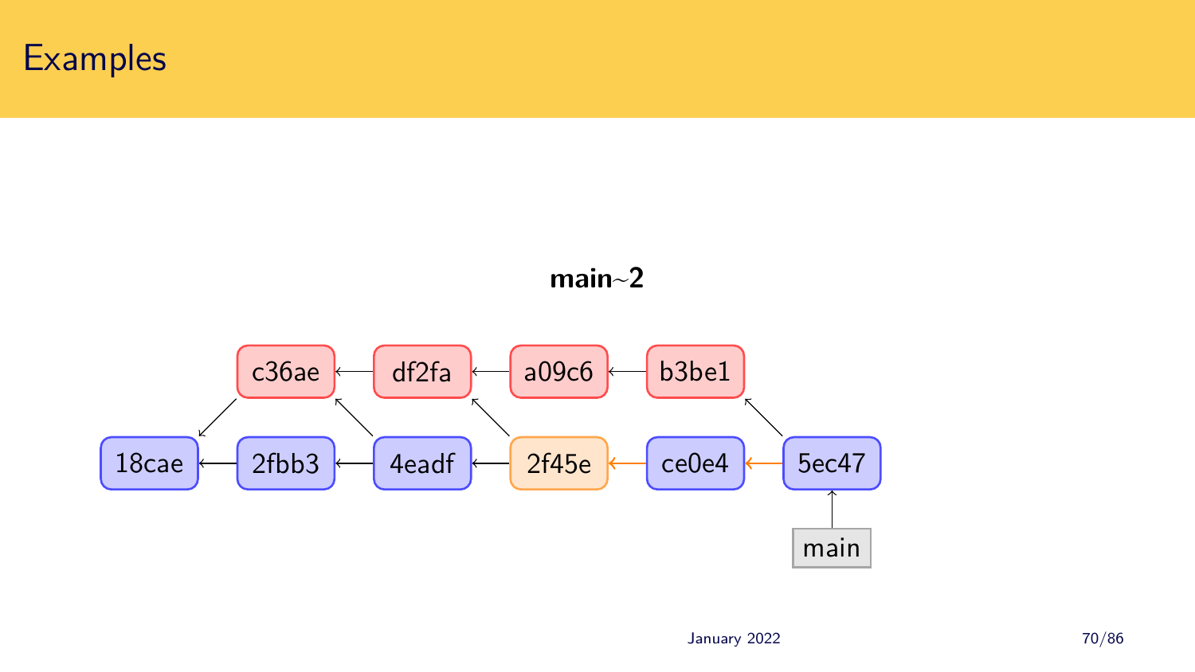# Examples

**main~2**

c36ae    df2fa    a09c6    b3be1

18cae    2fbb3    4eadf    2f45e    ce0e4    5ec47

main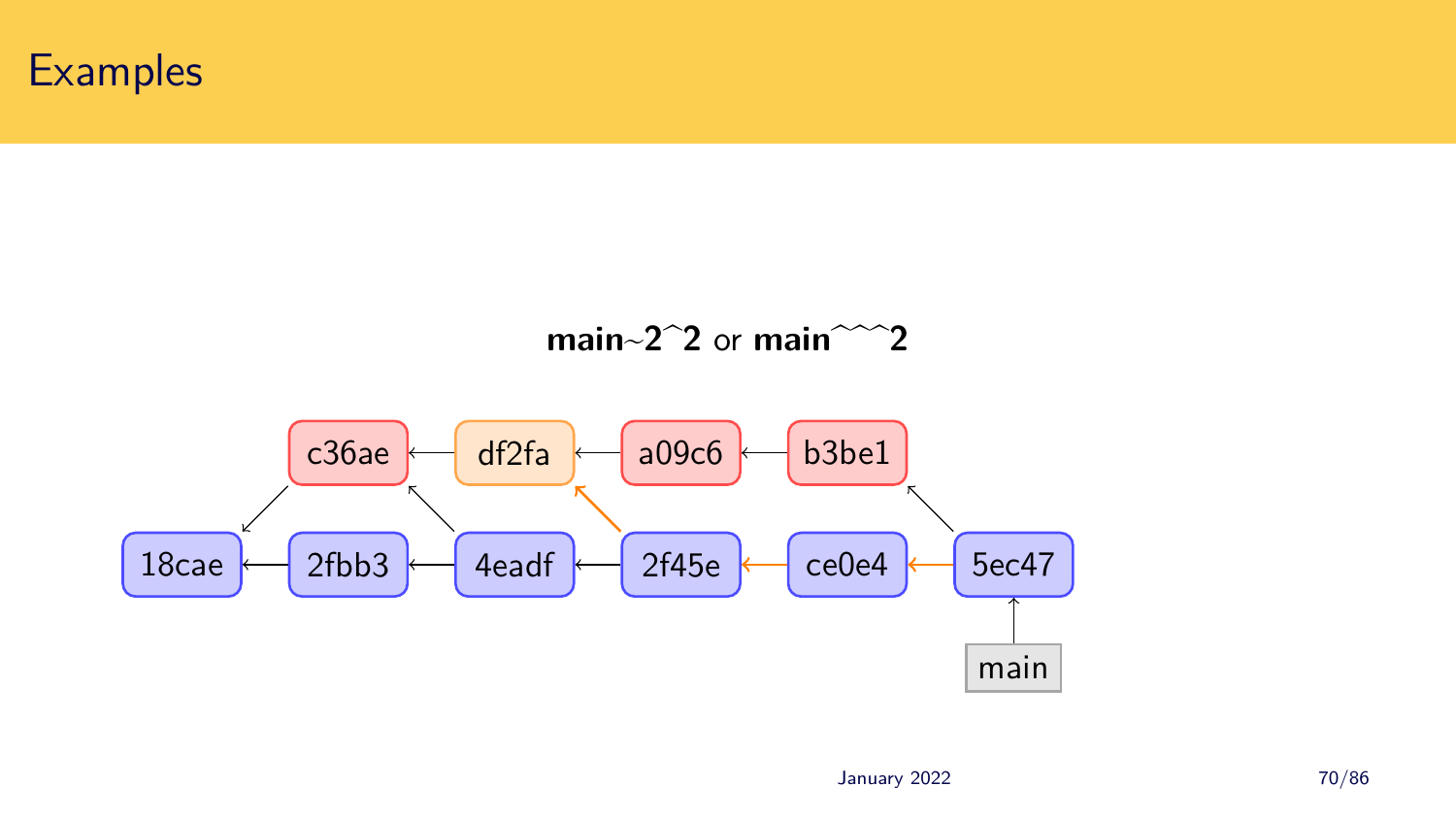# Examples

**main~2^2** or **main^^^^2**

c36ae df2fa a09c6 b3be1

18cae 2fbb3 4eadf 2f45e ce0e4 5ec47

main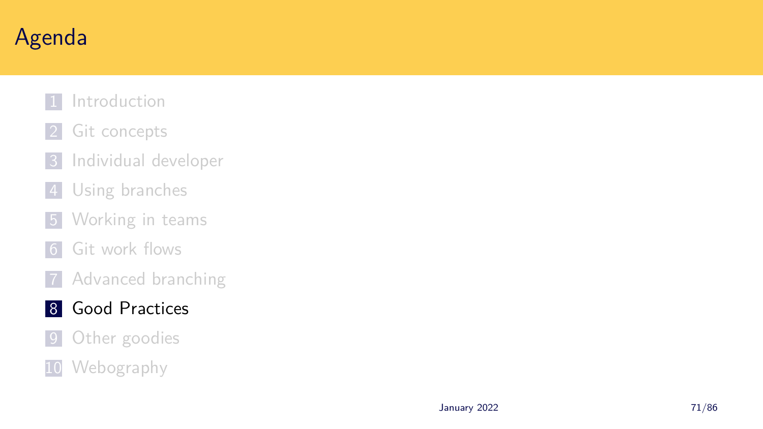# Agenda

1. Introduction
2. Git concepts
3. Individual developer
4. Using branches
5. Working in teams
6. Git work flows
7. Advanced branching
8. **Good Practices**
9. Other goodies
10. Webography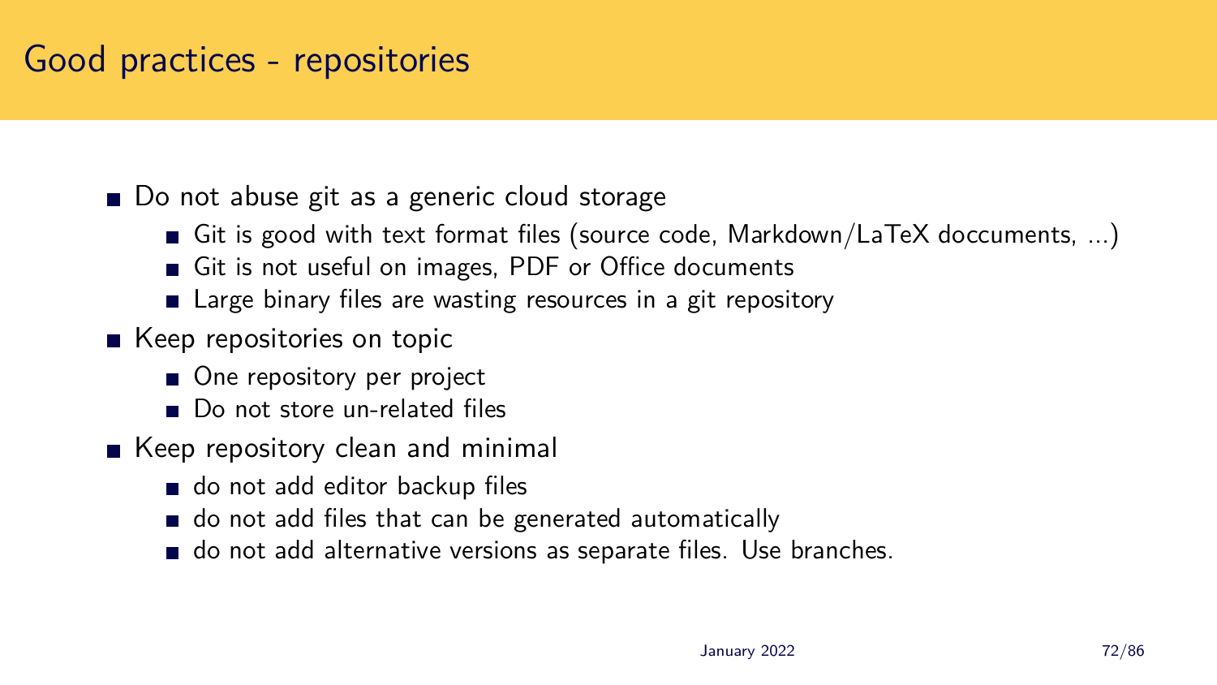# Good practices - repositories

- Do not abuse git as a generic cloud storage
  - Git is good with text format files (source code, Markdown/LaTeX doccuments, ...)
  - Git is not useful on images, PDF or Office documents
  - Large binary files are wasting resources in a git repository
- Keep repositories on topic
  - One repository per project
  - Do not store un-related files
- Keep repository clean and minimal
  - do not add editor backup files
  - do not add files that can be generated automatically
  - do not add alternative versions as separate files. Use branches.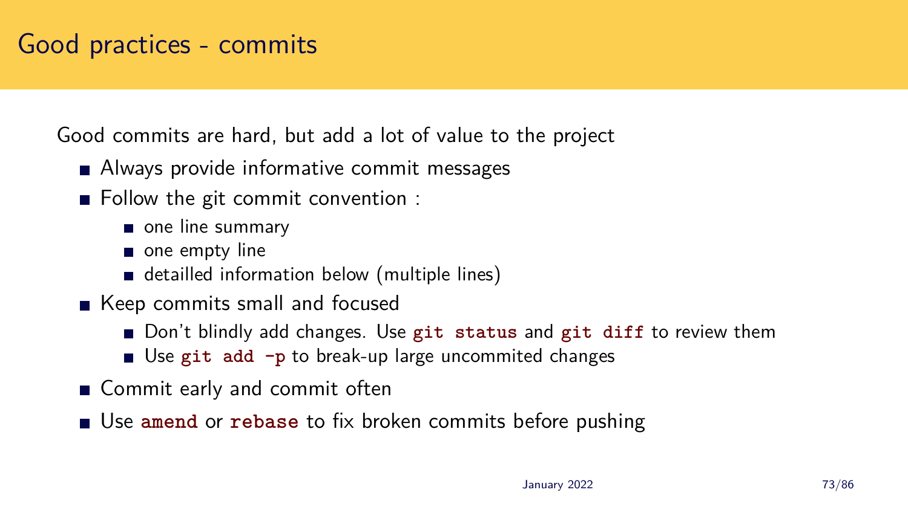# Good practices - commits

Good commits are hard, but add a lot of value to the project

- Always provide informative commit messages
- Follow the git commit convention :
  - one line summary
  - one empty line
  - detailled information below (multiple lines)
- Keep commits small and focused
  - Don't blindly add changes. Use `git status` and `git diff` to review them
  - Use `git add -p` to break-up large uncommited changes
- Commit early and commit often
- Use `amend` or `rebase` to fix broken commits before pushing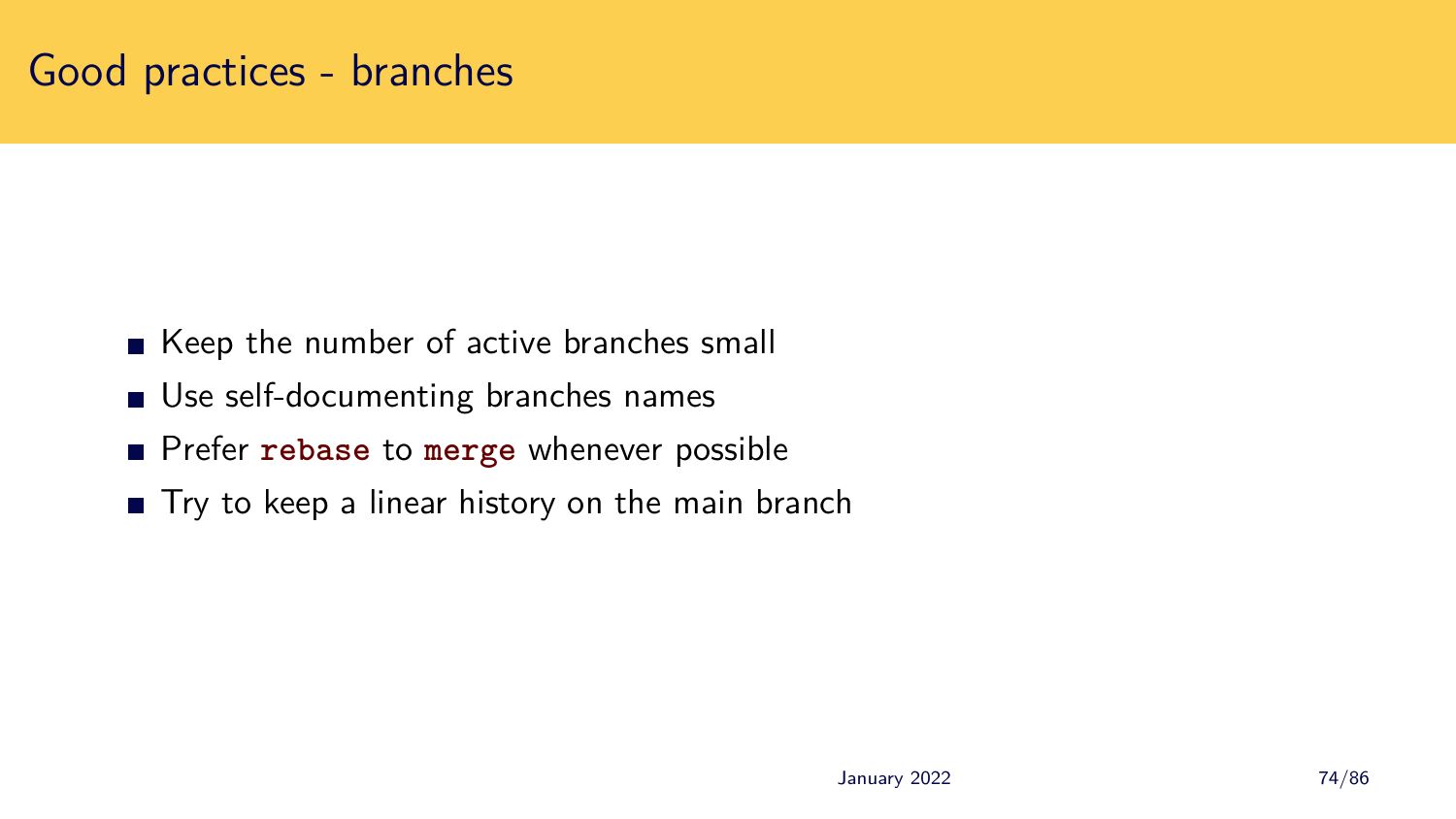# Good practices - branches

- Keep the number of active branches small
- Use self-documenting branches names
- Prefer `rebase` to `merge` whenever possible
- Try to keep a linear history on the main branch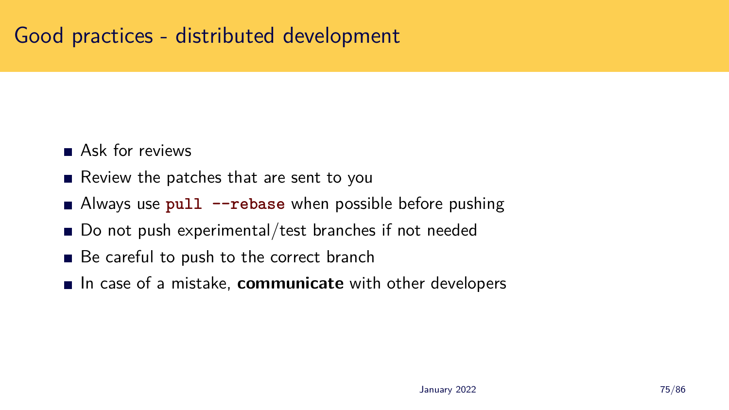# Good practices - distributed development

- Ask for reviews
- Review the patches that are sent to you
- Always use `pull --rebase` when possible before pushing
- Do not push experimental/test branches if not needed
- Be careful to push to the correct branch
- In case of a mistake, **communicate** with other developers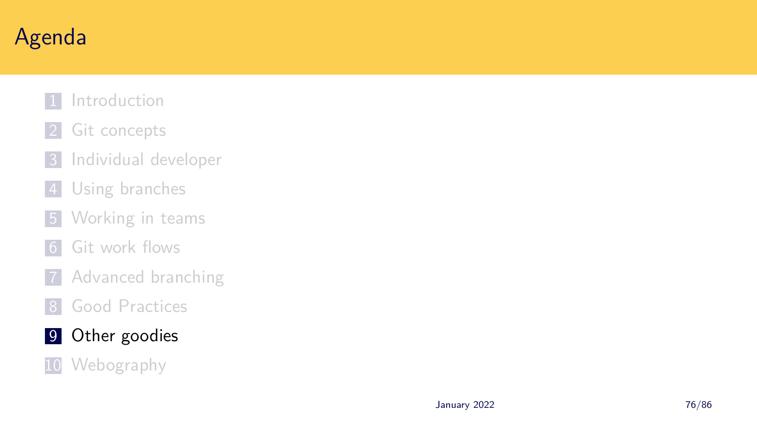# Agenda

1. Introduction
2. Git concepts
3. Individual developer
4. Using branches
5. Working in teams
6. Git work flows
7. Advanced branching
8. Good Practices
9. **Other goodies**
10. Webography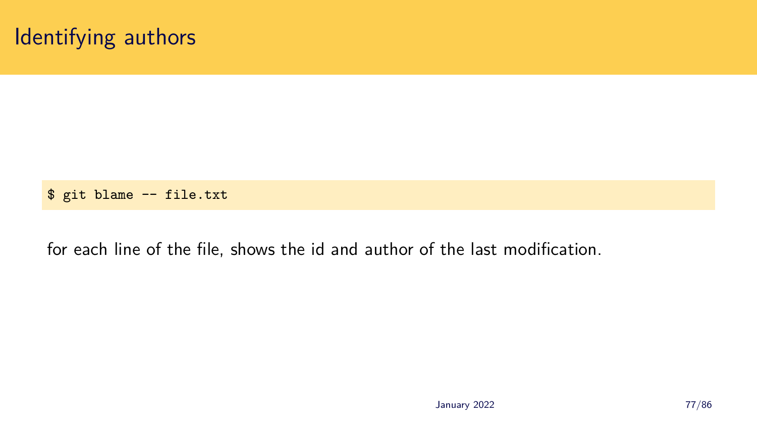# Identifying authors

```
$ git blame -- file.txt
```

for each line of the file, shows the id and author of the last modification.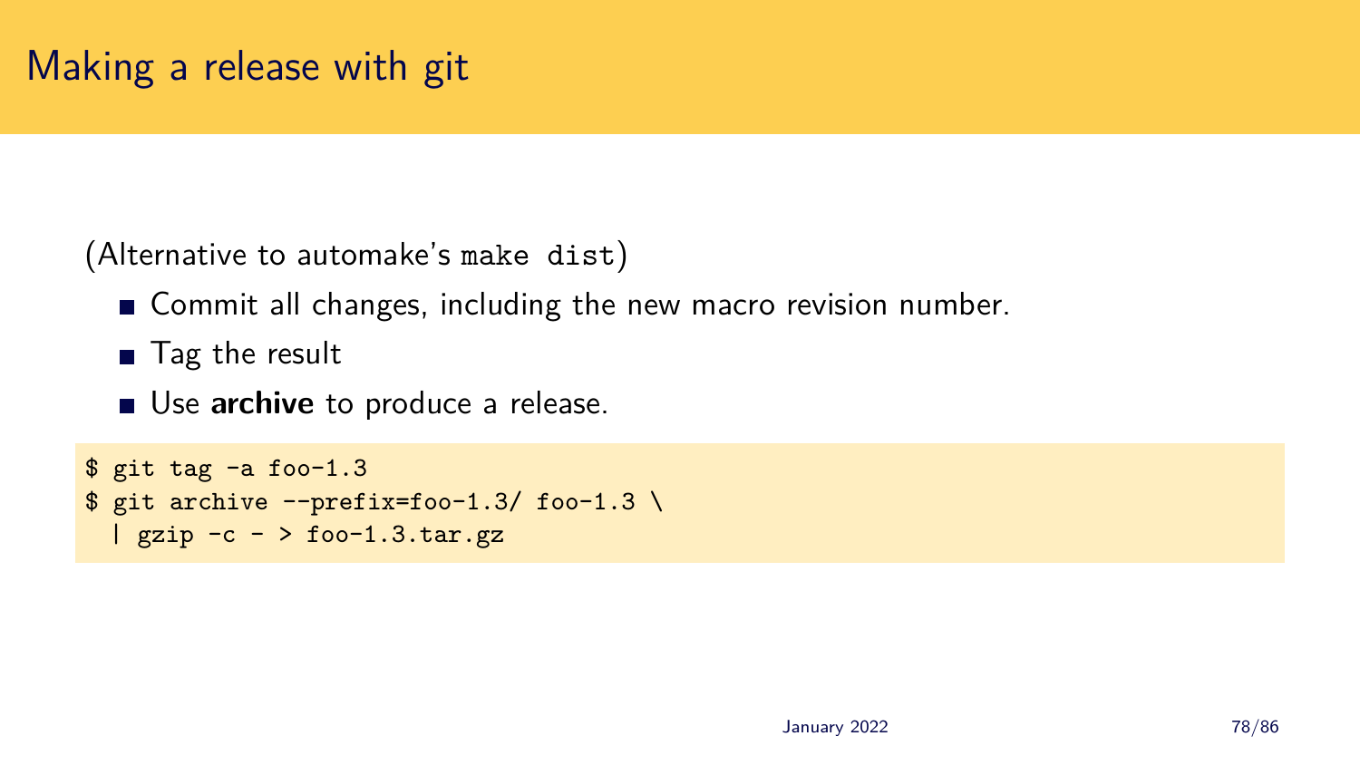# Making a release with git

(Alternative to automake's `make dist`)

- Commit all changes, including the new macro revision number.
- Tag the result
- Use **archive** to produce a release.

```
$ git tag -a foo-1.3
$ git archive --prefix=foo-1.3/ foo-1.3 \
  | gzip -c - > foo-1.3.tar.gz
```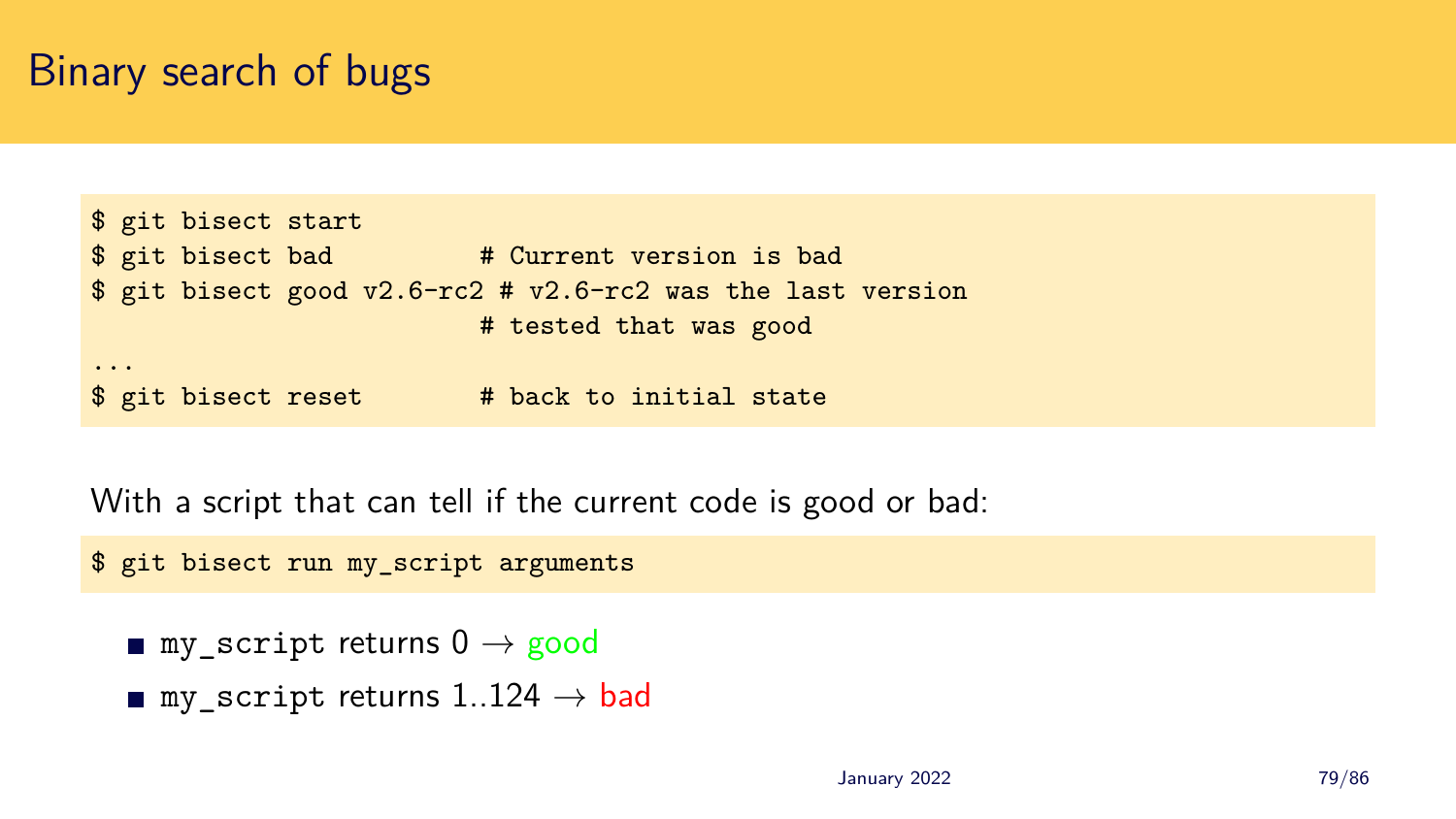# Binary search of bugs

```
$ git bisect start
$ git bisect bad         # Current version is bad
$ git bisect good v2.6-rc2 # v2.6-rc2 was the last version
                         # tested that was good
...
$ git bisect reset       # back to initial state
```

With a script that can tell if the current code is good or bad:

```
$ git bisect run my_script arguments
```

- `my_script` returns 0 → good
- `my_script` returns 1..124 → bad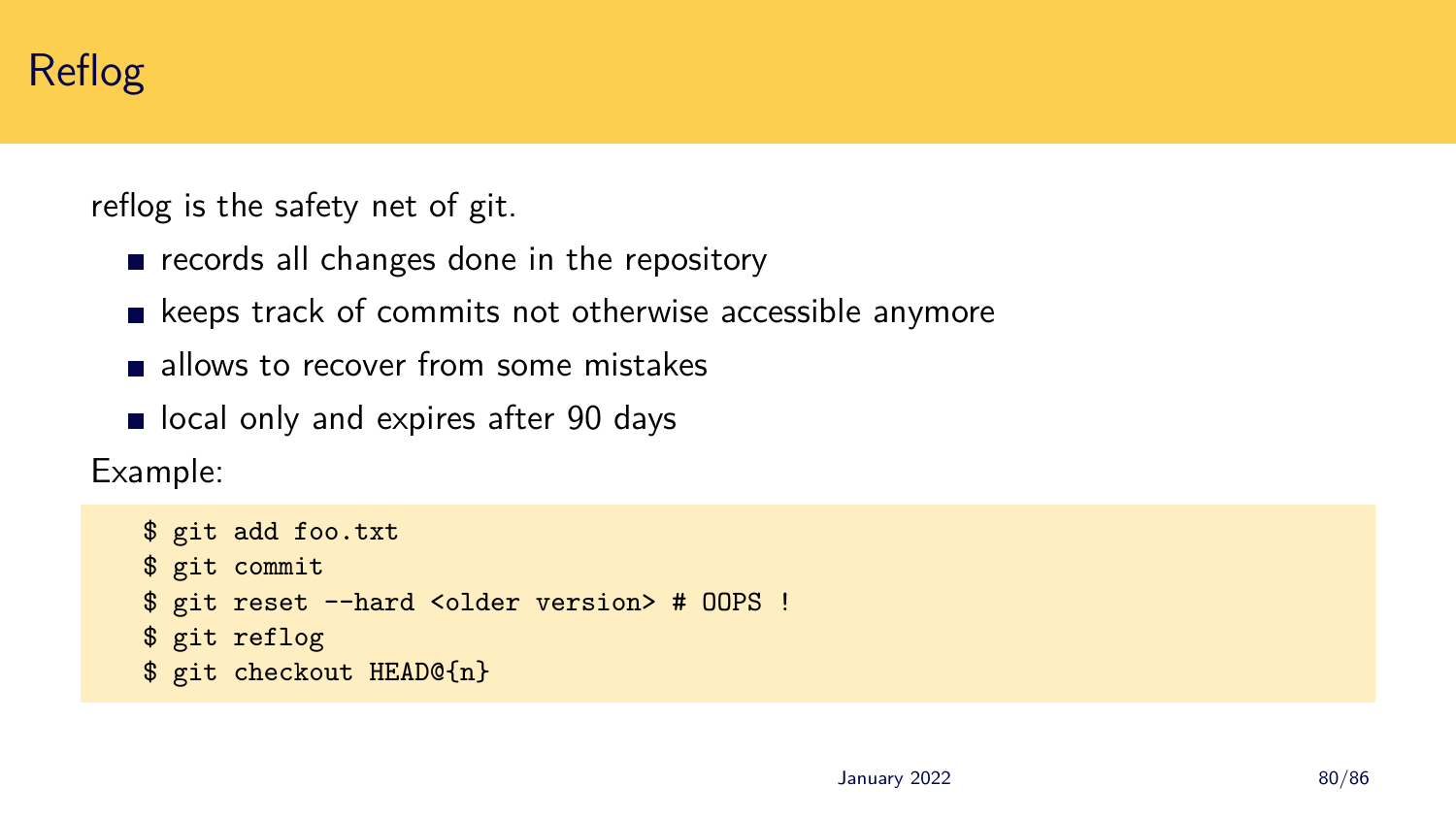# Reflog

reflog is the safety net of git.

- records all changes done in the repository
- keeps track of commits not otherwise accessible anymore
- allows to recover from some mistakes
- local only and expires after 90 days

Example:

```
$ git add foo.txt
$ git commit
$ git reset --hard <older version> # OOPS !
$ git reflog
$ git checkout HEAD@{n}
```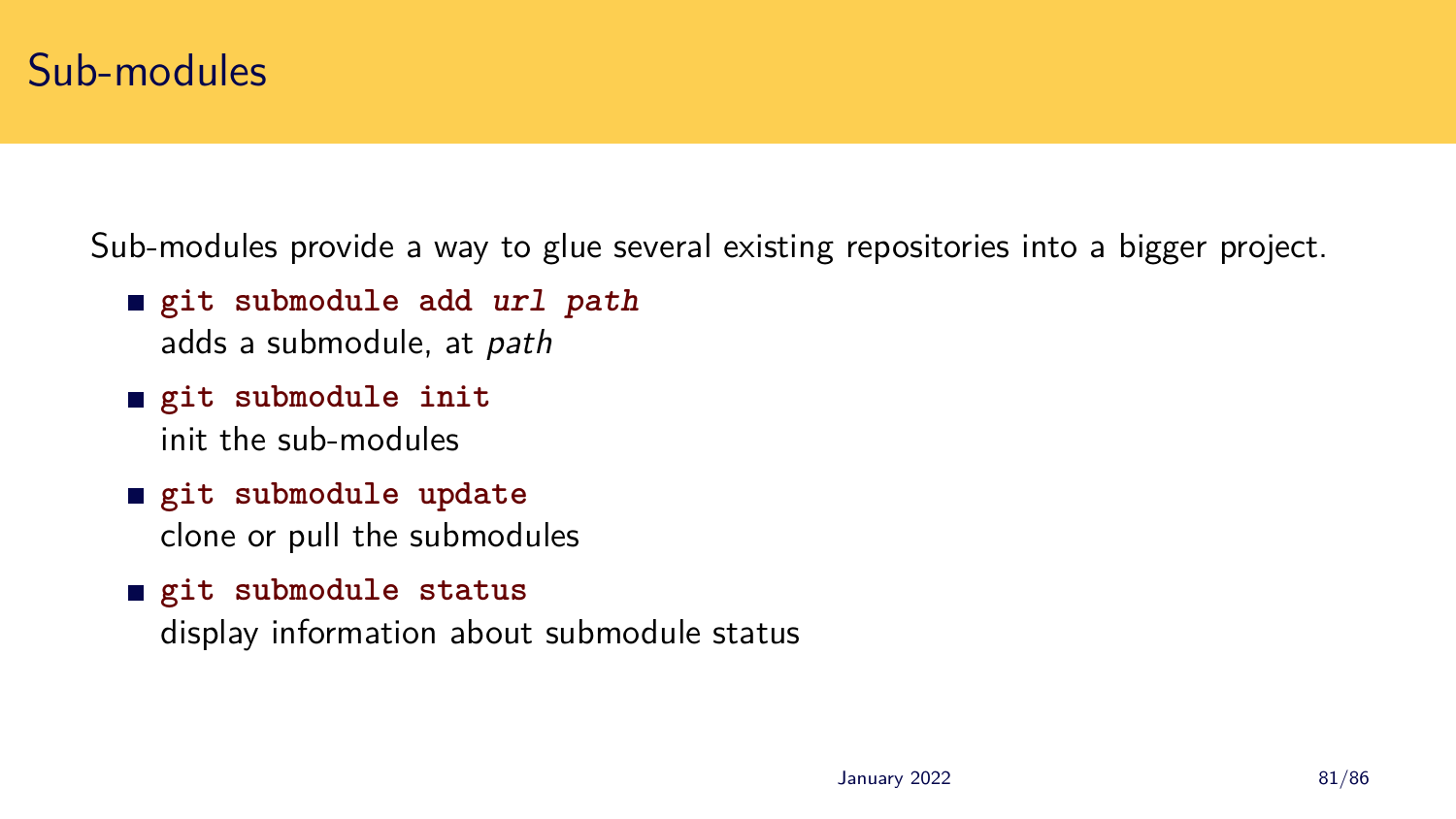# Sub-modules

Sub-modules provide a way to glue several existing repositories into a bigger project.

- **`git submodule add`** ***`url path`***
  adds a submodule, at *path*
- **`git submodule init`**
  init the sub-modules
- **`git submodule update`**
  clone or pull the submodules
- **`git submodule status`**
  display information about submodule status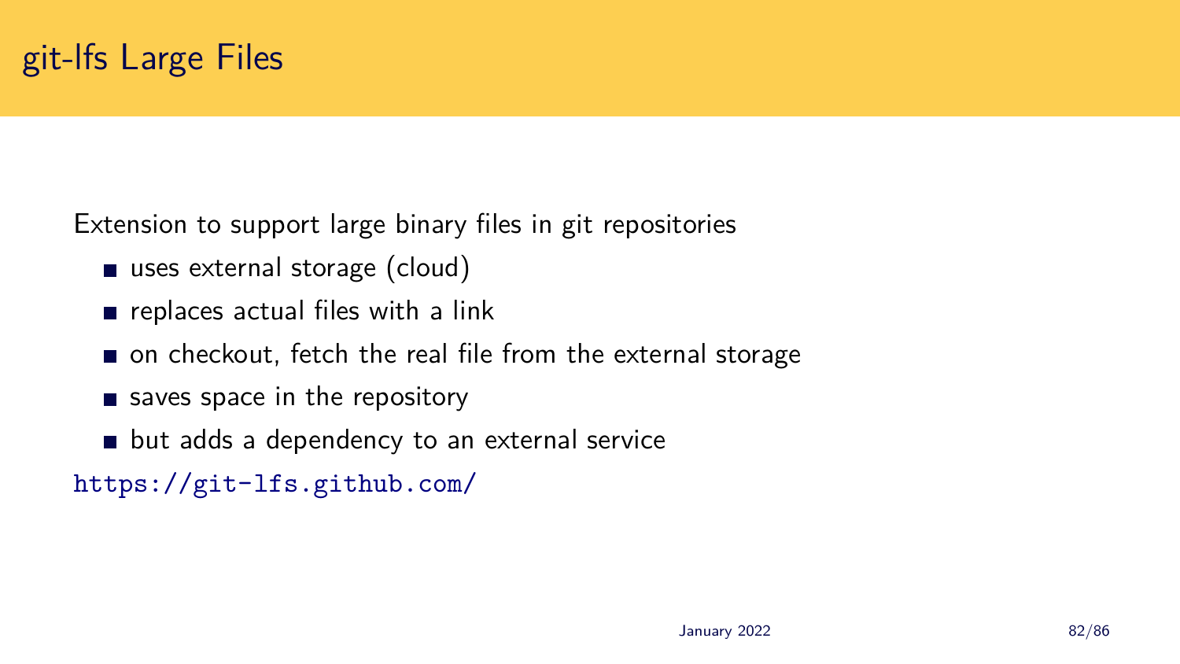# git-lfs Large Files

Extension to support large binary files in git repositories

- uses external storage (cloud)
- replaces actual files with a link
- on checkout, fetch the real file from the external storage
- saves space in the repository
- but adds a dependency to an external service

https://git-lfs.github.com/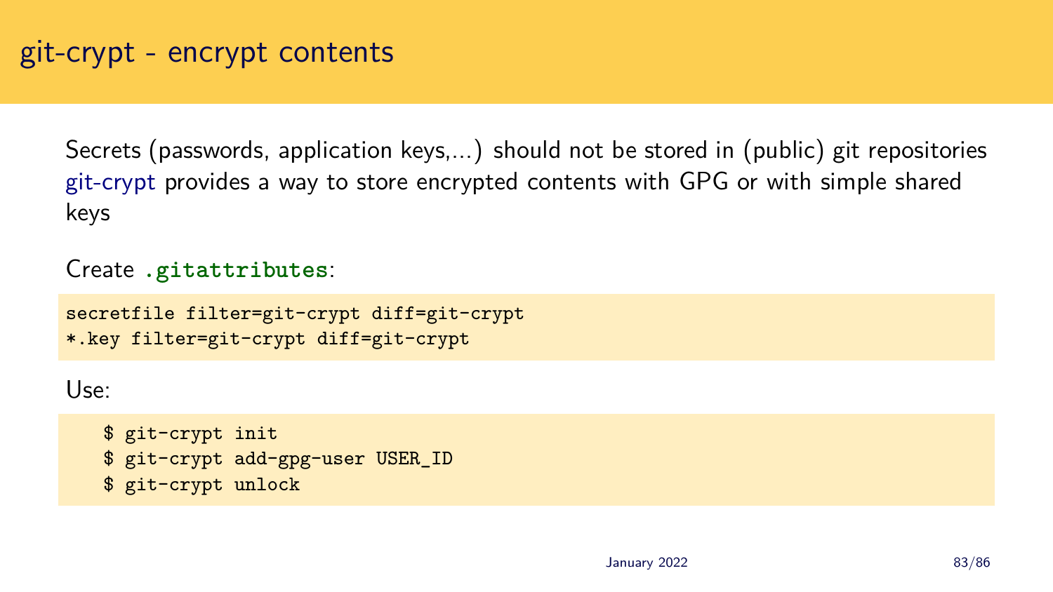# git-crypt - encrypt contents

Secrets (passwords, application keys,...) should not be stored in (public) git repositories
git-crypt provides a way to store encrypted contents with GPG or with simple shared keys

Create **`.gitattributes`**:

```
secretfile filter=git-crypt diff=git-crypt
*.key filter=git-crypt diff=git-crypt
```

Use:

```
$ git-crypt init
$ git-crypt add-gpg-user USER_ID
$ git-crypt unlock
```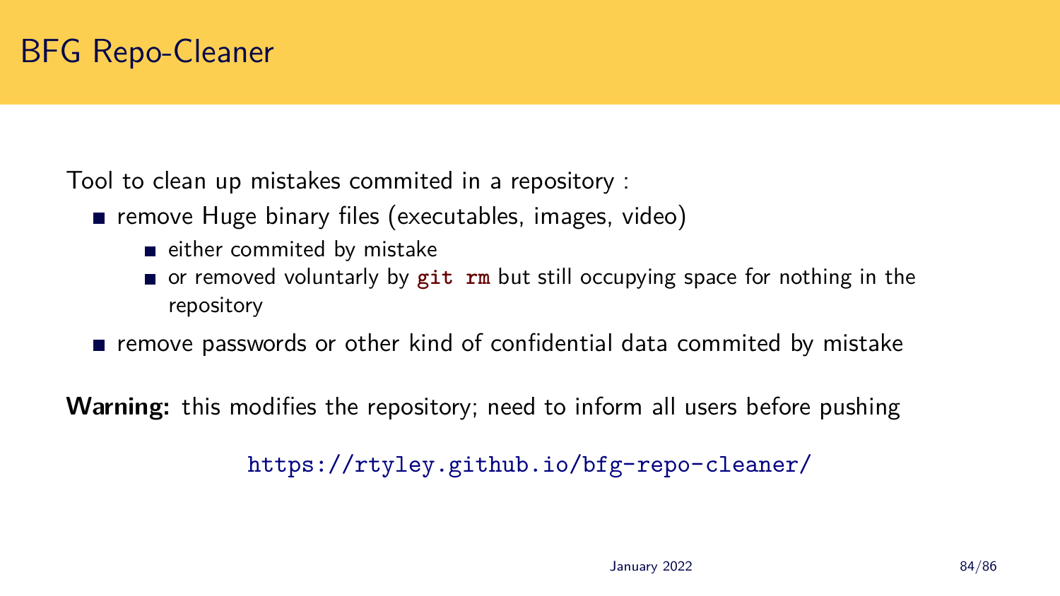# BFG Repo-Cleaner

Tool to clean up mistakes commited in a repository :

- remove Huge binary files (executables, images, video)
  - either commited by mistake
  - or removed voluntarily by `git rm` but still occupying space for nothing in the repository
- remove passwords or other kind of confidential data commited by mistake

**Warning:** this modifies the repository; need to inform all users before pushing

https://rtyley.github.io/bfg-repo-cleaner/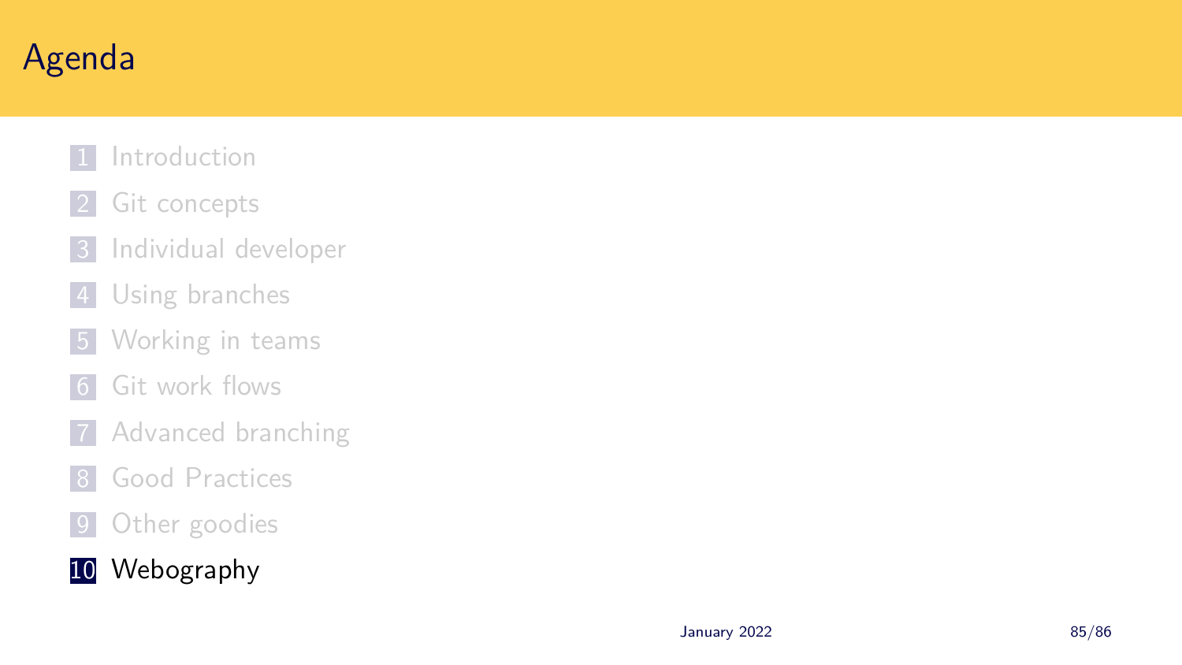# Agenda

1. Introduction
2. Git concepts
3. Individual developer
4. Using branches
5. Working in teams
6. Git work flows
7. Advanced branching
8. Good Practices
9. Other goodies
10. **Webography**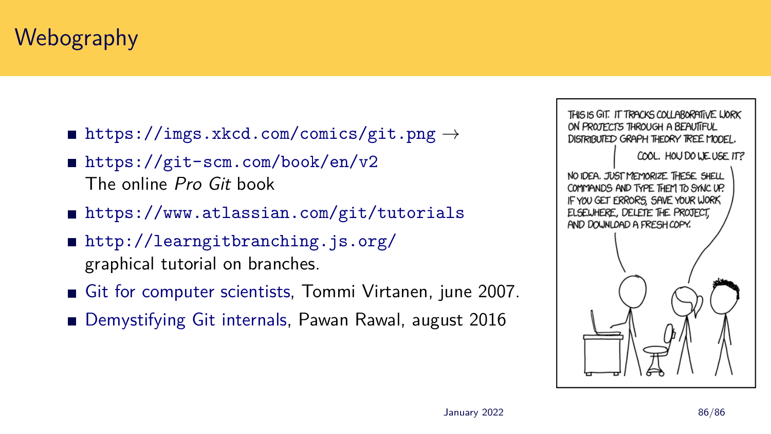# Webography

- https://imgs.xkcd.com/comics/git.png →
- https://git-scm.com/book/en/v2
  The online *Pro Git* book
- https://www.atlassian.com/git/tutorials
- http://learngitbranching.js.org/
  graphical tutorial on branches.
- Git for computer scientists, Tommi Virtanen, june 2007.
- Demystifying Git internals, Pawan Rawal, august 2016